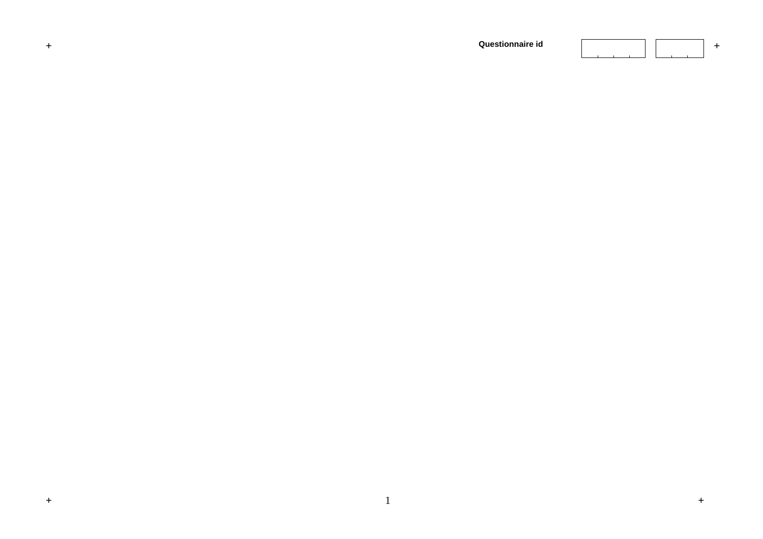**Questionnaire id**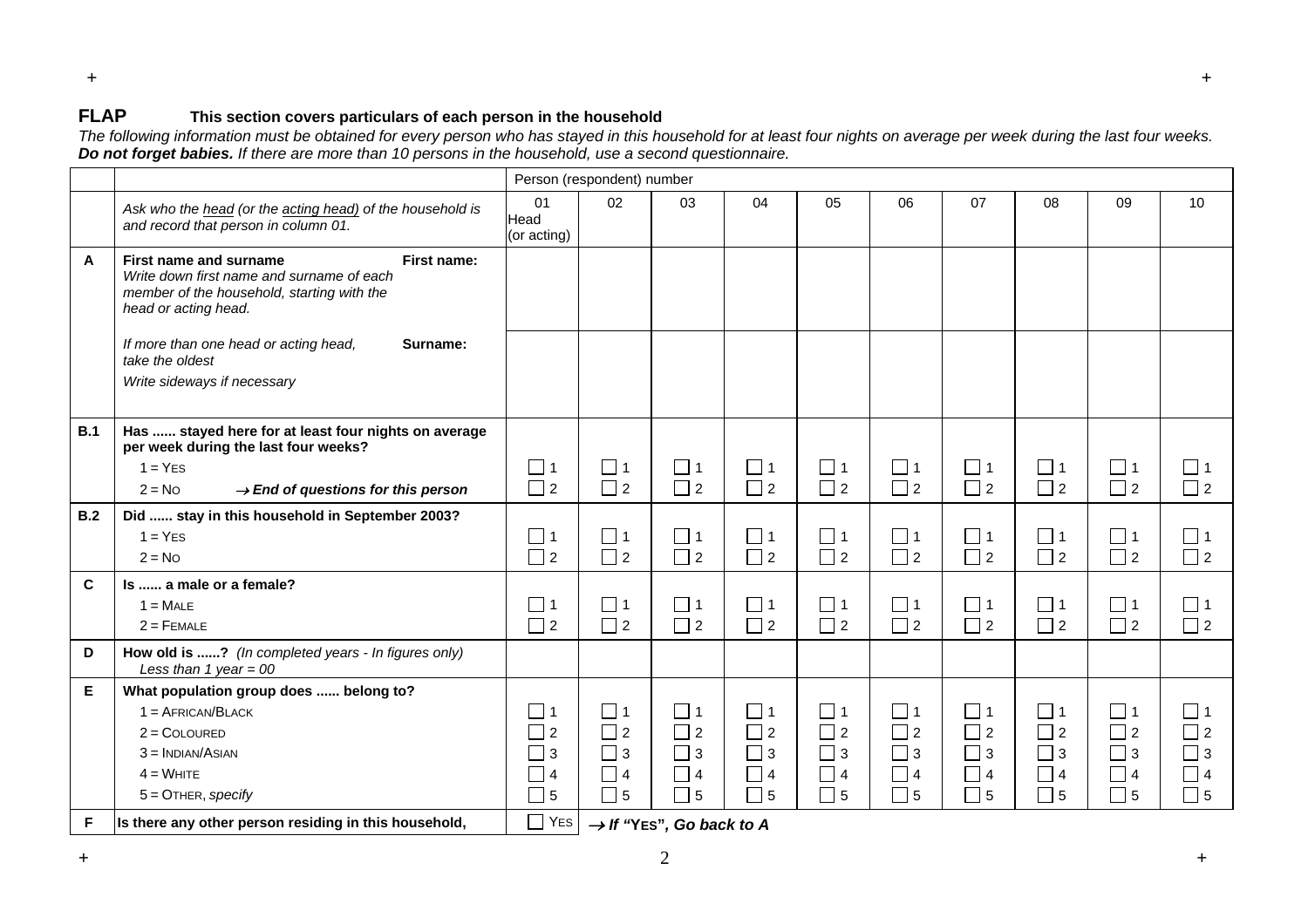## FLAP This section covers particulars of each person in the household

*The following information must be obtained for every person who has stayed in this household for at least four nights on average per week during the last four weeks.* ***Do not forget babies.*** *If there are more than 10 persons in the household, use a second questionnaire.*

| | | Person (respondent) number | | | | | | | | | |
|---|---|---|---|---|---|---|---|---|---|---|---|
| | *Ask who the head (or the acting head) of the household is and record that person in column 01.* | 01 Head (or acting) | 02 | 03 | 04 | 05 | 06 | 07 | 08 | 09 | 10 |
| **A** | **First name and surname** *Write down first name and surname of each member of the household, starting with the head or acting head.* **First name:** | | | | | | | | | | |
| | *If more than one head or acting head, take the oldest* *Write sideways if necessary* **Surname:** | | | | | | | | | | |
| **B.1** | **Has ...... stayed here for at least four nights on average per week during the last four weeks?** 1 = YES 2 = NO → ***End of questions for this person*** | ☐ 1 ☐ 2 | ☐ 1 ☐ 2 | ☐ 1 ☐ 2 | ☐ 1 ☐ 2 | ☐ 1 ☐ 2 | ☐ 1 ☐ 2 | ☐ 1 ☐ 2 | ☐ 1 ☐ 2 | ☐ 1 ☐ 2 | ☐ 1 ☐ 2 |
| **B.2** | **Did ...... stay in this household in September 2003?** 1 = YES 2 = NO | ☐ 1 ☐ 2 | ☐ 1 ☐ 2 | ☐ 1 ☐ 2 | ☐ 1 ☐ 2 | ☐ 1 ☐ 2 | ☐ 1 ☐ 2 | ☐ 1 ☐ 2 | ☐ 1 ☐ 2 | ☐ 1 ☐ 2 | ☐ 1 ☐ 2 |
| **C** | **Is ...... a male or a female?** 1 = MALE 2 = FEMALE | ☐ 1 ☐ 2 | ☐ 1 ☐ 2 | ☐ 1 ☐ 2 | ☐ 1 ☐ 2 | ☐ 1 ☐ 2 | ☐ 1 ☐ 2 | ☐ 1 ☐ 2 | ☐ 1 ☐ 2 | ☐ 1 ☐ 2 | ☐ 1 ☐ 2 |
| **D** | **How old is ......?** *(In completed years - In figures only) Less than 1 year = 00* | | | | | | | | | | |
| **E** | **What population group does ...... belong to?** 1 = AFRICAN/BLACK 2 = COLOURED 3 = INDIAN/ASIAN 4 = WHITE 5 = OTHER, *specify* | ☐ 1 ☐ 2 ☐ 3 ☐ 4 ☐ 5 | ☐ 1 ☐ 2 ☐ 3 ☐ 4 ☐ 5 | ☐ 1 ☐ 2 ☐ 3 ☐ 4 ☐ 5 | ☐ 1 ☐ 2 ☐ 3 ☐ 4 ☐ 5 | ☐ 1 ☐ 2 ☐ 3 ☐ 4 ☐ 5 | ☐ 1 ☐ 2 ☐ 3 ☐ 4 ☐ 5 | ☐ 1 ☐ 2 ☐ 3 ☐ 4 ☐ 5 | ☐ 1 ☐ 2 ☐ 3 ☐ 4 ☐ 5 | ☐ 1 ☐ 2 ☐ 3 ☐ 4 ☐ 5 | ☐ 1 ☐ 2 ☐ 3 ☐ 4 ☐ 5 |
| **F** | **Is there any other person residing in this household,** | ☐ YES | → ***If "YES", Go back to A*** | | | | | | | | |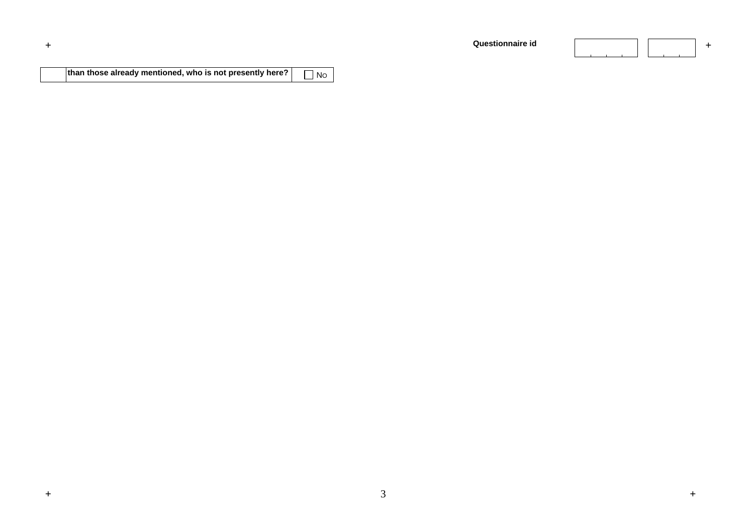**Questionnaire id**

| | than those already mentioned, who is not presently here? | ☐ No |
|---|---|---|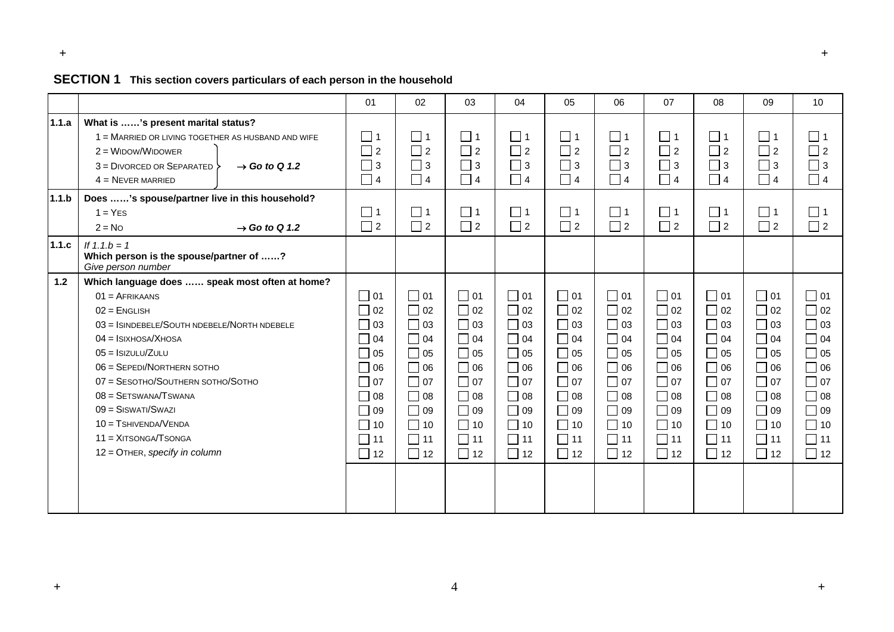## SECTION 1 This section covers particulars of each person in the household

| | | 01 | 02 | 03 | 04 | 05 | 06 | 07 | 08 | 09 | 10 |
|---|---|---|---|---|---|---|---|---|---|---|---|
| **1.1.a** | **What is ……'s present marital status?**<br>1 = MARRIED OR LIVING TOGETHER AS HUSBAND AND WIFE<br>2 = WIDOW/WIDOWER<br>3 = DIVORCED OR SEPARATED → ***Go to Q 1.2***<br>4 = NEVER MARRIED<br>(2, 3 and 4 → ***Go to Q 1.2***) | ☐ 1<br>☐ 2<br>☐ 3<br>☐ 4 | ☐ 1<br>☐ 2<br>☐ 3<br>☐ 4 | ☐ 1<br>☐ 2<br>☐ 3<br>☐ 4 | ☐ 1<br>☐ 2<br>☐ 3<br>☐ 4 | ☐ 1<br>☐ 2<br>☐ 3<br>☐ 4 | ☐ 1<br>☐ 2<br>☐ 3<br>☐ 4 | ☐ 1<br>☐ 2<br>☐ 3<br>☐ 4 | ☐ 1<br>☐ 2<br>☐ 3<br>☐ 4 | ☐ 1<br>☐ 2<br>☐ 3<br>☐ 4 | ☐ 1<br>☐ 2<br>☐ 3<br>☐ 4 |
| **1.1.b** | **Does ……'s spouse/partner live in this household?**<br>1 = YES<br>2 = NO → ***Go to Q 1.2*** | ☐ 1<br>☐ 2 | ☐ 1<br>☐ 2 | ☐ 1<br>☐ 2 | ☐ 1<br>☐ 2 | ☐ 1<br>☐ 2 | ☐ 1<br>☐ 2 | ☐ 1<br>☐ 2 | ☐ 1<br>☐ 2 | ☐ 1<br>☐ 2 | ☐ 1<br>☐ 2 |
| **1.1.c** | *If 1.1.b = 1*<br>**Which person is the spouse/partner of ……?**<br>*Give person number* | | | | | | | | | | |
| **1.2** | **Which language does …… speak most often at home?**<br>01 = AFRIKAANS<br>02 = ENGLISH<br>03 = ISINDEBELE/SOUTH NDEBELE/NORTH NDEBELE<br>04 = ISIXHOSA/XHOSA<br>05 = ISIZULU/ZULU<br>06 = SEPEDI/NORTHERN SOTHO<br>07 = SESOTHO/SOUTHERN SOTHO/SOTHO<br>08 = SETSWANA/TSWANA<br>09 = SISWATI/SWAZI<br>10 = TSHIVENDA/VENDA<br>11 = XITSONGA/TSONGA<br>12 = OTHER, *specify in column* | ☐ 01<br>☐ 02<br>☐ 03<br>☐ 04<br>☐ 05<br>☐ 06<br>☐ 07<br>☐ 08<br>☐ 09<br>☐ 10<br>☐ 11<br>☐ 12 | ☐ 01<br>☐ 02<br>☐ 03<br>☐ 04<br>☐ 05<br>☐ 06<br>☐ 07<br>☐ 08<br>☐ 09<br>☐ 10<br>☐ 11<br>☐ 12 | ☐ 01<br>☐ 02<br>☐ 03<br>☐ 04<br>☐ 05<br>☐ 06<br>☐ 07<br>☐ 08<br>☐ 09<br>☐ 10<br>☐ 11<br>☐ 12 | ☐ 01<br>☐ 02<br>☐ 03<br>☐ 04<br>☐ 05<br>☐ 06<br>☐ 07<br>☐ 08<br>☐ 09<br>☐ 10<br>☐ 11<br>☐ 12 | ☐ 01<br>☐ 02<br>☐ 03<br>☐ 04<br>☐ 05<br>☐ 06<br>☐ 07<br>☐ 08<br>☐ 09<br>☐ 10<br>☐ 11<br>☐ 12 | ☐ 01<br>☐ 02<br>☐ 03<br>☐ 04<br>☐ 05<br>☐ 06<br>☐ 07<br>☐ 08<br>☐ 09<br>☐ 10<br>☐ 11<br>☐ 12 | ☐ 01<br>☐ 02<br>☐ 03<br>☐ 04<br>☐ 05<br>☐ 06<br>☐ 07<br>☐ 08<br>☐ 09<br>☐ 10<br>☐ 11<br>☐ 12 | ☐ 01<br>☐ 02<br>☐ 03<br>☐ 04<br>☐ 05<br>☐ 06<br>☐ 07<br>☐ 08<br>☐ 09<br>☐ 10<br>☐ 11<br>☐ 12 | ☐ 01<br>☐ 02<br>☐ 03<br>☐ 04<br>☐ 05<br>☐ 06<br>☐ 07<br>☐ 08<br>☐ 09<br>☐ 10<br>☐ 11<br>☐ 12 | ☐ 01<br>☐ 02<br>☐ 03<br>☐ 04<br>☐ 05<br>☐ 06<br>☐ 07<br>☐ 08<br>☐ 09<br>☐ 10<br>☐ 11<br>☐ 12 |
| | | | | | | | | | | | |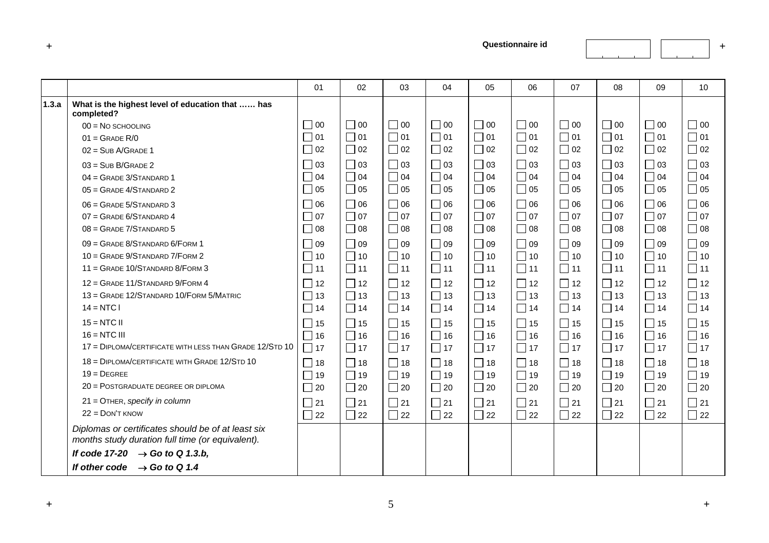Questionnaire id

| | | 01 | 02 | 03 | 04 | 05 | 06 | 07 | 08 | 09 | 10 |
|---|---|---|---|---|---|---|---|---|---|---|---|
| **1.3.a** | **What is the highest level of education that …… has completed?** | | | | | | | | | | |
| | 00 = NO SCHOOLING | ☐ 00 | ☐ 00 | ☐ 00 | ☐ 00 | ☐ 00 | ☐ 00 | ☐ 00 | ☐ 00 | ☐ 00 | ☐ 00 |
| | 01 = GRADE R/0 | ☐ 01 | ☐ 01 | ☐ 01 | ☐ 01 | ☐ 01 | ☐ 01 | ☐ 01 | ☐ 01 | ☐ 01 | ☐ 01 |
| | 02 = SUB A/GRADE 1 | ☐ 02 | ☐ 02 | ☐ 02 | ☐ 02 | ☐ 02 | ☐ 02 | ☐ 02 | ☐ 02 | ☐ 02 | ☐ 02 |
| | 03 = SUB B/GRADE 2 | ☐ 03 | ☐ 03 | ☐ 03 | ☐ 03 | ☐ 03 | ☐ 03 | ☐ 03 | ☐ 03 | ☐ 03 | ☐ 03 |
| | 04 = GRADE 3/STANDARD 1 | ☐ 04 | ☐ 04 | ☐ 04 | ☐ 04 | ☐ 04 | ☐ 04 | ☐ 04 | ☐ 04 | ☐ 04 | ☐ 04 |
| | 05 = GRADE 4/STANDARD 2 | ☐ 05 | ☐ 05 | ☐ 05 | ☐ 05 | ☐ 05 | ☐ 05 | ☐ 05 | ☐ 05 | ☐ 05 | ☐ 05 |
| | 06 = GRADE 5/STANDARD 3 | ☐ 06 | ☐ 06 | ☐ 06 | ☐ 06 | ☐ 06 | ☐ 06 | ☐ 06 | ☐ 06 | ☐ 06 | ☐ 06 |
| | 07 = GRADE 6/STANDARD 4 | ☐ 07 | ☐ 07 | ☐ 07 | ☐ 07 | ☐ 07 | ☐ 07 | ☐ 07 | ☐ 07 | ☐ 07 | ☐ 07 |
| | 08 = GRADE 7/STANDARD 5 | ☐ 08 | ☐ 08 | ☐ 08 | ☐ 08 | ☐ 08 | ☐ 08 | ☐ 08 | ☐ 08 | ☐ 08 | ☐ 08 |
| | 09 = GRADE 8/STANDARD 6/FORM 1 | ☐ 09 | ☐ 09 | ☐ 09 | ☐ 09 | ☐ 09 | ☐ 09 | ☐ 09 | ☐ 09 | ☐ 09 | ☐ 09 |
| | 10 = GRADE 9/STANDARD 7/FORM 2 | ☐ 10 | ☐ 10 | ☐ 10 | ☐ 10 | ☐ 10 | ☐ 10 | ☐ 10 | ☐ 10 | ☐ 10 | ☐ 10 |
| | 11 = GRADE 10/STANDARD 8/FORM 3 | ☐ 11 | ☐ 11 | ☐ 11 | ☐ 11 | ☐ 11 | ☐ 11 | ☐ 11 | ☐ 11 | ☐ 11 | ☐ 11 |
| | 12 = GRADE 11/STANDARD 9/FORM 4 | ☐ 12 | ☐ 12 | ☐ 12 | ☐ 12 | ☐ 12 | ☐ 12 | ☐ 12 | ☐ 12 | ☐ 12 | ☐ 12 |
| | 13 = GRADE 12/STANDARD 10/FORM 5/MATRIC | ☐ 13 | ☐ 13 | ☐ 13 | ☐ 13 | ☐ 13 | ☐ 13 | ☐ 13 | ☐ 13 | ☐ 13 | ☐ 13 |
| | 14 = NTC I | ☐ 14 | ☐ 14 | ☐ 14 | ☐ 14 | ☐ 14 | ☐ 14 | ☐ 14 | ☐ 14 | ☐ 14 | ☐ 14 |
| | 15 = NTC II | ☐ 15 | ☐ 15 | ☐ 15 | ☐ 15 | ☐ 15 | ☐ 15 | ☐ 15 | ☐ 15 | ☐ 15 | ☐ 15 |
| | 16 = NTC III | ☐ 16 | ☐ 16 | ☐ 16 | ☐ 16 | ☐ 16 | ☐ 16 | ☐ 16 | ☐ 16 | ☐ 16 | ☐ 16 |
| | 17 = DIPLOMA/CERTIFICATE WITH LESS THAN GRADE 12/STD 10 | ☐ 17 | ☐ 17 | ☐ 17 | ☐ 17 | ☐ 17 | ☐ 17 | ☐ 17 | ☐ 17 | ☐ 17 | ☐ 17 |
| | 18 = DIPLOMA/CERTIFICATE WITH GRADE 12/STD 10 | ☐ 18 | ☐ 18 | ☐ 18 | ☐ 18 | ☐ 18 | ☐ 18 | ☐ 18 | ☐ 18 | ☐ 18 | ☐ 18 |
| | 19 = DEGREE | ☐ 19 | ☐ 19 | ☐ 19 | ☐ 19 | ☐ 19 | ☐ 19 | ☐ 19 | ☐ 19 | ☐ 19 | ☐ 19 |
| | 20 = POSTGRADUATE DEGREE OR DIPLOMA | ☐ 20 | ☐ 20 | ☐ 20 | ☐ 20 | ☐ 20 | ☐ 20 | ☐ 20 | ☐ 20 | ☐ 20 | ☐ 20 |
| | 21 = OTHER, *specify in column* | ☐ 21 | ☐ 21 | ☐ 21 | ☐ 21 | ☐ 21 | ☐ 21 | ☐ 21 | ☐ 21 | ☐ 21 | ☐ 21 |
| | 22 = DON'T KNOW | ☐ 22 | ☐ 22 | ☐ 22 | ☐ 22 | ☐ 22 | ☐ 22 | ☐ 22 | ☐ 22 | ☐ 22 | ☐ 22 |
| | *Diplomas or certificates should be of at least six months study duration full time (or equivalent).* <br> ***If code 17-20 → Go to Q 1.3.b,*** <br> ***If other code → Go to Q 1.4*** | | | | | | | | | | |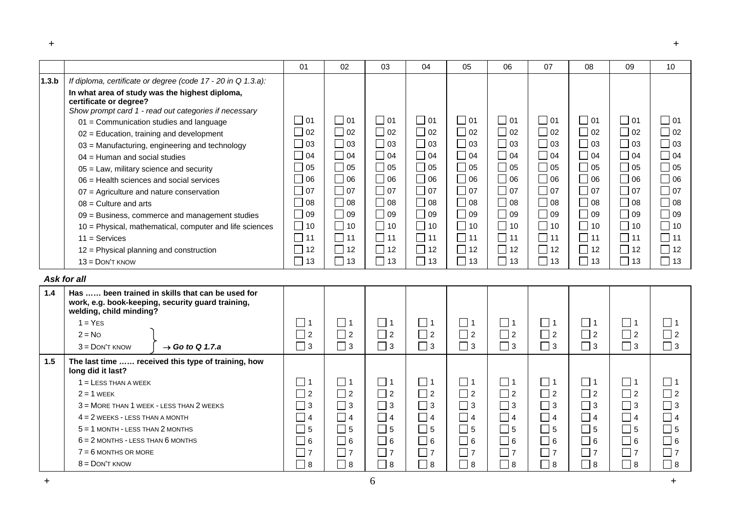| | | 01 | 02 | 03 | 04 | 05 | 06 | 07 | 08 | 09 | 10 |
|---|---|---|---|---|---|---|---|---|---|---|---|
| **1.3.b** | *If diploma, certificate or degree (code 17 - 20 in Q 1.3.a):* **In what area of study was the highest diploma, certificate or degree?** *Show prompt card 1 - read out categories if necessary* | | | | | | | | | | |
| | 01 = Communication studies and language | ☐ 01 | ☐ 01 | ☐ 01 | ☐ 01 | ☐ 01 | ☐ 01 | ☐ 01 | ☐ 01 | ☐ 01 | ☐ 01 |
| | 02 = Education, training and development | ☐ 02 | ☐ 02 | ☐ 02 | ☐ 02 | ☐ 02 | ☐ 02 | ☐ 02 | ☐ 02 | ☐ 02 | ☐ 02 |
| | 03 = Manufacturing, engineering and technology | ☐ 03 | ☐ 03 | ☐ 03 | ☐ 03 | ☐ 03 | ☐ 03 | ☐ 03 | ☐ 03 | ☐ 03 | ☐ 03 |
| | 04 = Human and social studies | ☐ 04 | ☐ 04 | ☐ 04 | ☐ 04 | ☐ 04 | ☐ 04 | ☐ 04 | ☐ 04 | ☐ 04 | ☐ 04 |
| | 05 = Law, military science and security | ☐ 05 | ☐ 05 | ☐ 05 | ☐ 05 | ☐ 05 | ☐ 05 | ☐ 05 | ☐ 05 | ☐ 05 | ☐ 05 |
| | 06 = Health sciences and social services | ☐ 06 | ☐ 06 | ☐ 06 | ☐ 06 | ☐ 06 | ☐ 06 | ☐ 06 | ☐ 06 | ☐ 06 | ☐ 06 |
| | 07 = Agriculture and nature conservation | ☐ 07 | ☐ 07 | ☐ 07 | ☐ 07 | ☐ 07 | ☐ 07 | ☐ 07 | ☐ 07 | ☐ 07 | ☐ 07 |
| | 08 = Culture and arts | ☐ 08 | ☐ 08 | ☐ 08 | ☐ 08 | ☐ 08 | ☐ 08 | ☐ 08 | ☐ 08 | ☐ 08 | ☐ 08 |
| | 09 = Business, commerce and management studies | ☐ 09 | ☐ 09 | ☐ 09 | ☐ 09 | ☐ 09 | ☐ 09 | ☐ 09 | ☐ 09 | ☐ 09 | ☐ 09 |
| | 10 = Physical, mathematical, computer and life sciences | ☐ 10 | ☐ 10 | ☐ 10 | ☐ 10 | ☐ 10 | ☐ 10 | ☐ 10 | ☐ 10 | ☐ 10 | ☐ 10 |
| | 11 = Services | ☐ 11 | ☐ 11 | ☐ 11 | ☐ 11 | ☐ 11 | ☐ 11 | ☐ 11 | ☐ 11 | ☐ 11 | ☐ 11 |
| | 12 = Physical planning and construction | ☐ 12 | ☐ 12 | ☐ 12 | ☐ 12 | ☐ 12 | ☐ 12 | ☐ 12 | ☐ 12 | ☐ 12 | ☐ 12 |
| | 13 = DON'T KNOW | ☐ 13 | ☐ 13 | ☐ 13 | ☐ 13 | ☐ 13 | ☐ 13 | ☐ 13 | ☐ 13 | ☐ 13 | ☐ 13 |

***Ask for all***

| | | | | | | | | | | | |
|---|---|---|---|---|---|---|---|---|---|---|---|
| **1.4** | **Has …… been trained in skills that can be used for work, e.g. book-keeping, security guard training, welding, child minding?** | | | | | | | | | | |
| | 1 = YES | ☐ 1 | ☐ 1 | ☐ 1 | ☐ 1 | ☐ 1 | ☐ 1 | ☐ 1 | ☐ 1 | ☐ 1 | ☐ 1 |
| | 2 = NO } → ***Go to Q 1.7.a*** | ☐ 2 | ☐ 2 | ☐ 2 | ☐ 2 | ☐ 2 | ☐ 2 | ☐ 2 | ☐ 2 | ☐ 2 | ☐ 2 |
| | 3 = DON'T KNOW } → ***Go to Q 1.7.a*** | ☐ 3 | ☐ 3 | ☐ 3 | ☐ 3 | ☐ 3 | ☐ 3 | ☐ 3 | ☐ 3 | ☐ 3 | ☐ 3 |
| **1.5** | **The last time …… received this type of training, how long did it last?** | | | | | | | | | | |
| | 1 = LESS THAN A WEEK | ☐ 1 | ☐ 1 | ☐ 1 | ☐ 1 | ☐ 1 | ☐ 1 | ☐ 1 | ☐ 1 | ☐ 1 | ☐ 1 |
| | 2 = 1 WEEK | ☐ 2 | ☐ 2 | ☐ 2 | ☐ 2 | ☐ 2 | ☐ 2 | ☐ 2 | ☐ 2 | ☐ 2 | ☐ 2 |
| | 3 = MORE THAN 1 WEEK - LESS THAN 2 WEEKS | ☐ 3 | ☐ 3 | ☐ 3 | ☐ 3 | ☐ 3 | ☐ 3 | ☐ 3 | ☐ 3 | ☐ 3 | ☐ 3 |
| | 4 = 2 WEEKS - LESS THAN A MONTH | ☐ 4 | ☐ 4 | ☐ 4 | ☐ 4 | ☐ 4 | ☐ 4 | ☐ 4 | ☐ 4 | ☐ 4 | ☐ 4 |
| | 5 = 1 MONTH - LESS THAN 2 MONTHS | ☐ 5 | ☐ 5 | ☐ 5 | ☐ 5 | ☐ 5 | ☐ 5 | ☐ 5 | ☐ 5 | ☐ 5 | ☐ 5 |
| | 6 = 2 MONTHS - LESS THAN 6 MONTHS | ☐ 6 | ☐ 6 | ☐ 6 | ☐ 6 | ☐ 6 | ☐ 6 | ☐ 6 | ☐ 6 | ☐ 6 | ☐ 6 |
| | 7 = 6 MONTHS OR MORE | ☐ 7 | ☐ 7 | ☐ 7 | ☐ 7 | ☐ 7 | ☐ 7 | ☐ 7 | ☐ 7 | ☐ 7 | ☐ 7 |
| | 8 = DON'T KNOW | ☐ 8 | ☐ 8 | ☐ 8 | ☐ 8 | ☐ 8 | ☐ 8 | ☐ 8 | ☐ 8 | ☐ 8 | ☐ 8 |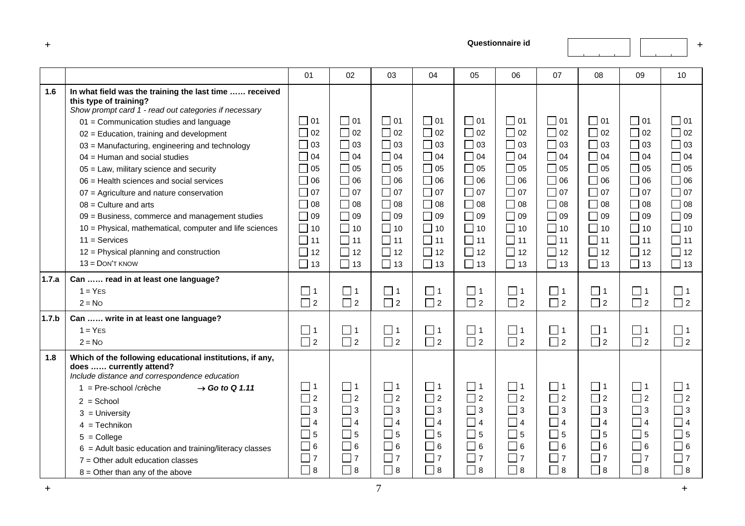Questionnaire id

| | | 01 | 02 | 03 | 04 | 05 | 06 | 07 | 08 | 09 | 10 |
|---|---|---|---|---|---|---|---|---|---|---|---|
| **1.6** | **In what field was the training the last time …… received this type of training?**<br>*Show prompt card 1 - read out categories if necessary* | | | | | | | | | | |
| | 01 = Communication studies and language | ☐ 01 | ☐ 01 | ☐ 01 | ☐ 01 | ☐ 01 | ☐ 01 | ☐ 01 | ☐ 01 | ☐ 01 | ☐ 01 |
| | 02 = Education, training and development | ☐ 02 | ☐ 02 | ☐ 02 | ☐ 02 | ☐ 02 | ☐ 02 | ☐ 02 | ☐ 02 | ☐ 02 | ☐ 02 |
| | 03 = Manufacturing, engineering and technology | ☐ 03 | ☐ 03 | ☐ 03 | ☐ 03 | ☐ 03 | ☐ 03 | ☐ 03 | ☐ 03 | ☐ 03 | ☐ 03 |
| | 04 = Human and social studies | ☐ 04 | ☐ 04 | ☐ 04 | ☐ 04 | ☐ 04 | ☐ 04 | ☐ 04 | ☐ 04 | ☐ 04 | ☐ 04 |
| | 05 = Law, military science and security | ☐ 05 | ☐ 05 | ☐ 05 | ☐ 05 | ☐ 05 | ☐ 05 | ☐ 05 | ☐ 05 | ☐ 05 | ☐ 05 |
| | 06 = Health sciences and social services | ☐ 06 | ☐ 06 | ☐ 06 | ☐ 06 | ☐ 06 | ☐ 06 | ☐ 06 | ☐ 06 | ☐ 06 | ☐ 06 |
| | 07 = Agriculture and nature conservation | ☐ 07 | ☐ 07 | ☐ 07 | ☐ 07 | ☐ 07 | ☐ 07 | ☐ 07 | ☐ 07 | ☐ 07 | ☐ 07 |
| | 08 = Culture and arts | ☐ 08 | ☐ 08 | ☐ 08 | ☐ 08 | ☐ 08 | ☐ 08 | ☐ 08 | ☐ 08 | ☐ 08 | ☐ 08 |
| | 09 = Business, commerce and management studies | ☐ 09 | ☐ 09 | ☐ 09 | ☐ 09 | ☐ 09 | ☐ 09 | ☐ 09 | ☐ 09 | ☐ 09 | ☐ 09 |
| | 10 = Physical, mathematical, computer and life sciences | ☐ 10 | ☐ 10 | ☐ 10 | ☐ 10 | ☐ 10 | ☐ 10 | ☐ 10 | ☐ 10 | ☐ 10 | ☐ 10 |
| | 11 = Services | ☐ 11 | ☐ 11 | ☐ 11 | ☐ 11 | ☐ 11 | ☐ 11 | ☐ 11 | ☐ 11 | ☐ 11 | ☐ 11 |
| | 12 = Physical planning and construction | ☐ 12 | ☐ 12 | ☐ 12 | ☐ 12 | ☐ 12 | ☐ 12 | ☐ 12 | ☐ 12 | ☐ 12 | ☐ 12 |
| | 13 = DON'T KNOW | ☐ 13 | ☐ 13 | ☐ 13 | ☐ 13 | ☐ 13 | ☐ 13 | ☐ 13 | ☐ 13 | ☐ 13 | ☐ 13 |
| **1.7.a** | **Can …… read in at least one language?** | | | | | | | | | | |
| | 1 = YES | ☐ 1 | ☐ 1 | ☐ 1 | ☐ 1 | ☐ 1 | ☐ 1 | ☐ 1 | ☐ 1 | ☐ 1 | ☐ 1 |
| | 2 = NO | ☐ 2 | ☐ 2 | ☐ 2 | ☐ 2 | ☐ 2 | ☐ 2 | ☐ 2 | ☐ 2 | ☐ 2 | ☐ 2 |
| **1.7.b** | **Can …… write in at least one language?** | | | | | | | | | | |
| | 1 = YES | ☐ 1 | ☐ 1 | ☐ 1 | ☐ 1 | ☐ 1 | ☐ 1 | ☐ 1 | ☐ 1 | ☐ 1 | ☐ 1 |
| | 2 = NO | ☐ 2 | ☐ 2 | ☐ 2 | ☐ 2 | ☐ 2 | ☐ 2 | ☐ 2 | ☐ 2 | ☐ 2 | ☐ 2 |
| **1.8** | **Which of the following educational institutions, if any, does …… currently attend?**<br>*Include distance and correspondence education* | | | | | | | | | | |
| | 1 = Pre-school /crèche → ***Go to Q 1.11*** | ☐ 1 | ☐ 1 | ☐ 1 | ☐ 1 | ☐ 1 | ☐ 1 | ☐ 1 | ☐ 1 | ☐ 1 | ☐ 1 |
| | 2 = School | ☐ 2 | ☐ 2 | ☐ 2 | ☐ 2 | ☐ 2 | ☐ 2 | ☐ 2 | ☐ 2 | ☐ 2 | ☐ 2 |
| | 3 = University | ☐ 3 | ☐ 3 | ☐ 3 | ☐ 3 | ☐ 3 | ☐ 3 | ☐ 3 | ☐ 3 | ☐ 3 | ☐ 3 |
| | 4 = Technikon | ☐ 4 | ☐ 4 | ☐ 4 | ☐ 4 | ☐ 4 | ☐ 4 | ☐ 4 | ☐ 4 | ☐ 4 | ☐ 4 |
| | 5 = College | ☐ 5 | ☐ 5 | ☐ 5 | ☐ 5 | ☐ 5 | ☐ 5 | ☐ 5 | ☐ 5 | ☐ 5 | ☐ 5 |
| | 6 = Adult basic education and training/literacy classes | ☐ 6 | ☐ 6 | ☐ 6 | ☐ 6 | ☐ 6 | ☐ 6 | ☐ 6 | ☐ 6 | ☐ 6 | ☐ 6 |
| | 7 = Other adult education classes | ☐ 7 | ☐ 7 | ☐ 7 | ☐ 7 | ☐ 7 | ☐ 7 | ☐ 7 | ☐ 7 | ☐ 7 | ☐ 7 |
| | 8 = Other than any of the above | ☐ 8 | ☐ 8 | ☐ 8 | ☐ 8 | ☐ 8 | ☐ 8 | ☐ 8 | ☐ 8 | ☐ 8 | ☐ 8 |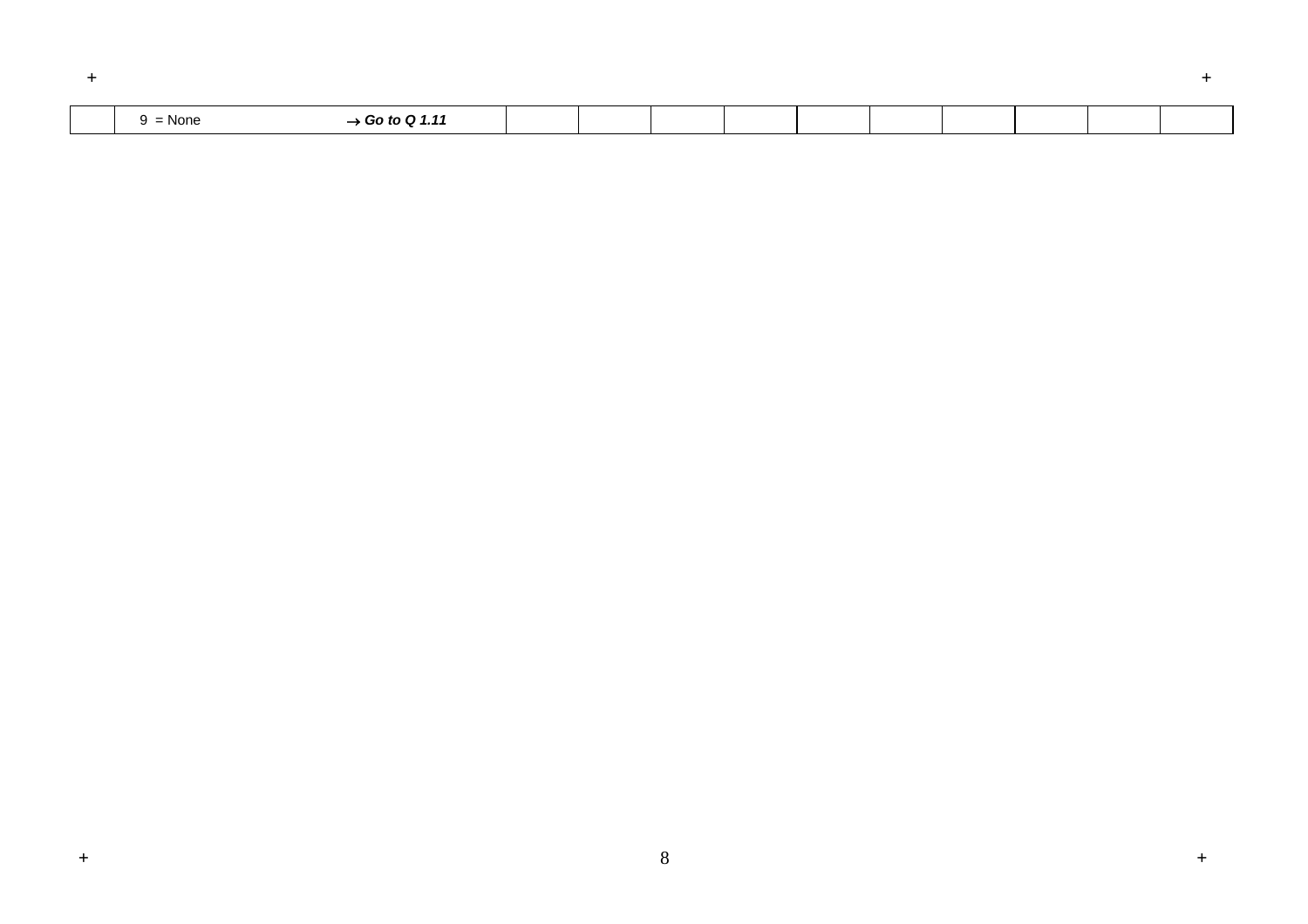|  | 9 = None | → ***Go to Q 1.11*** |  |  |  |  |  |  |  |  |  |  |
|---|---|---|---|---|---|---|---|---|---|---|---|---|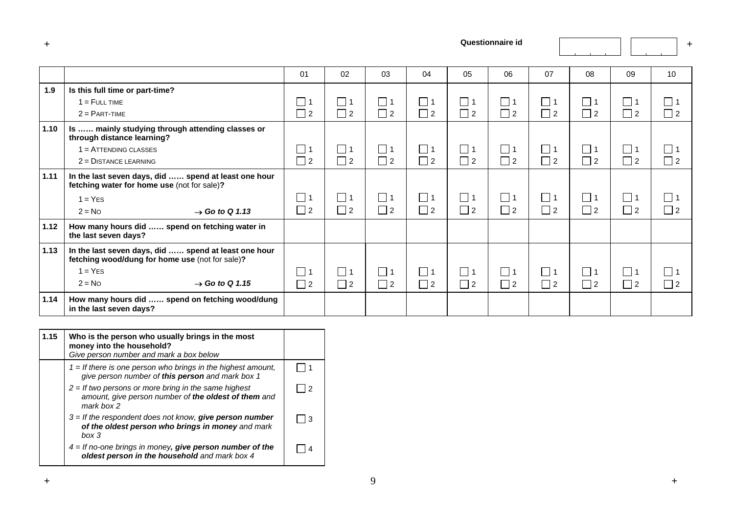Questionnaire id

| | | 01 | 02 | 03 | 04 | 05 | 06 | 07 | 08 | 09 | 10 |
|---|---|---|---|---|---|---|---|---|---|---|---|
| **1.9** | **Is this full time or part-time?** | | | | | | | | | | |
| | 1 = FULL TIME | ☐ 1 | ☐ 1 | ☐ 1 | ☐ 1 | ☐ 1 | ☐ 1 | ☐ 1 | ☐ 1 | ☐ 1 | ☐ 1 |
| | 2 = PART-TIME | ☐ 2 | ☐ 2 | ☐ 2 | ☐ 2 | ☐ 2 | ☐ 2 | ☐ 2 | ☐ 2 | ☐ 2 | ☐ 2 |
| **1.10** | **Is …… mainly studying through attending classes or through distance learning?** | | | | | | | | | | |
| | 1 = ATTENDING CLASSES | ☐ 1 | ☐ 1 | ☐ 1 | ☐ 1 | ☐ 1 | ☐ 1 | ☐ 1 | ☐ 1 | ☐ 1 | ☐ 1 |
| | 2 = DISTANCE LEARNING | ☐ 2 | ☐ 2 | ☐ 2 | ☐ 2 | ☐ 2 | ☐ 2 | ☐ 2 | ☐ 2 | ☐ 2 | ☐ 2 |
| **1.11** | **In the last seven days, did …… spend at least one hour fetching water for home use** (not for sale)**?** | | | | | | | | | | |
| | 1 = YES | ☐ 1 | ☐ 1 | ☐ 1 | ☐ 1 | ☐ 1 | ☐ 1 | ☐ 1 | ☐ 1 | ☐ 1 | ☐ 1 |
| | 2 = NO → ***Go to Q 1.13*** | ☐ 2 | ☐ 2 | ☐ 2 | ☐ 2 | ☐ 2 | ☐ 2 | ☐ 2 | ☐ 2 | ☐ 2 | ☐ 2 |
| **1.12** | **How many hours did …… spend on fetching water in the last seven days?** | | | | | | | | | | |
| **1.13** | **In the last seven days, did …… spend at least one hour fetching wood/dung for home use** (not for sale)**?** | | | | | | | | | | |
| | 1 = YES | ☐ 1 | ☐ 1 | ☐ 1 | ☐ 1 | ☐ 1 | ☐ 1 | ☐ 1 | ☐ 1 | ☐ 1 | ☐ 1 |
| | 2 = NO → ***Go to Q 1.15*** | ☐ 2 | ☐ 2 | ☐ 2 | ☐ 2 | ☐ 2 | ☐ 2 | ☐ 2 | ☐ 2 | ☐ 2 | ☐ 2 |
| **1.14** | **How many hours did …… spend on fetching wood/dung in the last seven days?** | | | | | | | | | | |

| | | |
|---|---|---|
| **1.15** | **Who is the person who usually brings in the most money into the household?** *Give person number and mark a box below* | |
| | *1 = If there is one person who brings in the highest amount, give person number of **this person** and mark box 1* | ☐ 1 |
| | *2 = If two persons or more bring in the same highest amount, give person number of **the oldest of them** and mark box 2* | ☐ 2 |
| | *3 = If the respondent does not know, **give person number of the oldest person who brings in money** and mark box 3* | ☐ 3 |
| | *4 = If no-one brings in money**, give person number of the oldest person in the household** and mark box 4* | ☐ 4 |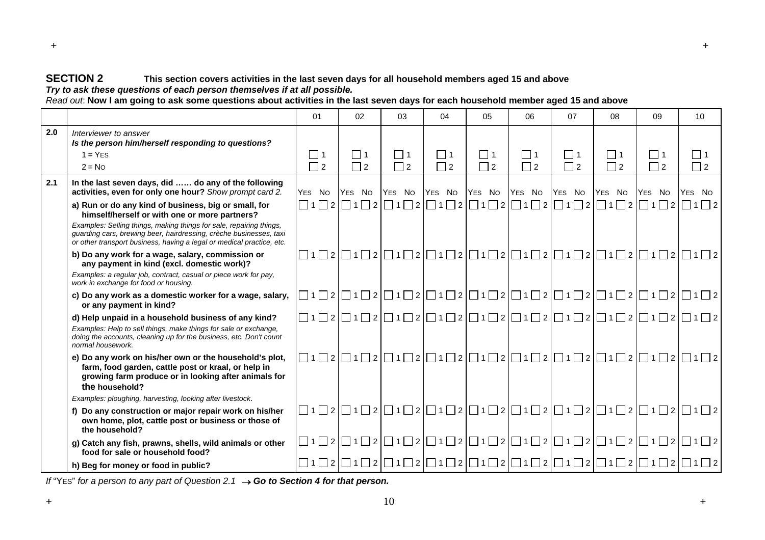## SECTION 2 This section covers activities in the last seven days for all household members aged 15 and above

***Try to ask these questions of each person themselves if at all possible.***

*Read out*: **Now I am going to ask some questions about activities in the last seven days for each household member aged 15 and above**

| | | 01 | 02 | 03 | 04 | 05 | 06 | 07 | 08 | 09 | 10 |
|---|---|---|---|---|---|---|---|---|---|---|---|
| **2.0** | *Interviewer to answer*<br>***Is the person him/herself responding to questions?***<br>1 = YES<br>2 = NO | ☐ 1<br>☐ 2 | ☐ 1<br>☐ 2 | ☐ 1<br>☐ 2 | ☐ 1<br>☐ 2 | ☐ 1<br>☐ 2 | ☐ 1<br>☐ 2 | ☐ 1<br>☐ 2 | ☐ 1<br>☐ 2 | ☐ 1<br>☐ 2 | ☐ 1<br>☐ 2 |
| **2.1** | **In the last seven days, did …… do any of the following activities, even for only one hour?** *Show prompt card 2.* | YES NO | YES NO | YES NO | YES NO | YES NO | YES NO | YES NO | YES NO | YES NO | YES NO |
| | **a) Run or do any kind of business, big or small, for himself/herself or with one or more partners?**<br>*Examples: Selling things, making things for sale, repairing things, guarding cars, brewing beer, hairdressing, crèche businesses, taxi or other transport business, having a legal or medical practice, etc.* | ☐ 1 ☐ 2 | ☐ 1 ☐ 2 | ☐ 1 ☐ 2 | ☐ 1 ☐ 2 | ☐ 1 ☐ 2 | ☐ 1 ☐ 2 | ☐ 1 ☐ 2 | ☐ 1 ☐ 2 | ☐ 1 ☐ 2 | ☐ 1 ☐ 2 |
| | **b) Do any work for a wage, salary, commission or any payment in kind (excl. domestic work)?**<br>*Examples: a regular job, contract, casual or piece work for pay, work in exchange for food or housing.* | ☐ 1 ☐ 2 | ☐ 1 ☐ 2 | ☐ 1 ☐ 2 | ☐ 1 ☐ 2 | ☐ 1 ☐ 2 | ☐ 1 ☐ 2 | ☐ 1 ☐ 2 | ☐ 1 ☐ 2 | ☐ 1 ☐ 2 | ☐ 1 ☐ 2 |
| | **c) Do any work as a domestic worker for a wage, salary, or any payment in kind?** | ☐ 1 ☐ 2 | ☐ 1 ☐ 2 | ☐ 1 ☐ 2 | ☐ 1 ☐ 2 | ☐ 1 ☐ 2 | ☐ 1 ☐ 2 | ☐ 1 ☐ 2 | ☐ 1 ☐ 2 | ☐ 1 ☐ 2 | ☐ 1 ☐ 2 |
| | **d) Help unpaid in a household business of any kind?**<br>*Examples: Help to sell things, make things for sale or exchange, doing the accounts, cleaning up for the business, etc. Don't count normal housework.* | ☐ 1 ☐ 2 | ☐ 1 ☐ 2 | ☐ 1 ☐ 2 | ☐ 1 ☐ 2 | ☐ 1 ☐ 2 | ☐ 1 ☐ 2 | ☐ 1 ☐ 2 | ☐ 1 ☐ 2 | ☐ 1 ☐ 2 | ☐ 1 ☐ 2 |
| | **e) Do any work on his/her own or the household's plot, farm, food garden, cattle post or kraal, or help in growing farm produce or in looking after animals for the household?**<br>*Examples: ploughing, harvesting, looking after livestock.* | ☐ 1 ☐ 2 | ☐ 1 ☐ 2 | ☐ 1 ☐ 2 | ☐ 1 ☐ 2 | ☐ 1 ☐ 2 | ☐ 1 ☐ 2 | ☐ 1 ☐ 2 | ☐ 1 ☐ 2 | ☐ 1 ☐ 2 | ☐ 1 ☐ 2 |
| | **f) Do any construction or major repair work on his/her own home, plot, cattle post or business or those of the household?** | ☐ 1 ☐ 2 | ☐ 1 ☐ 2 | ☐ 1 ☐ 2 | ☐ 1 ☐ 2 | ☐ 1 ☐ 2 | ☐ 1 ☐ 2 | ☐ 1 ☐ 2 | ☐ 1 ☐ 2 | ☐ 1 ☐ 2 | ☐ 1 ☐ 2 |
| | **g) Catch any fish, prawns, shells, wild animals or other food for sale or household food?** | ☐ 1 ☐ 2 | ☐ 1 ☐ 2 | ☐ 1 ☐ 2 | ☐ 1 ☐ 2 | ☐ 1 ☐ 2 | ☐ 1 ☐ 2 | ☐ 1 ☐ 2 | ☐ 1 ☐ 2 | ☐ 1 ☐ 2 | ☐ 1 ☐ 2 |
| | **h) Beg for money or food in public?** | ☐ 1 ☐ 2 | ☐ 1 ☐ 2 | ☐ 1 ☐ 2 | ☐ 1 ☐ 2 | ☐ 1 ☐ 2 | ☐ 1 ☐ 2 | ☐ 1 ☐ 2 | ☐ 1 ☐ 2 | ☐ 1 ☐ 2 | ☐ 1 ☐ 2 |

*If "YES" for a person to any part of Question 2.1* → ***Go to Section 4 for that person.***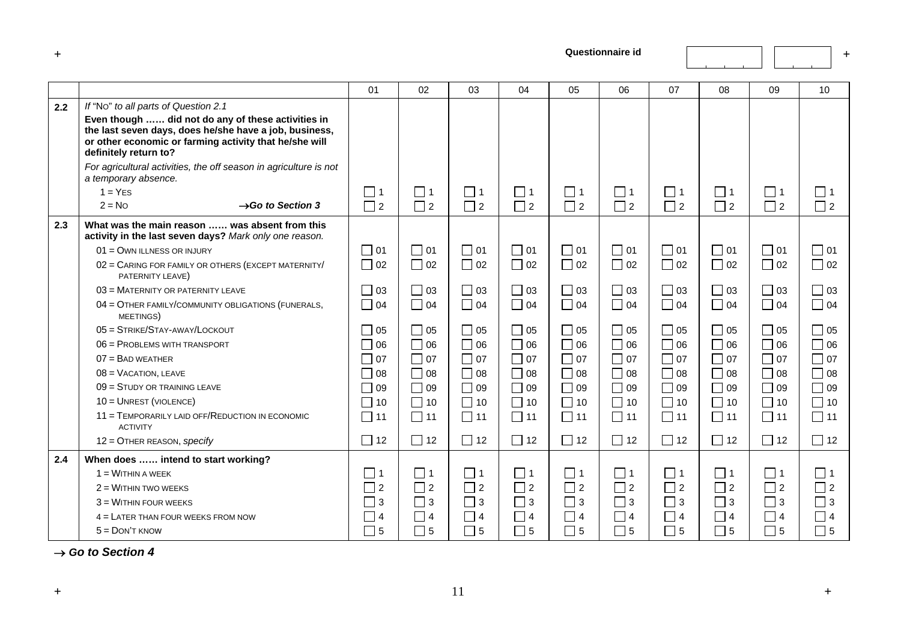**Questionnaire id**

| | | 01 | 02 | 03 | 04 | 05 | 06 | 07 | 08 | 09 | 10 |
|---|---|---|---|---|---|---|---|---|---|---|---|
| **2.2** | *If "No" to all parts of Question 2.1*<br>**Even though …… did not do any of these activities in the last seven days, does he/she have a job, business, or other economic or farming activity that he/she will definitely return to?**<br>*For agricultural activities, the off season in agriculture is not a temporary absence.* | | | | | | | | | | |
| | 1 = YES | ☐ 1 | ☐ 1 | ☐ 1 | ☐ 1 | ☐ 1 | ☐ 1 | ☐ 1 | ☐ 1 | ☐ 1 | ☐ 1 |
| | 2 = NO →*Go to Section 3* | ☐ 2 | ☐ 2 | ☐ 2 | ☐ 2 | ☐ 2 | ☐ 2 | ☐ 2 | ☐ 2 | ☐ 2 | ☐ 2 |
| **2.3** | **What was the main reason …… was absent from this activity in the last seven days?** *Mark only one reason.* | | | | | | | | | | |
| | 01 = OWN ILLNESS OR INJURY | ☐ 01 | ☐ 01 | ☐ 01 | ☐ 01 | ☐ 01 | ☐ 01 | ☐ 01 | ☐ 01 | ☐ 01 | ☐ 01 |
| | 02 = CARING FOR FAMILY OR OTHERS (EXCEPT MATERNITY/ PATERNITY LEAVE) | ☐ 02 | ☐ 02 | ☐ 02 | ☐ 02 | ☐ 02 | ☐ 02 | ☐ 02 | ☐ 02 | ☐ 02 | ☐ 02 |
| | 03 = MATERNITY OR PATERNITY LEAVE | ☐ 03 | ☐ 03 | ☐ 03 | ☐ 03 | ☐ 03 | ☐ 03 | ☐ 03 | ☐ 03 | ☐ 03 | ☐ 03 |
| | 04 = OTHER FAMILY/COMMUNITY OBLIGATIONS (FUNERALS, MEETINGS) | ☐ 04 | ☐ 04 | ☐ 04 | ☐ 04 | ☐ 04 | ☐ 04 | ☐ 04 | ☐ 04 | ☐ 04 | ☐ 04 |
| | 05 = STRIKE/STAY-AWAY/LOCKOUT | ☐ 05 | ☐ 05 | ☐ 05 | ☐ 05 | ☐ 05 | ☐ 05 | ☐ 05 | ☐ 05 | ☐ 05 | ☐ 05 |
| | 06 = PROBLEMS WITH TRANSPORT | ☐ 06 | ☐ 06 | ☐ 06 | ☐ 06 | ☐ 06 | ☐ 06 | ☐ 06 | ☐ 06 | ☐ 06 | ☐ 06 |
| | 07 = BAD WEATHER | ☐ 07 | ☐ 07 | ☐ 07 | ☐ 07 | ☐ 07 | ☐ 07 | ☐ 07 | ☐ 07 | ☐ 07 | ☐ 07 |
| | 08 = VACATION, LEAVE | ☐ 08 | ☐ 08 | ☐ 08 | ☐ 08 | ☐ 08 | ☐ 08 | ☐ 08 | ☐ 08 | ☐ 08 | ☐ 08 |
| | 09 = STUDY OR TRAINING LEAVE | ☐ 09 | ☐ 09 | ☐ 09 | ☐ 09 | ☐ 09 | ☐ 09 | ☐ 09 | ☐ 09 | ☐ 09 | ☐ 09 |
| | 10 = UNREST (VIOLENCE) | ☐ 10 | ☐ 10 | ☐ 10 | ☐ 10 | ☐ 10 | ☐ 10 | ☐ 10 | ☐ 10 | ☐ 10 | ☐ 10 |
| | 11 = TEMPORARILY LAID OFF/REDUCTION IN ECONOMIC ACTIVITY | ☐ 11 | ☐ 11 | ☐ 11 | ☐ 11 | ☐ 11 | ☐ 11 | ☐ 11 | ☐ 11 | ☐ 11 | ☐ 11 |
| | 12 = OTHER REASON, *specify* | ☐ 12 | ☐ 12 | ☐ 12 | ☐ 12 | ☐ 12 | ☐ 12 | ☐ 12 | ☐ 12 | ☐ 12 | ☐ 12 |
| **2.4** | **When does …… intend to start working?** | | | | | | | | | | |
| | 1 = WITHIN A WEEK | ☐ 1 | ☐ 1 | ☐ 1 | ☐ 1 | ☐ 1 | ☐ 1 | ☐ 1 | ☐ 1 | ☐ 1 | ☐ 1 |
| | 2 = WITHIN TWO WEEKS | ☐ 2 | ☐ 2 | ☐ 2 | ☐ 2 | ☐ 2 | ☐ 2 | ☐ 2 | ☐ 2 | ☐ 2 | ☐ 2 |
| | 3 = WITHIN FOUR WEEKS | ☐ 3 | ☐ 3 | ☐ 3 | ☐ 3 | ☐ 3 | ☐ 3 | ☐ 3 | ☐ 3 | ☐ 3 | ☐ 3 |
| | 4 = LATER THAN FOUR WEEKS FROM NOW | ☐ 4 | ☐ 4 | ☐ 4 | ☐ 4 | ☐ 4 | ☐ 4 | ☐ 4 | ☐ 4 | ☐ 4 | ☐ 4 |
| | 5 = DON'T KNOW | ☐ 5 | ☐ 5 | ☐ 5 | ☐ 5 | ☐ 5 | ☐ 5 | ☐ 5 | ☐ 5 | ☐ 5 | ☐ 5 |

→ ***Go to Section 4***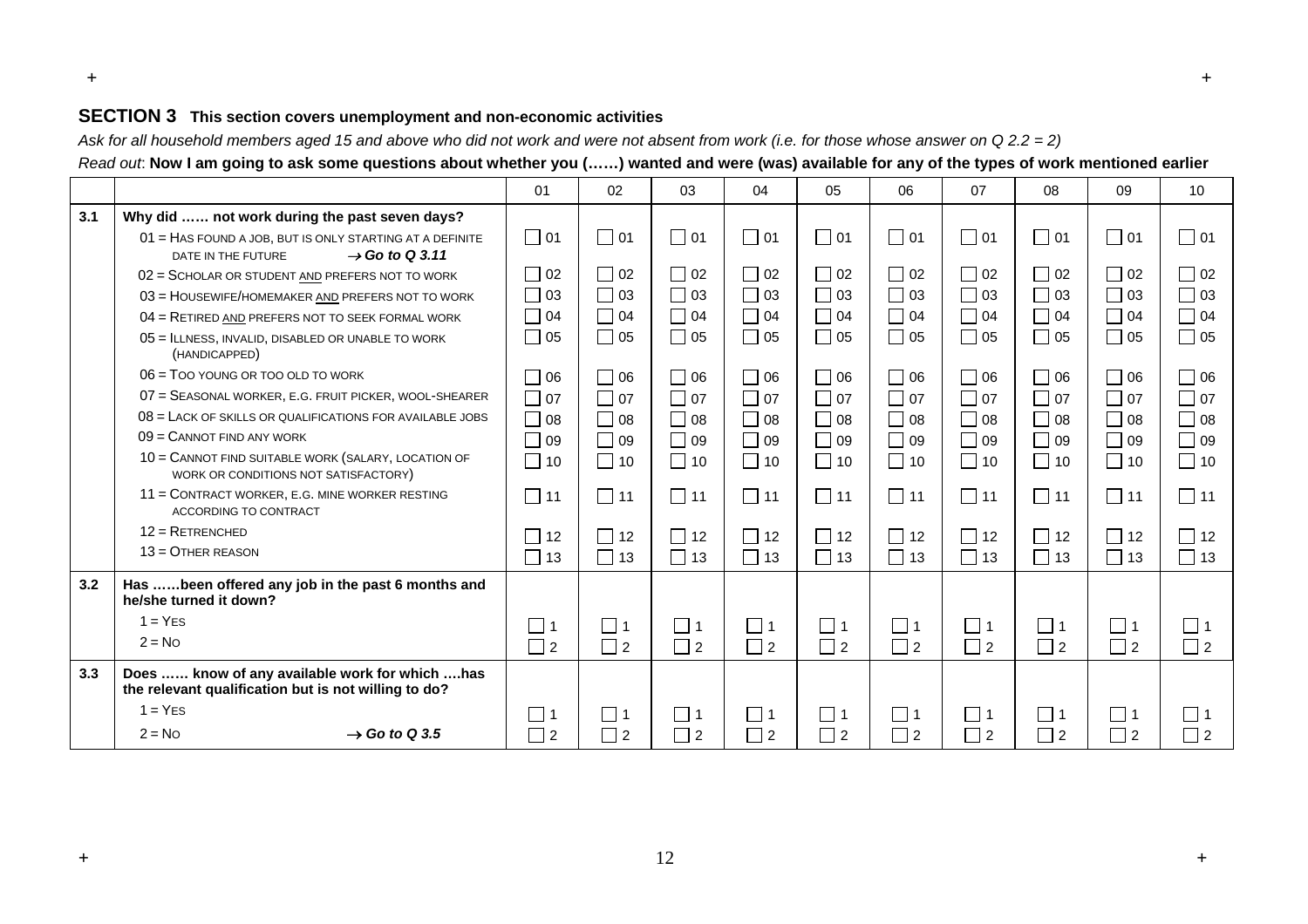## SECTION 3 This section covers unemployment and non-economic activities

*Ask for all household members aged 15 and above who did not work and were not absent from work (i.e. for those whose answer on Q 2.2 = 2)*

*Read out*: **Now I am going to ask some questions about whether you (……) wanted and were (was) available for any of the types of work mentioned earlier**

| | | 01 | 02 | 03 | 04 | 05 | 06 | 07 | 08 | 09 | 10 |
|---|---|---|---|---|---|---|---|---|---|---|---|
| **3.1** | **Why did …… not work during the past seven days?** | | | | | | | | | | |
| | 01 = Has found a job, but is only starting at a definite date in the future → ***Go to Q 3.11*** | ☐ 01 | ☐ 01 | ☐ 01 | ☐ 01 | ☐ 01 | ☐ 01 | ☐ 01 | ☐ 01 | ☐ 01 | ☐ 01 |
| | 02 = Scholar or student and prefers not to work | ☐ 02 | ☐ 02 | ☐ 02 | ☐ 02 | ☐ 02 | ☐ 02 | ☐ 02 | ☐ 02 | ☐ 02 | ☐ 02 |
| | 03 = Housewife/homemaker and prefers not to work | ☐ 03 | ☐ 03 | ☐ 03 | ☐ 03 | ☐ 03 | ☐ 03 | ☐ 03 | ☐ 03 | ☐ 03 | ☐ 03 |
| | 04 = Retired and prefers not to seek formal work | ☐ 04 | ☐ 04 | ☐ 04 | ☐ 04 | ☐ 04 | ☐ 04 | ☐ 04 | ☐ 04 | ☐ 04 | ☐ 04 |
| | 05 = Illness, invalid, disabled or unable to work (handicapped) | ☐ 05 | ☐ 05 | ☐ 05 | ☐ 05 | ☐ 05 | ☐ 05 | ☐ 05 | ☐ 05 | ☐ 05 | ☐ 05 |
| | 06 = Too young or too old to work | ☐ 06 | ☐ 06 | ☐ 06 | ☐ 06 | ☐ 06 | ☐ 06 | ☐ 06 | ☐ 06 | ☐ 06 | ☐ 06 |
| | 07 = Seasonal worker, e.g. fruit picker, wool-shearer | ☐ 07 | ☐ 07 | ☐ 07 | ☐ 07 | ☐ 07 | ☐ 07 | ☐ 07 | ☐ 07 | ☐ 07 | ☐ 07 |
| | 08 = Lack of skills or qualifications for available jobs | ☐ 08 | ☐ 08 | ☐ 08 | ☐ 08 | ☐ 08 | ☐ 08 | ☐ 08 | ☐ 08 | ☐ 08 | ☐ 08 |
| | 09 = Cannot find any work | ☐ 09 | ☐ 09 | ☐ 09 | ☐ 09 | ☐ 09 | ☐ 09 | ☐ 09 | ☐ 09 | ☐ 09 | ☐ 09 |
| | 10 = Cannot find suitable work (salary, location of work or conditions not satisfactory) | ☐ 10 | ☐ 10 | ☐ 10 | ☐ 10 | ☐ 10 | ☐ 10 | ☐ 10 | ☐ 10 | ☐ 10 | ☐ 10 |
| | 11 = Contract worker, e.g. mine worker resting according to contract | ☐ 11 | ☐ 11 | ☐ 11 | ☐ 11 | ☐ 11 | ☐ 11 | ☐ 11 | ☐ 11 | ☐ 11 | ☐ 11 |
| | 12 = Retrenched | ☐ 12 | ☐ 12 | ☐ 12 | ☐ 12 | ☐ 12 | ☐ 12 | ☐ 12 | ☐ 12 | ☐ 12 | ☐ 12 |
| | 13 = Other reason | ☐ 13 | ☐ 13 | ☐ 13 | ☐ 13 | ☐ 13 | ☐ 13 | ☐ 13 | ☐ 13 | ☐ 13 | ☐ 13 |
| **3.2** | **Has ……been offered any job in the past 6 months and he/she turned it down?** | | | | | | | | | | |
| | 1 = Yes | ☐ 1 | ☐ 1 | ☐ 1 | ☐ 1 | ☐ 1 | ☐ 1 | ☐ 1 | ☐ 1 | ☐ 1 | ☐ 1 |
| | 2 = No | ☐ 2 | ☐ 2 | ☐ 2 | ☐ 2 | ☐ 2 | ☐ 2 | ☐ 2 | ☐ 2 | ☐ 2 | ☐ 2 |
| **3.3** | **Does …… know of any available work for which ….has the relevant qualification but is not willing to do?** | | | | | | | | | | |
| | 1 = Yes | ☐ 1 | ☐ 1 | ☐ 1 | ☐ 1 | ☐ 1 | ☐ 1 | ☐ 1 | ☐ 1 | ☐ 1 | ☐ 1 |
| | 2 = No → ***Go to Q 3.5*** | ☐ 2 | ☐ 2 | ☐ 2 | ☐ 2 | ☐ 2 | ☐ 2 | ☐ 2 | ☐ 2 | ☐ 2 | ☐ 2 |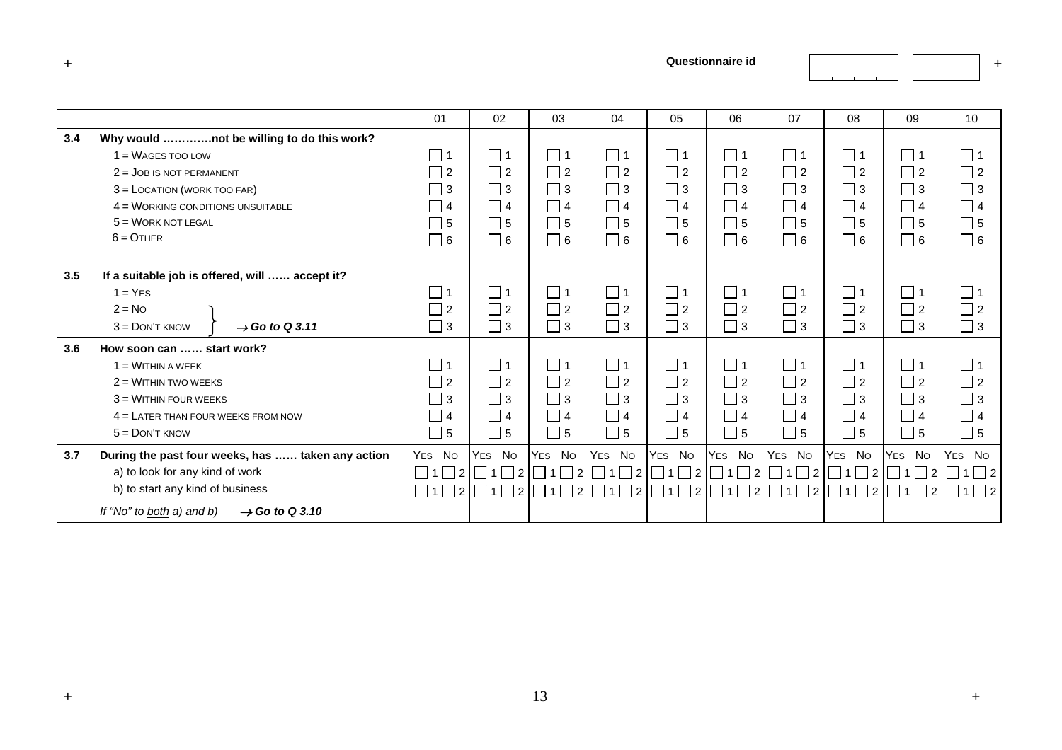Questionnaire id

| | | 01 | 02 | 03 | 04 | 05 | 06 | 07 | 08 | 09 | 10 |
|---|---|---|---|---|---|---|---|---|---|---|---|
| **3.4** | **Why would …………not be willing to do this work?** | | | | | | | | | | |
| | 1 = WAGES TOO LOW | ☐ 1 | ☐ 1 | ☐ 1 | ☐ 1 | ☐ 1 | ☐ 1 | ☐ 1 | ☐ 1 | ☐ 1 | ☐ 1 |
| | 2 = JOB IS NOT PERMANENT | ☐ 2 | ☐ 2 | ☐ 2 | ☐ 2 | ☐ 2 | ☐ 2 | ☐ 2 | ☐ 2 | ☐ 2 | ☐ 2 |
| | 3 = LOCATION (WORK TOO FAR) | ☐ 3 | ☐ 3 | ☐ 3 | ☐ 3 | ☐ 3 | ☐ 3 | ☐ 3 | ☐ 3 | ☐ 3 | ☐ 3 |
| | 4 = WORKING CONDITIONS UNSUITABLE | ☐ 4 | ☐ 4 | ☐ 4 | ☐ 4 | ☐ 4 | ☐ 4 | ☐ 4 | ☐ 4 | ☐ 4 | ☐ 4 |
| | 5 = WORK NOT LEGAL | ☐ 5 | ☐ 5 | ☐ 5 | ☐ 5 | ☐ 5 | ☐ 5 | ☐ 5 | ☐ 5 | ☐ 5 | ☐ 5 |
| | 6 = OTHER | ☐ 6 | ☐ 6 | ☐ 6 | ☐ 6 | ☐ 6 | ☐ 6 | ☐ 6 | ☐ 6 | ☐ 6 | ☐ 6 |
| **3.5** | **If a suitable job is offered, will …… accept it?** | | | | | | | | | | |
| | 1 = YES | ☐ 1 | ☐ 1 | ☐ 1 | ☐ 1 | ☐ 1 | ☐ 1 | ☐ 1 | ☐ 1 | ☐ 1 | ☐ 1 |
| | 2 = NO } → ***Go to Q 3.11*** | ☐ 2 | ☐ 2 | ☐ 2 | ☐ 2 | ☐ 2 | ☐ 2 | ☐ 2 | ☐ 2 | ☐ 2 | ☐ 2 |
| | 3 = DON'T KNOW } → ***Go to Q 3.11*** | ☐ 3 | ☐ 3 | ☐ 3 | ☐ 3 | ☐ 3 | ☐ 3 | ☐ 3 | ☐ 3 | ☐ 3 | ☐ 3 |
| **3.6** | **How soon can …… start work?** | | | | | | | | | | |
| | 1 = WITHIN A WEEK | ☐ 1 | ☐ 1 | ☐ 1 | ☐ 1 | ☐ 1 | ☐ 1 | ☐ 1 | ☐ 1 | ☐ 1 | ☐ 1 |
| | 2 = WITHIN TWO WEEKS | ☐ 2 | ☐ 2 | ☐ 2 | ☐ 2 | ☐ 2 | ☐ 2 | ☐ 2 | ☐ 2 | ☐ 2 | ☐ 2 |
| | 3 = WITHIN FOUR WEEKS | ☐ 3 | ☐ 3 | ☐ 3 | ☐ 3 | ☐ 3 | ☐ 3 | ☐ 3 | ☐ 3 | ☐ 3 | ☐ 3 |
| | 4 = LATER THAN FOUR WEEKS FROM NOW | ☐ 4 | ☐ 4 | ☐ 4 | ☐ 4 | ☐ 4 | ☐ 4 | ☐ 4 | ☐ 4 | ☐ 4 | ☐ 4 |
| | 5 = DON'T KNOW | ☐ 5 | ☐ 5 | ☐ 5 | ☐ 5 | ☐ 5 | ☐ 5 | ☐ 5 | ☐ 5 | ☐ 5 | ☐ 5 |
| **3.7** | **During the past four weeks, has …… taken any action** | YES NO | YES NO | YES NO | YES NO | YES NO | YES NO | YES NO | YES NO | YES NO | YES NO |
| | a) to look for any kind of work | ☐ 1 ☐ 2 | ☐ 1 ☐ 2 | ☐ 1 ☐ 2 | ☐ 1 ☐ 2 | ☐ 1 ☐ 2 | ☐ 1 ☐ 2 | ☐ 1 ☐ 2 | ☐ 1 ☐ 2 | ☐ 1 ☐ 2 | ☐ 1 ☐ 2 |
| | b) to start any kind of business | ☐ 1 ☐ 2 | ☐ 1 ☐ 2 | ☐ 1 ☐ 2 | ☐ 1 ☐ 2 | ☐ 1 ☐ 2 | ☐ 1 ☐ 2 | ☐ 1 ☐ 2 | ☐ 1 ☐ 2 | ☐ 1 ☐ 2 | ☐ 1 ☐ 2 |
| | *If "No" to both a) and b)* → ***Go to Q 3.10*** | | | | | | | | | | |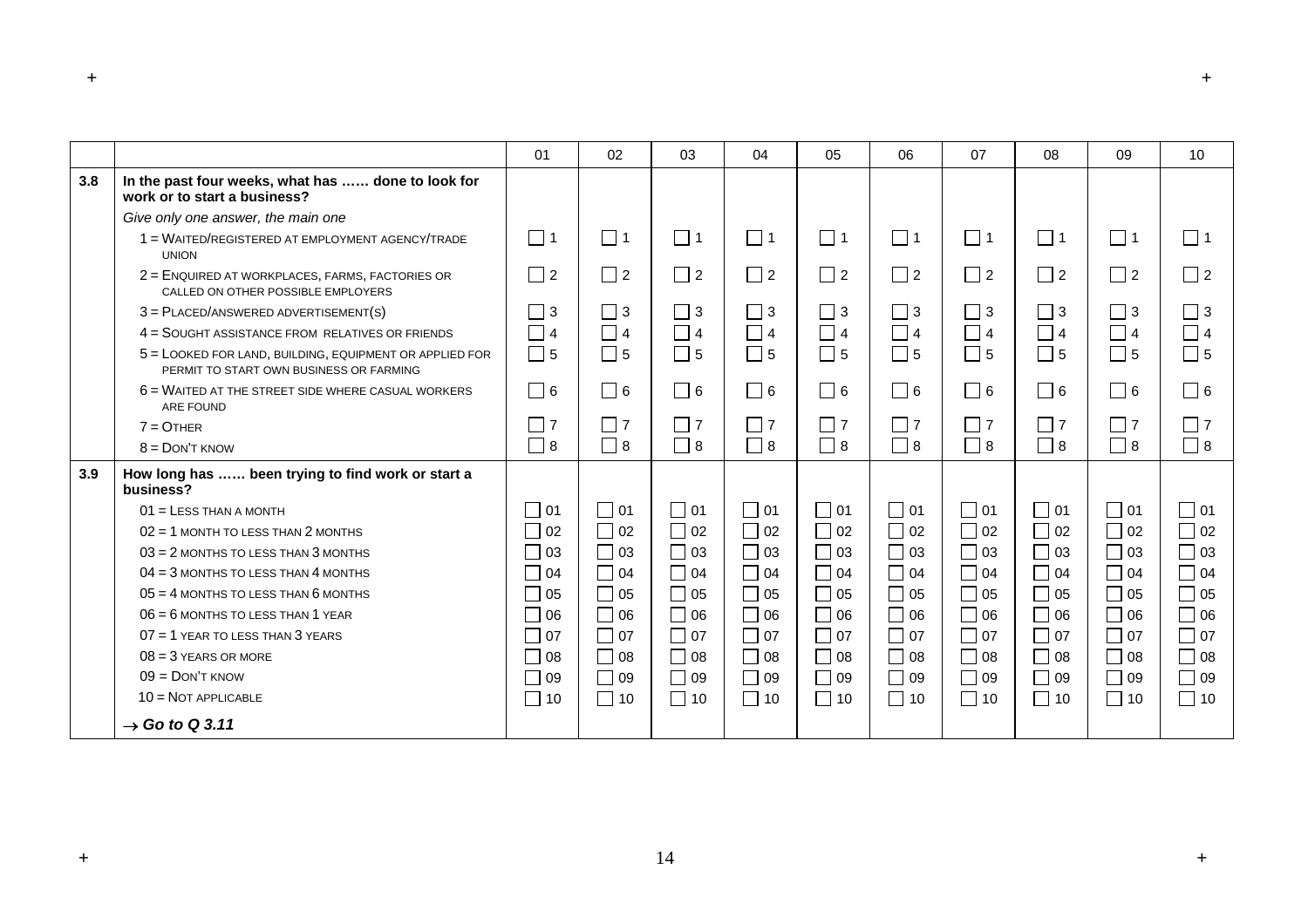| | | 01 | 02 | 03 | 04 | 05 | 06 | 07 | 08 | 09 | 10 |
|---|---|---|---|---|---|---|---|---|---|---|---|
| **3.8** | **In the past four weeks, what has …… done to look for work or to start a business?** | | | | | | | | | | |
| | *Give only one answer, the main one* | | | | | | | | | | |
| | 1 = WAITED/REGISTERED AT EMPLOYMENT AGENCY/TRADE UNION | ☐ 1 | ☐ 1 | ☐ 1 | ☐ 1 | ☐ 1 | ☐ 1 | ☐ 1 | ☐ 1 | ☐ 1 | ☐ 1 |
| | 2 = ENQUIRED AT WORKPLACES, FARMS, FACTORIES OR CALLED ON OTHER POSSIBLE EMPLOYERS | ☐ 2 | ☐ 2 | ☐ 2 | ☐ 2 | ☐ 2 | ☐ 2 | ☐ 2 | ☐ 2 | ☐ 2 | ☐ 2 |
| | 3 = PLACED/ANSWERED ADVERTISEMENT(S) | ☐ 3 | ☐ 3 | ☐ 3 | ☐ 3 | ☐ 3 | ☐ 3 | ☐ 3 | ☐ 3 | ☐ 3 | ☐ 3 |
| | 4 = SOUGHT ASSISTANCE FROM RELATIVES OR FRIENDS | ☐ 4 | ☐ 4 | ☐ 4 | ☐ 4 | ☐ 4 | ☐ 4 | ☐ 4 | ☐ 4 | ☐ 4 | ☐ 4 |
| | 5 = LOOKED FOR LAND, BUILDING, EQUIPMENT OR APPLIED FOR PERMIT TO START OWN BUSINESS OR FARMING | ☐ 5 | ☐ 5 | ☐ 5 | ☐ 5 | ☐ 5 | ☐ 5 | ☐ 5 | ☐ 5 | ☐ 5 | ☐ 5 |
| | 6 = WAITED AT THE STREET SIDE WHERE CASUAL WORKERS ARE FOUND | ☐ 6 | ☐ 6 | ☐ 6 | ☐ 6 | ☐ 6 | ☐ 6 | ☐ 6 | ☐ 6 | ☐ 6 | ☐ 6 |
| | 7 = OTHER | ☐ 7 | ☐ 7 | ☐ 7 | ☐ 7 | ☐ 7 | ☐ 7 | ☐ 7 | ☐ 7 | ☐ 7 | ☐ 7 |
| | 8 = DON'T KNOW | ☐ 8 | ☐ 8 | ☐ 8 | ☐ 8 | ☐ 8 | ☐ 8 | ☐ 8 | ☐ 8 | ☐ 8 | ☐ 8 |
| **3.9** | **How long has …… been trying to find work or start a business?** | | | | | | | | | | |
| | 01 = LESS THAN A MONTH | ☐ 01 | ☐ 01 | ☐ 01 | ☐ 01 | ☐ 01 | ☐ 01 | ☐ 01 | ☐ 01 | ☐ 01 | ☐ 01 |
| | 02 = 1 MONTH TO LESS THAN 2 MONTHS | ☐ 02 | ☐ 02 | ☐ 02 | ☐ 02 | ☐ 02 | ☐ 02 | ☐ 02 | ☐ 02 | ☐ 02 | ☐ 02 |
| | 03 = 2 MONTHS TO LESS THAN 3 MONTHS | ☐ 03 | ☐ 03 | ☐ 03 | ☐ 03 | ☐ 03 | ☐ 03 | ☐ 03 | ☐ 03 | ☐ 03 | ☐ 03 |
| | 04 = 3 MONTHS TO LESS THAN 4 MONTHS | ☐ 04 | ☐ 04 | ☐ 04 | ☐ 04 | ☐ 04 | ☐ 04 | ☐ 04 | ☐ 04 | ☐ 04 | ☐ 04 |
| | 05 = 4 MONTHS TO LESS THAN 6 MONTHS | ☐ 05 | ☐ 05 | ☐ 05 | ☐ 05 | ☐ 05 | ☐ 05 | ☐ 05 | ☐ 05 | ☐ 05 | ☐ 05 |
| | 06 = 6 MONTHS TO LESS THAN 1 YEAR | ☐ 06 | ☐ 06 | ☐ 06 | ☐ 06 | ☐ 06 | ☐ 06 | ☐ 06 | ☐ 06 | ☐ 06 | ☐ 06 |
| | 07 = 1 YEAR TO LESS THAN 3 YEARS | ☐ 07 | ☐ 07 | ☐ 07 | ☐ 07 | ☐ 07 | ☐ 07 | ☐ 07 | ☐ 07 | ☐ 07 | ☐ 07 |
| | 08 = 3 YEARS OR MORE | ☐ 08 | ☐ 08 | ☐ 08 | ☐ 08 | ☐ 08 | ☐ 08 | ☐ 08 | ☐ 08 | ☐ 08 | ☐ 08 |
| | 09 = DON'T KNOW | ☐ 09 | ☐ 09 | ☐ 09 | ☐ 09 | ☐ 09 | ☐ 09 | ☐ 09 | ☐ 09 | ☐ 09 | ☐ 09 |
| | 10 = NOT APPLICABLE | ☐ 10 | ☐ 10 | ☐ 10 | ☐ 10 | ☐ 10 | ☐ 10 | ☐ 10 | ☐ 10 | ☐ 10 | ☐ 10 |
| | ***→ Go to Q 3.11*** | | | | | | | | | | |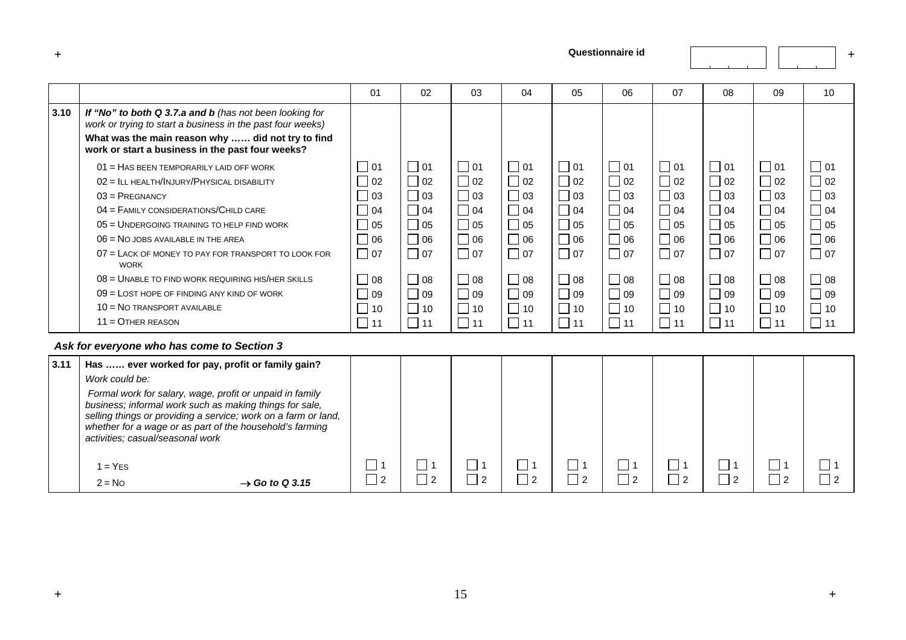Questionnaire id

| | | 01 | 02 | 03 | 04 | 05 | 06 | 07 | 08 | 09 | 10 |
|---|---|---|---|---|---|---|---|---|---|---|---|
| 3.10 | *If "No" to both Q 3.7.a and b (has not been looking for work or trying to start a business in the past four weeks)*<br>**What was the main reason why …… did not try to find work or start a business in the past four weeks?** | | | | | | | | | | |
| | 01 = Has been temporarily laid off work | ☐ 01 | ☐ 01 | ☐ 01 | ☐ 01 | ☐ 01 | ☐ 01 | ☐ 01 | ☐ 01 | ☐ 01 | ☐ 01 |
| | 02 = Ill health/Injury/Physical disability | ☐ 02 | ☐ 02 | ☐ 02 | ☐ 02 | ☐ 02 | ☐ 02 | ☐ 02 | ☐ 02 | ☐ 02 | ☐ 02 |
| | 03 = Pregnancy | ☐ 03 | ☐ 03 | ☐ 03 | ☐ 03 | ☐ 03 | ☐ 03 | ☐ 03 | ☐ 03 | ☐ 03 | ☐ 03 |
| | 04 = Family considerations/Child care | ☐ 04 | ☐ 04 | ☐ 04 | ☐ 04 | ☐ 04 | ☐ 04 | ☐ 04 | ☐ 04 | ☐ 04 | ☐ 04 |
| | 05 = Undergoing training to help find work | ☐ 05 | ☐ 05 | ☐ 05 | ☐ 05 | ☐ 05 | ☐ 05 | ☐ 05 | ☐ 05 | ☐ 05 | ☐ 05 |
| | 06 = No jobs available in the area | ☐ 06 | ☐ 06 | ☐ 06 | ☐ 06 | ☐ 06 | ☐ 06 | ☐ 06 | ☐ 06 | ☐ 06 | ☐ 06 |
| | 07 = Lack of money to pay for transport to look for work | ☐ 07 | ☐ 07 | ☐ 07 | ☐ 07 | ☐ 07 | ☐ 07 | ☐ 07 | ☐ 07 | ☐ 07 | ☐ 07 |
| | 08 = Unable to find work requiring his/her skills | ☐ 08 | ☐ 08 | ☐ 08 | ☐ 08 | ☐ 08 | ☐ 08 | ☐ 08 | ☐ 08 | ☐ 08 | ☐ 08 |
| | 09 = Lost hope of finding any kind of work | ☐ 09 | ☐ 09 | ☐ 09 | ☐ 09 | ☐ 09 | ☐ 09 | ☐ 09 | ☐ 09 | ☐ 09 | ☐ 09 |
| | 10 = No transport available | ☐ 10 | ☐ 10 | ☐ 10 | ☐ 10 | ☐ 10 | ☐ 10 | ☐ 10 | ☐ 10 | ☐ 10 | ☐ 10 |
| | 11 = Other reason | ☐ 11 | ☐ 11 | ☐ 11 | ☐ 11 | ☐ 11 | ☐ 11 | ☐ 11 | ☐ 11 | ☐ 11 | ☐ 11 |

***Ask for everyone who has come to Section 3***

| | | | | | | | | | | | |
|---|---|---|---|---|---|---|---|---|---|---|---|
| 3.11 | **Has …… ever worked for pay, profit or family gain?**<br>*Work could be:*<br>*Formal work for salary, wage, profit or unpaid in family business; informal work such as making things for sale, selling things or providing a service; work on a farm or land, whether for a wage or as part of the household's farming activities; casual/seasonal work* | | | | | | | | | | |
| | 1 = Yes | ☐ 1 | ☐ 1 | ☐ 1 | ☐ 1 | ☐ 1 | ☐ 1 | ☐ 1 | ☐ 1 | ☐ 1 | ☐ 1 |
| | 2 = No → ***Go to Q 3.15*** | ☐ 2 | ☐ 2 | ☐ 2 | ☐ 2 | ☐ 2 | ☐ 2 | ☐ 2 | ☐ 2 | ☐ 2 | ☐ 2 |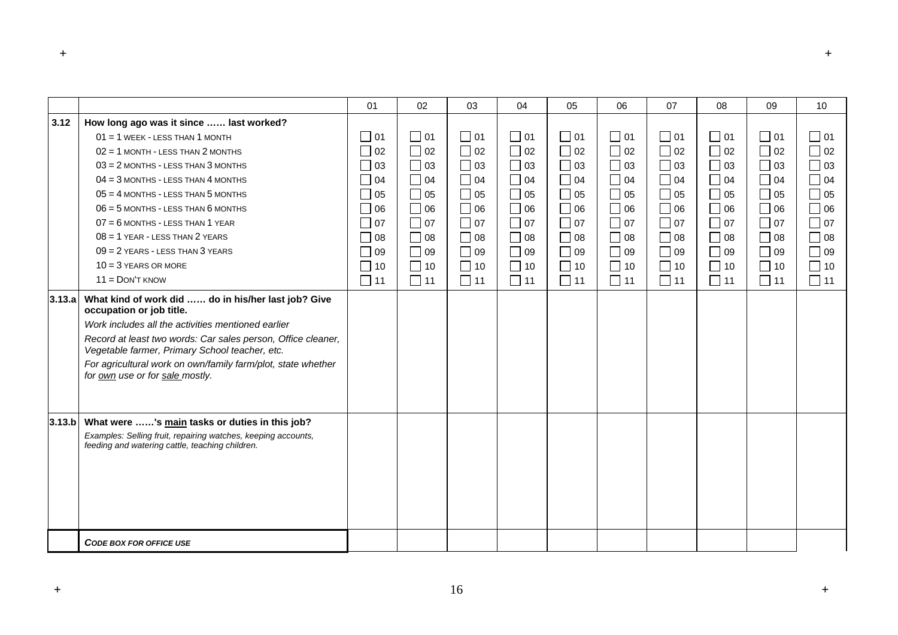| | | 01 | 02 | 03 | 04 | 05 | 06 | 07 | 08 | 09 | 10 |
|---|---|---|---|---|---|---|---|---|---|---|---|
| **3.12** | **How long ago was it since …… last worked?**<br>01 = 1 WEEK - LESS THAN 1 MONTH<br>02 = 1 MONTH - LESS THAN 2 MONTHS<br>03 = 2 MONTHS - LESS THAN 3 MONTHS<br>04 = 3 MONTHS - LESS THAN 4 MONTHS<br>05 = 4 MONTHS - LESS THAN 5 MONTHS<br>06 = 5 MONTHS - LESS THAN 6 MONTHS<br>07 = 6 MONTHS - LESS THAN 1 YEAR<br>08 = 1 YEAR - LESS THAN 2 YEARS<br>09 = 2 YEARS - LESS THAN 3 YEARS<br>10 = 3 YEARS OR MORE<br>11 = DON'T KNOW | ☐ 01<br>☐ 02<br>☐ 03<br>☐ 04<br>☐ 05<br>☐ 06<br>☐ 07<br>☐ 08<br>☐ 09<br>☐ 10<br>☐ 11 | ☐ 01<br>☐ 02<br>☐ 03<br>☐ 04<br>☐ 05<br>☐ 06<br>☐ 07<br>☐ 08<br>☐ 09<br>☐ 10<br>☐ 11 | ☐ 01<br>☐ 02<br>☐ 03<br>☐ 04<br>☐ 05<br>☐ 06<br>☐ 07<br>☐ 08<br>☐ 09<br>☐ 10<br>☐ 11 | ☐ 01<br>☐ 02<br>☐ 03<br>☐ 04<br>☐ 05<br>☐ 06<br>☐ 07<br>☐ 08<br>☐ 09<br>☐ 10<br>☐ 11 | ☐ 01<br>☐ 02<br>☐ 03<br>☐ 04<br>☐ 05<br>☐ 06<br>☐ 07<br>☐ 08<br>☐ 09<br>☐ 10<br>☐ 11 | ☐ 01<br>☐ 02<br>☐ 03<br>☐ 04<br>☐ 05<br>☐ 06<br>☐ 07<br>☐ 08<br>☐ 09<br>☐ 10<br>☐ 11 | ☐ 01<br>☐ 02<br>☐ 03<br>☐ 04<br>☐ 05<br>☐ 06<br>☐ 07<br>☐ 08<br>☐ 09<br>☐ 10<br>☐ 11 | ☐ 01<br>☐ 02<br>☐ 03<br>☐ 04<br>☐ 05<br>☐ 06<br>☐ 07<br>☐ 08<br>☐ 09<br>☐ 10<br>☐ 11 | ☐ 01<br>☐ 02<br>☐ 03<br>☐ 04<br>☐ 05<br>☐ 06<br>☐ 07<br>☐ 08<br>☐ 09<br>☐ 10<br>☐ 11 | ☐ 01<br>☐ 02<br>☐ 03<br>☐ 04<br>☐ 05<br>☐ 06<br>☐ 07<br>☐ 08<br>☐ 09<br>☐ 10<br>☐ 11 |
| **3.13.a** | **What kind of work did …… do in his/her last job? Give occupation or job title.**<br>*Work includes all the activities mentioned earlier*<br>*Record at least two words: Car sales person, Office cleaner, Vegetable farmer, Primary School teacher, etc.*<br>*For agricultural work on own/family farm/plot, state whether for own use or for sale mostly.* | | | | | | | | | | |
| **3.13.b** | **What were ……'s main tasks or duties in this job?**<br>*Examples: Selling fruit, repairing watches, keeping accounts, feeding and watering cattle, teaching children.* | | | | | | | | | | |
| | ***CODE BOX FOR OFFICE USE*** | | | | | | | | | | |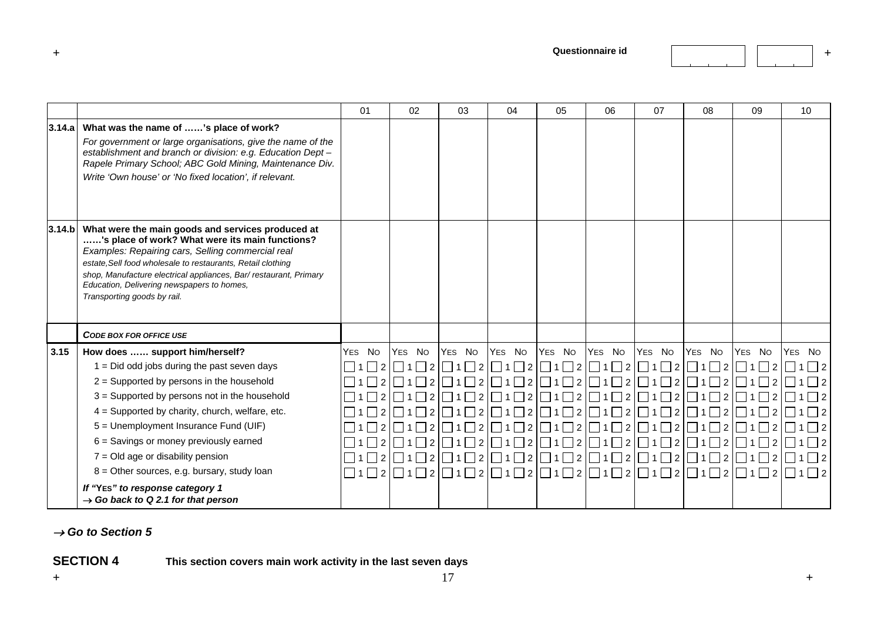Questionnaire id

| | | 01 | 02 | 03 | 04 | 05 | 06 | 07 | 08 | 09 | 10 |
|---|---|---|---|---|---|---|---|---|---|---|---|
| 3.14.a | **What was the name of ……'s place of work?**<br>*For government or large organisations, give the name of the establishment and branch or division: e.g. Education Dept – Rapele Primary School; ABC Gold Mining, Maintenance Div.*<br>*Write 'Own house' or 'No fixed location', if relevant.* | | | | | | | | | | |
| 3.14.b | **What were the main goods and services produced at ……'s place of work? What were its main functions?**<br>*Examples: Repairing cars, Selling commercial real estate, Sell food wholesale to restaurants, Retail clothing shop, Manufacture electrical appliances, Bar/ restaurant, Primary Education, Delivering newspapers to homes, Transporting goods by rail.* | | | | | | | | | | |
| | ***CODE BOX FOR OFFICE USE*** | | | | | | | | | | |
| 3.15 | **How does …… support him/herself?** | YES NO | YES NO | YES NO | YES NO | YES NO | YES NO | YES NO | YES NO | YES NO | YES NO |
| | 1 = Did odd jobs during the past seven days | ☐1 ☐2 | ☐1 ☐2 | ☐1 ☐2 | ☐1 ☐2 | ☐1 ☐2 | ☐1 ☐2 | ☐1 ☐2 | ☐1 ☐2 | ☐1 ☐2 | ☐1 ☐2 |
| | 2 = Supported by persons in the household | ☐1 ☐2 | ☐1 ☐2 | ☐1 ☐2 | ☐1 ☐2 | ☐1 ☐2 | ☐1 ☐2 | ☐1 ☐2 | ☐1 ☐2 | ☐1 ☐2 | ☐1 ☐2 |
| | 3 = Supported by persons not in the household | ☐1 ☐2 | ☐1 ☐2 | ☐1 ☐2 | ☐1 ☐2 | ☐1 ☐2 | ☐1 ☐2 | ☐1 ☐2 | ☐1 ☐2 | ☐1 ☐2 | ☐1 ☐2 |
| | 4 = Supported by charity, church, welfare, etc. | ☐1 ☐2 | ☐1 ☐2 | ☐1 ☐2 | ☐1 ☐2 | ☐1 ☐2 | ☐1 ☐2 | ☐1 ☐2 | ☐1 ☐2 | ☐1 ☐2 | ☐1 ☐2 |
| | 5 = Unemployment Insurance Fund (UIF) | ☐1 ☐2 | ☐1 ☐2 | ☐1 ☐2 | ☐1 ☐2 | ☐1 ☐2 | ☐1 ☐2 | ☐1 ☐2 | ☐1 ☐2 | ☐1 ☐2 | ☐1 ☐2 |
| | 6 = Savings or money previously earned | ☐1 ☐2 | ☐1 ☐2 | ☐1 ☐2 | ☐1 ☐2 | ☐1 ☐2 | ☐1 ☐2 | ☐1 ☐2 | ☐1 ☐2 | ☐1 ☐2 | ☐1 ☐2 |
| | 7 = Old age or disability pension | ☐1 ☐2 | ☐1 ☐2 | ☐1 ☐2 | ☐1 ☐2 | ☐1 ☐2 | ☐1 ☐2 | ☐1 ☐2 | ☐1 ☐2 | ☐1 ☐2 | ☐1 ☐2 |
| | 8 = Other sources, e.g. bursary, study loan | ☐1 ☐2 | ☐1 ☐2 | ☐1 ☐2 | ☐1 ☐2 | ☐1 ☐2 | ☐1 ☐2 | ☐1 ☐2 | ☐1 ☐2 | ☐1 ☐2 | ☐1 ☐2 |
| | ***If "YES" to response category 1***<br>***→ Go back to Q 2.1 for that person*** | | | | | | | | | | |

***→ Go to Section 5***

## SECTION 4 **This section covers main work activity in the last seven days**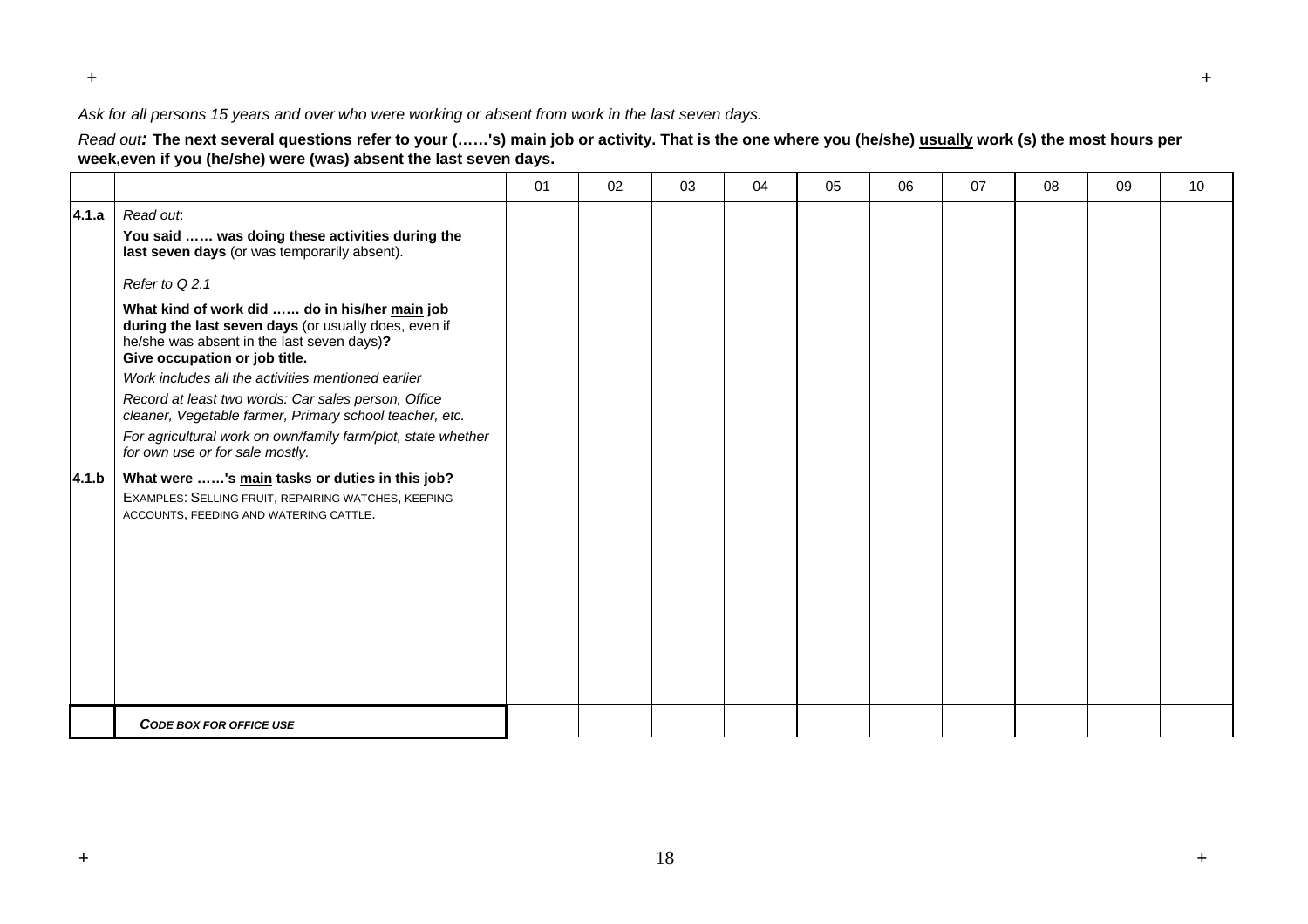*Ask for all persons 15 years and over who were working or absent from work in the last seven days.*

*Read out:* **The next several questions refer to your (……'s) main job or activity. That is the one where you (he/she) usually work (s) the most hours per week,even if you (he/she) were (was) absent the last seven days.**

| | | 01 | 02 | 03 | 04 | 05 | 06 | 07 | 08 | 09 | 10 |
|---|---|---|---|---|---|---|---|---|---|---|---|
| **4.1.a** | *Read out*:<br>**You said …… was doing these activities during the last seven days** (or was temporarily absent).<br>*Refer to Q 2.1*<br>**What kind of work did …… do in his/her main job during the last seven days** (or usually does, even if he/she was absent in the last seven days)**?**<br>**Give occupation or job title.**<br>*Work includes all the activities mentioned earlier*<br>*Record at least two words: Car sales person, Office cleaner, Vegetable farmer, Primary school teacher, etc.*<br>*For agricultural work on own/family farm/plot, state whether for own use or for sale mostly.* | | | | | | | | | | |
| **4.1.b** | **What were ……'s main tasks or duties in this job?**<br>EXAMPLES: SELLING FRUIT, REPAIRING WATCHES, KEEPING ACCOUNTS, FEEDING AND WATERING CATTLE. | | | | | | | | | | |
| | ***CODE BOX FOR OFFICE USE*** | | | | | | | | | | |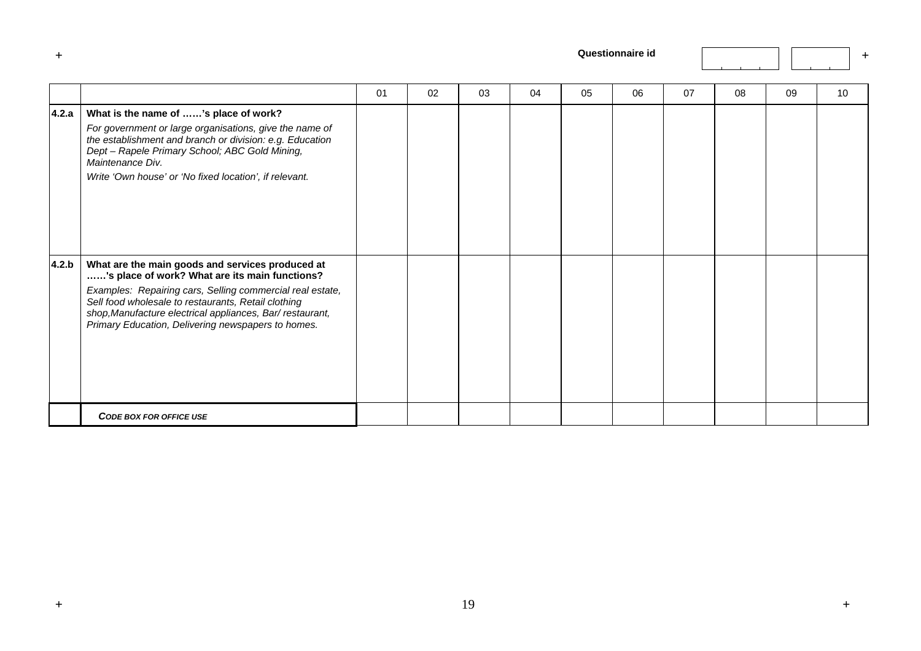**Questionnaire id**

|  |  | 01 | 02 | 03 | 04 | 05 | 06 | 07 | 08 | 09 | 10 |
|---|---|---|---|---|---|---|---|---|---|---|---|
| **4.2.a** | **What is the name of ……'s place of work?**<br>*For government or large organisations, give the name of the establishment and branch or division: e.g. Education Dept – Rapele Primary School; ABC Gold Mining, Maintenance Div.*<br>*Write 'Own house' or 'No fixed location', if relevant.* |  |  |  |  |  |  |  |  |  |  |
| **4.2.b** | **What are the main goods and services produced at ……'s place of work? What are its main functions?**<br>*Examples: Repairing cars, Selling commercial real estate, Sell food wholesale to restaurants, Retail clothing shop,Manufacture electrical appliances, Bar/ restaurant, Primary Education, Delivering newspapers to homes.* |  |  |  |  |  |  |  |  |  |  |
|  | ***CODE BOX FOR OFFICE USE*** |  |  |  |  |  |  |  |  |  |  |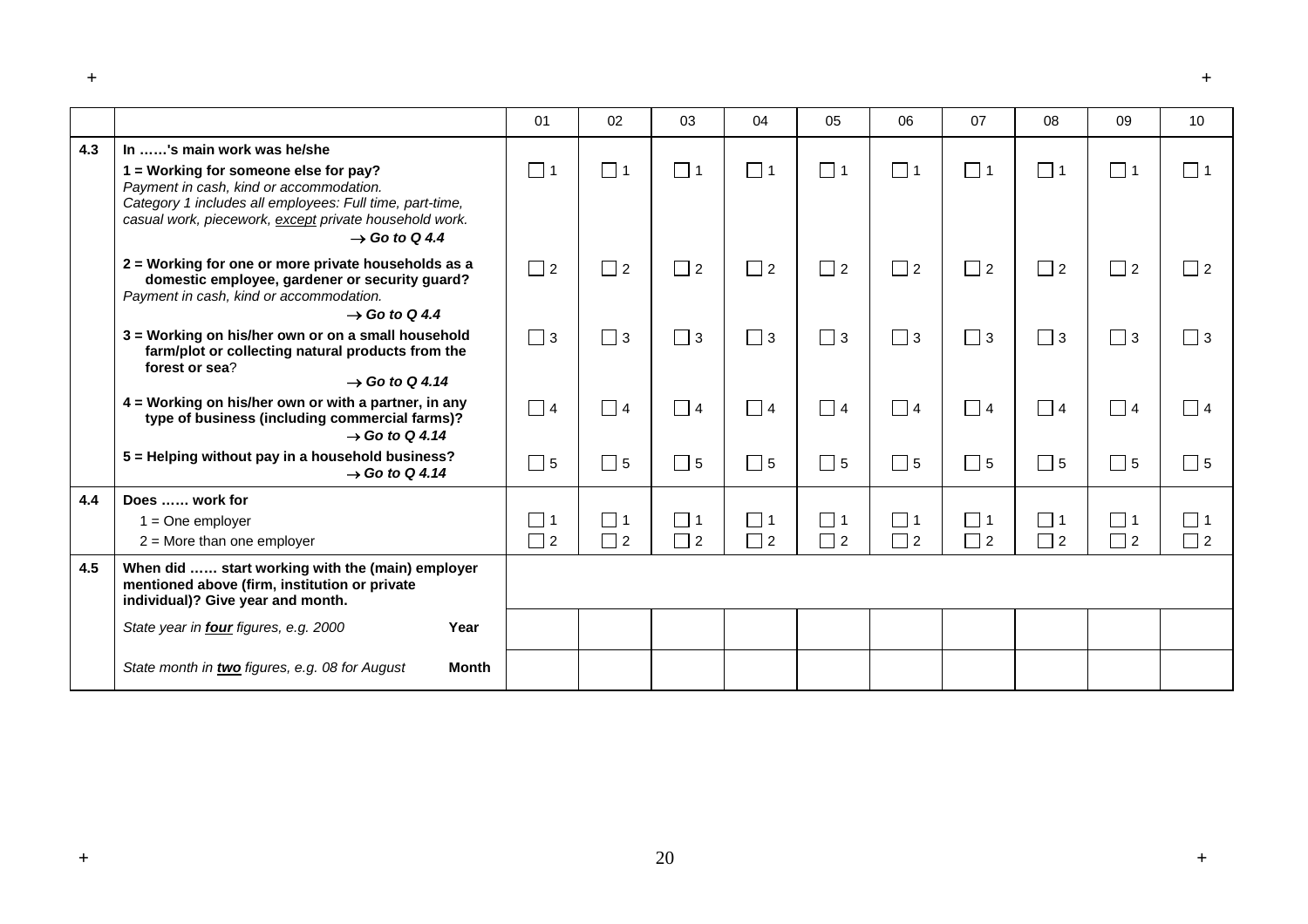| | | 01 | 02 | 03 | 04 | 05 | 06 | 07 | 08 | 09 | 10 |
|---|---|---|---|---|---|---|---|---|---|---|---|
| **4.3** | **In ……'s main work was he/she** | | | | | | | | | | |
| | **1 = Working for someone else for pay?** *Payment in cash, kind or accommodation. Category 1 includes all employees: Full time, part-time, casual work, piecework, <u>except</u> private household work.* ***→ Go to Q 4.4*** | ☐ 1 | ☐ 1 | ☐ 1 | ☐ 1 | ☐ 1 | ☐ 1 | ☐ 1 | ☐ 1 | ☐ 1 | ☐ 1 |
| | **2 = Working for one or more private households as a domestic employee, gardener or security guard?** *Payment in cash, kind or accommodation.* ***→ Go to Q 4.4*** | ☐ 2 | ☐ 2 | ☐ 2 | ☐ 2 | ☐ 2 | ☐ 2 | ☐ 2 | ☐ 2 | ☐ 2 | ☐ 2 |
| | **3 = Working on his/her own or on a small household farm/plot or collecting natural products from the forest or sea?** ***→ Go to Q 4.14*** | ☐ 3 | ☐ 3 | ☐ 3 | ☐ 3 | ☐ 3 | ☐ 3 | ☐ 3 | ☐ 3 | ☐ 3 | ☐ 3 |
| | **4 = Working on his/her own or with a partner, in any type of business (including commercial farms)?** ***→ Go to Q 4.14*** | ☐ 4 | ☐ 4 | ☐ 4 | ☐ 4 | ☐ 4 | ☐ 4 | ☐ 4 | ☐ 4 | ☐ 4 | ☐ 4 |
| | **5 = Helping without pay in a household business?** ***→ Go to Q 4.14*** | ☐ 5 | ☐ 5 | ☐ 5 | ☐ 5 | ☐ 5 | ☐ 5 | ☐ 5 | ☐ 5 | ☐ 5 | ☐ 5 |
| **4.4** | **Does …… work for** | | | | | | | | | | |
| | 1 = One employer | ☐ 1 | ☐ 1 | ☐ 1 | ☐ 1 | ☐ 1 | ☐ 1 | ☐ 1 | ☐ 1 | ☐ 1 | ☐ 1 |
| | 2 = More than one employer | ☐ 2 | ☐ 2 | ☐ 2 | ☐ 2 | ☐ 2 | ☐ 2 | ☐ 2 | ☐ 2 | ☐ 2 | ☐ 2 |
| **4.5** | **When did …… start working with the (main) employer mentioned above (firm, institution or private individual)? Give year and month.** | | | | | | | | | | |
| | *State year in **<u>four</u>** figures, e.g. 2000* **Year** | | | | | | | | | | |
| | *State month in **<u>two</u>** figures, e.g. 08 for August* **Month** | | | | | | | | | | |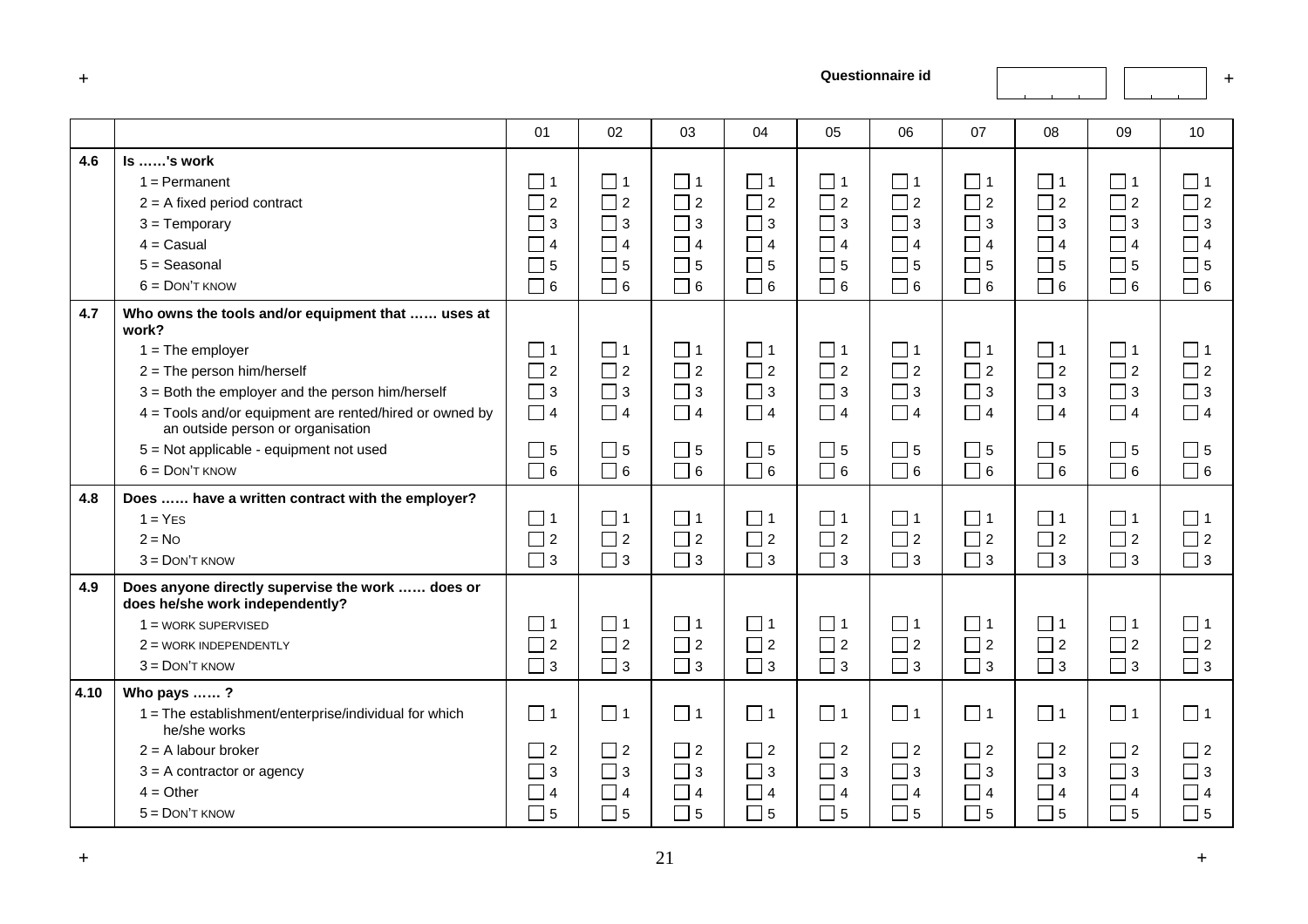Questionnaire id

| | | 01 | 02 | 03 | 04 | 05 | 06 | 07 | 08 | 09 | 10 |
|---|---|---|---|---|---|---|---|---|---|---|---|
| **4.6** | **Is ……'s work** | | | | | | | | | | |
| | 1 = Permanent | ☐ 1 | ☐ 1 | ☐ 1 | ☐ 1 | ☐ 1 | ☐ 1 | ☐ 1 | ☐ 1 | ☐ 1 | ☐ 1 |
| | 2 = A fixed period contract | ☐ 2 | ☐ 2 | ☐ 2 | ☐ 2 | ☐ 2 | ☐ 2 | ☐ 2 | ☐ 2 | ☐ 2 | ☐ 2 |
| | 3 = Temporary | ☐ 3 | ☐ 3 | ☐ 3 | ☐ 3 | ☐ 3 | ☐ 3 | ☐ 3 | ☐ 3 | ☐ 3 | ☐ 3 |
| | 4 = Casual | ☐ 4 | ☐ 4 | ☐ 4 | ☐ 4 | ☐ 4 | ☐ 4 | ☐ 4 | ☐ 4 | ☐ 4 | ☐ 4 |
| | 5 = Seasonal | ☐ 5 | ☐ 5 | ☐ 5 | ☐ 5 | ☐ 5 | ☐ 5 | ☐ 5 | ☐ 5 | ☐ 5 | ☐ 5 |
| | 6 = DON'T KNOW | ☐ 6 | ☐ 6 | ☐ 6 | ☐ 6 | ☐ 6 | ☐ 6 | ☐ 6 | ☐ 6 | ☐ 6 | ☐ 6 |
| **4.7** | **Who owns the tools and/or equipment that …… uses at work?** | | | | | | | | | | |
| | 1 = The employer | ☐ 1 | ☐ 1 | ☐ 1 | ☐ 1 | ☐ 1 | ☐ 1 | ☐ 1 | ☐ 1 | ☐ 1 | ☐ 1 |
| | 2 = The person him/herself | ☐ 2 | ☐ 2 | ☐ 2 | ☐ 2 | ☐ 2 | ☐ 2 | ☐ 2 | ☐ 2 | ☐ 2 | ☐ 2 |
| | 3 = Both the employer and the person him/herself | ☐ 3 | ☐ 3 | ☐ 3 | ☐ 3 | ☐ 3 | ☐ 3 | ☐ 3 | ☐ 3 | ☐ 3 | ☐ 3 |
| | 4 = Tools and/or equipment are rented/hired or owned by an outside person or organisation | ☐ 4 | ☐ 4 | ☐ 4 | ☐ 4 | ☐ 4 | ☐ 4 | ☐ 4 | ☐ 4 | ☐ 4 | ☐ 4 |
| | 5 = Not applicable - equipment not used | ☐ 5 | ☐ 5 | ☐ 5 | ☐ 5 | ☐ 5 | ☐ 5 | ☐ 5 | ☐ 5 | ☐ 5 | ☐ 5 |
| | 6 = DON'T KNOW | ☐ 6 | ☐ 6 | ☐ 6 | ☐ 6 | ☐ 6 | ☐ 6 | ☐ 6 | ☐ 6 | ☐ 6 | ☐ 6 |
| **4.8** | **Does …… have a written contract with the employer?** | | | | | | | | | | |
| | 1 = YES | ☐ 1 | ☐ 1 | ☐ 1 | ☐ 1 | ☐ 1 | ☐ 1 | ☐ 1 | ☐ 1 | ☐ 1 | ☐ 1 |
| | 2 = NO | ☐ 2 | ☐ 2 | ☐ 2 | ☐ 2 | ☐ 2 | ☐ 2 | ☐ 2 | ☐ 2 | ☐ 2 | ☐ 2 |
| | 3 = DON'T KNOW | ☐ 3 | ☐ 3 | ☐ 3 | ☐ 3 | ☐ 3 | ☐ 3 | ☐ 3 | ☐ 3 | ☐ 3 | ☐ 3 |
| **4.9** | **Does anyone directly supervise the work …… does or does he/she work independently?** | | | | | | | | | | |
| | 1 = WORK SUPERVISED | ☐ 1 | ☐ 1 | ☐ 1 | ☐ 1 | ☐ 1 | ☐ 1 | ☐ 1 | ☐ 1 | ☐ 1 | ☐ 1 |
| | 2 = WORK INDEPENDENTLY | ☐ 2 | ☐ 2 | ☐ 2 | ☐ 2 | ☐ 2 | ☐ 2 | ☐ 2 | ☐ 2 | ☐ 2 | ☐ 2 |
| | 3 = DON'T KNOW | ☐ 3 | ☐ 3 | ☐ 3 | ☐ 3 | ☐ 3 | ☐ 3 | ☐ 3 | ☐ 3 | ☐ 3 | ☐ 3 |
| **4.10** | **Who pays …… ?** | | | | | | | | | | |
| | 1 = The establishment/enterprise/individual for which he/she works | ☐ 1 | ☐ 1 | ☐ 1 | ☐ 1 | ☐ 1 | ☐ 1 | ☐ 1 | ☐ 1 | ☐ 1 | ☐ 1 |
| | 2 = A labour broker | ☐ 2 | ☐ 2 | ☐ 2 | ☐ 2 | ☐ 2 | ☐ 2 | ☐ 2 | ☐ 2 | ☐ 2 | ☐ 2 |
| | 3 = A contractor or agency | ☐ 3 | ☐ 3 | ☐ 3 | ☐ 3 | ☐ 3 | ☐ 3 | ☐ 3 | ☐ 3 | ☐ 3 | ☐ 3 |
| | 4 = Other | ☐ 4 | ☐ 4 | ☐ 4 | ☐ 4 | ☐ 4 | ☐ 4 | ☐ 4 | ☐ 4 | ☐ 4 | ☐ 4 |
| | 5 = DON'T KNOW | ☐ 5 | ☐ 5 | ☐ 5 | ☐ 5 | ☐ 5 | ☐ 5 | ☐ 5 | ☐ 5 | ☐ 5 | ☐ 5 |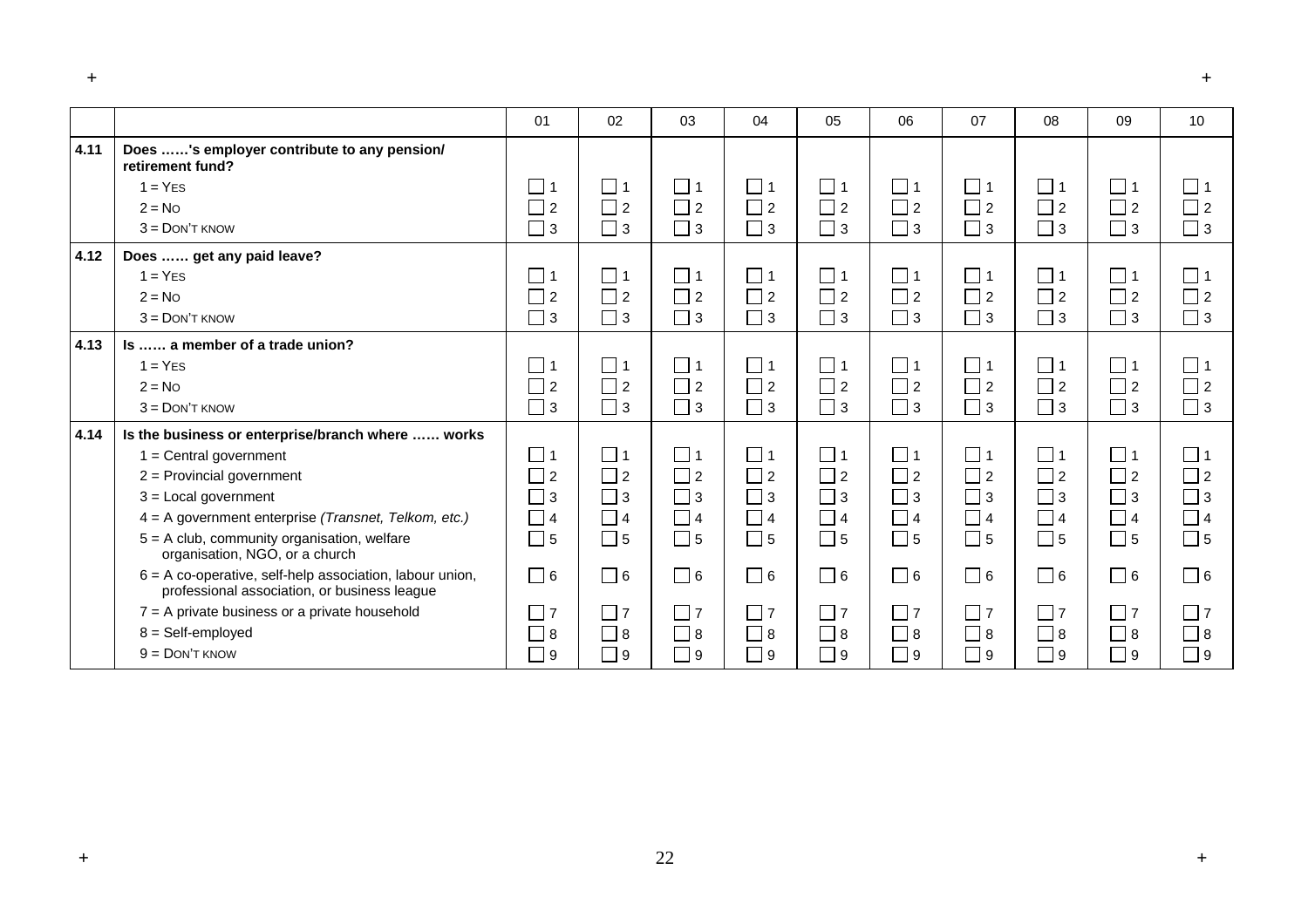| | | 01 | 02 | 03 | 04 | 05 | 06 | 07 | 08 | 09 | 10 |
|---|---|---|---|---|---|---|---|---|---|---|---|
| **4.11** | **Does ……'s employer contribute to any pension/ retirement fund?** | | | | | | | | | | |
| | 1 = YES | ☐ 1 | ☐ 1 | ☐ 1 | ☐ 1 | ☐ 1 | ☐ 1 | ☐ 1 | ☐ 1 | ☐ 1 | ☐ 1 |
| | 2 = NO | ☐ 2 | ☐ 2 | ☐ 2 | ☐ 2 | ☐ 2 | ☐ 2 | ☐ 2 | ☐ 2 | ☐ 2 | ☐ 2 |
| | 3 = DON'T KNOW | ☐ 3 | ☐ 3 | ☐ 3 | ☐ 3 | ☐ 3 | ☐ 3 | ☐ 3 | ☐ 3 | ☐ 3 | ☐ 3 |
| **4.12** | **Does …… get any paid leave?** | | | | | | | | | | |
| | 1 = YES | ☐ 1 | ☐ 1 | ☐ 1 | ☐ 1 | ☐ 1 | ☐ 1 | ☐ 1 | ☐ 1 | ☐ 1 | ☐ 1 |
| | 2 = NO | ☐ 2 | ☐ 2 | ☐ 2 | ☐ 2 | ☐ 2 | ☐ 2 | ☐ 2 | ☐ 2 | ☐ 2 | ☐ 2 |
| | 3 = DON'T KNOW | ☐ 3 | ☐ 3 | ☐ 3 | ☐ 3 | ☐ 3 | ☐ 3 | ☐ 3 | ☐ 3 | ☐ 3 | ☐ 3 |
| **4.13** | **Is …… a member of a trade union?** | | | | | | | | | | |
| | 1 = YES | ☐ 1 | ☐ 1 | ☐ 1 | ☐ 1 | ☐ 1 | ☐ 1 | ☐ 1 | ☐ 1 | ☐ 1 | ☐ 1 |
| | 2 = NO | ☐ 2 | ☐ 2 | ☐ 2 | ☐ 2 | ☐ 2 | ☐ 2 | ☐ 2 | ☐ 2 | ☐ 2 | ☐ 2 |
| | 3 = DON'T KNOW | ☐ 3 | ☐ 3 | ☐ 3 | ☐ 3 | ☐ 3 | ☐ 3 | ☐ 3 | ☐ 3 | ☐ 3 | ☐ 3 |
| **4.14** | **Is the business or enterprise/branch where …… works** | | | | | | | | | | |
| | 1 = Central government | ☐ 1 | ☐ 1 | ☐ 1 | ☐ 1 | ☐ 1 | ☐ 1 | ☐ 1 | ☐ 1 | ☐ 1 | ☐ 1 |
| | 2 = Provincial government | ☐ 2 | ☐ 2 | ☐ 2 | ☐ 2 | ☐ 2 | ☐ 2 | ☐ 2 | ☐ 2 | ☐ 2 | ☐ 2 |
| | 3 = Local government | ☐ 3 | ☐ 3 | ☐ 3 | ☐ 3 | ☐ 3 | ☐ 3 | ☐ 3 | ☐ 3 | ☐ 3 | ☐ 3 |
| | 4 = A government enterprise *(Transnet, Telkom, etc.)* | ☐ 4 | ☐ 4 | ☐ 4 | ☐ 4 | ☐ 4 | ☐ 4 | ☐ 4 | ☐ 4 | ☐ 4 | ☐ 4 |
| | 5 = A club, community organisation, welfare organisation, NGO, or a church | ☐ 5 | ☐ 5 | ☐ 5 | ☐ 5 | ☐ 5 | ☐ 5 | ☐ 5 | ☐ 5 | ☐ 5 | ☐ 5 |
| | 6 = A co-operative, self-help association, labour union, professional association, or business league | ☐ 6 | ☐ 6 | ☐ 6 | ☐ 6 | ☐ 6 | ☐ 6 | ☐ 6 | ☐ 6 | ☐ 6 | ☐ 6 |
| | 7 = A private business or a private household | ☐ 7 | ☐ 7 | ☐ 7 | ☐ 7 | ☐ 7 | ☐ 7 | ☐ 7 | ☐ 7 | ☐ 7 | ☐ 7 |
| | 8 = Self-employed | ☐ 8 | ☐ 8 | ☐ 8 | ☐ 8 | ☐ 8 | ☐ 8 | ☐ 8 | ☐ 8 | ☐ 8 | ☐ 8 |
| | 9 = DON'T KNOW | ☐ 9 | ☐ 9 | ☐ 9 | ☐ 9 | ☐ 9 | ☐ 9 | ☐ 9 | ☐ 9 | ☐ 9 | ☐ 9 |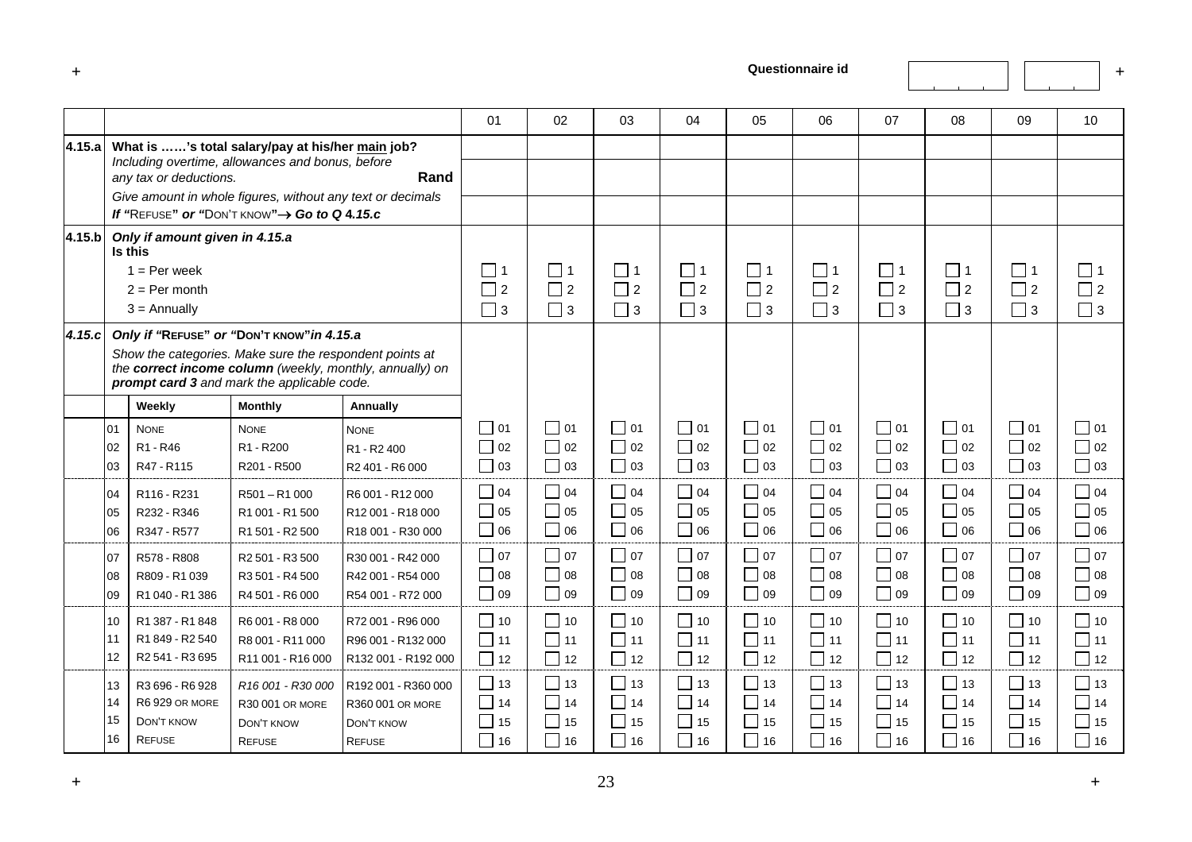Questionnaire id

| | | 01 | 02 | 03 | 04 | 05 | 06 | 07 | 08 | 09 | 10 |
|---|---|---|---|---|---|---|---|---|---|---|---|
| **4.15.a** | **What is ……'s total salary/pay at his/her main job?** *Including overtime, allowances and bonus, before any tax or deductions.* **Rand** *Give amount in whole figures, without any text or decimals* ***If "REFUSE" or "DON'T KNOW"→ Go to Q 4.15.c*** | | | | | | | | | | |
| **4.15.b** | ***Only if amount given in 4.15.a*** **Is this** 1 = Per week 2 = Per month 3 = Annually | ☐ 1 ☐ 2 ☐ 3 | ☐ 1 ☐ 2 ☐ 3 | ☐ 1 ☐ 2 ☐ 3 | ☐ 1 ☐ 2 ☐ 3 | ☐ 1 ☐ 2 ☐ 3 | ☐ 1 ☐ 2 ☐ 3 | ☐ 1 ☐ 2 ☐ 3 | ☐ 1 ☐ 2 ☐ 3 | ☐ 1 ☐ 2 ☐ 3 | ☐ 1 ☐ 2 ☐ 3 |
| **4.15.c** | ***Only if "REFUSE" or "DON'T KNOW" in 4.15.a*** *Show the categories. Make sure the respondent points at the **correct income column** (weekly, monthly, annually) on **prompt card 3** and mark the applicable code.* | | | | | | | | | | |

| | Code | Weekly | Monthly | Annually | 01 | 02 | 03 | 04 | 05 | 06 | 07 | 08 | 09 | 10 |
|---|---|---|---|---|---|---|---|---|---|---|---|---|---|---|
| | 01 | NONE | NONE | NONE | ☐ 01 | ☐ 01 | ☐ 01 | ☐ 01 | ☐ 01 | ☐ 01 | ☐ 01 | ☐ 01 | ☐ 01 | ☐ 01 |
| | 02 | R1 - R46 | R1 - R200 | R1 - R2 400 | ☐ 02 | ☐ 02 | ☐ 02 | ☐ 02 | ☐ 02 | ☐ 02 | ☐ 02 | ☐ 02 | ☐ 02 | ☐ 02 |
| | 03 | R47 - R115 | R201 - R500 | R2 401 - R6 000 | ☐ 03 | ☐ 03 | ☐ 03 | ☐ 03 | ☐ 03 | ☐ 03 | ☐ 03 | ☐ 03 | ☐ 03 | ☐ 03 |
| | 04 | R116 - R231 | R501 – R1 000 | R6 001 - R12 000 | ☐ 04 | ☐ 04 | ☐ 04 | ☐ 04 | ☐ 04 | ☐ 04 | ☐ 04 | ☐ 04 | ☐ 04 | ☐ 04 |
| | 05 | R232 - R346 | R1 001 - R1 500 | R12 001 - R18 000 | ☐ 05 | ☐ 05 | ☐ 05 | ☐ 05 | ☐ 05 | ☐ 05 | ☐ 05 | ☐ 05 | ☐ 05 | ☐ 05 |
| | 06 | R347 - R577 | R1 501 - R2 500 | R18 001 - R30 000 | ☐ 06 | ☐ 06 | ☐ 06 | ☐ 06 | ☐ 06 | ☐ 06 | ☐ 06 | ☐ 06 | ☐ 06 | ☐ 06 |
| | 07 | R578 - R808 | R2 501 - R3 500 | R30 001 - R42 000 | ☐ 07 | ☐ 07 | ☐ 07 | ☐ 07 | ☐ 07 | ☐ 07 | ☐ 07 | ☐ 07 | ☐ 07 | ☐ 07 |
| | 08 | R809 - R1 039 | R3 501 - R4 500 | R42 001 - R54 000 | ☐ 08 | ☐ 08 | ☐ 08 | ☐ 08 | ☐ 08 | ☐ 08 | ☐ 08 | ☐ 08 | ☐ 08 | ☐ 08 |
| | 09 | R1 040 - R1 386 | R4 501 - R6 000 | R54 001 - R72 000 | ☐ 09 | ☐ 09 | ☐ 09 | ☐ 09 | ☐ 09 | ☐ 09 | ☐ 09 | ☐ 09 | ☐ 09 | ☐ 09 |
| | 10 | R1 387 - R1 848 | R6 001 - R8 000 | R72 001 - R96 000 | ☐ 10 | ☐ 10 | ☐ 10 | ☐ 10 | ☐ 10 | ☐ 10 | ☐ 10 | ☐ 10 | ☐ 10 | ☐ 10 |
| | 11 | R1 849 - R2 540 | R8 001 - R11 000 | R96 001 - R132 000 | ☐ 11 | ☐ 11 | ☐ 11 | ☐ 11 | ☐ 11 | ☐ 11 | ☐ 11 | ☐ 11 | ☐ 11 | ☐ 11 |
| | 12 | R2 541 - R3 695 | R11 001 - R16 000 | R132 001 - R192 000 | ☐ 12 | ☐ 12 | ☐ 12 | ☐ 12 | ☐ 12 | ☐ 12 | ☐ 12 | ☐ 12 | ☐ 12 | ☐ 12 |
| | 13 | R3 696 - R6 928 | *R16 001 - R30 000* | R192 001 - R360 000 | ☐ 13 | ☐ 13 | ☐ 13 | ☐ 13 | ☐ 13 | ☐ 13 | ☐ 13 | ☐ 13 | ☐ 13 | ☐ 13 |
| | 14 | R6 929 OR MORE | R30 001 OR MORE | R360 001 OR MORE | ☐ 14 | ☐ 14 | ☐ 14 | ☐ 14 | ☐ 14 | ☐ 14 | ☐ 14 | ☐ 14 | ☐ 14 | ☐ 14 |
| | 15 | DON'T KNOW | DON'T KNOW | DON'T KNOW | ☐ 15 | ☐ 15 | ☐ 15 | ☐ 15 | ☐ 15 | ☐ 15 | ☐ 15 | ☐ 15 | ☐ 15 | ☐ 15 |
| | 16 | REFUSE | REFUSE | REFUSE | ☐ 16 | ☐ 16 | ☐ 16 | ☐ 16 | ☐ 16 | ☐ 16 | ☐ 16 | ☐ 16 | ☐ 16 | ☐ 16 |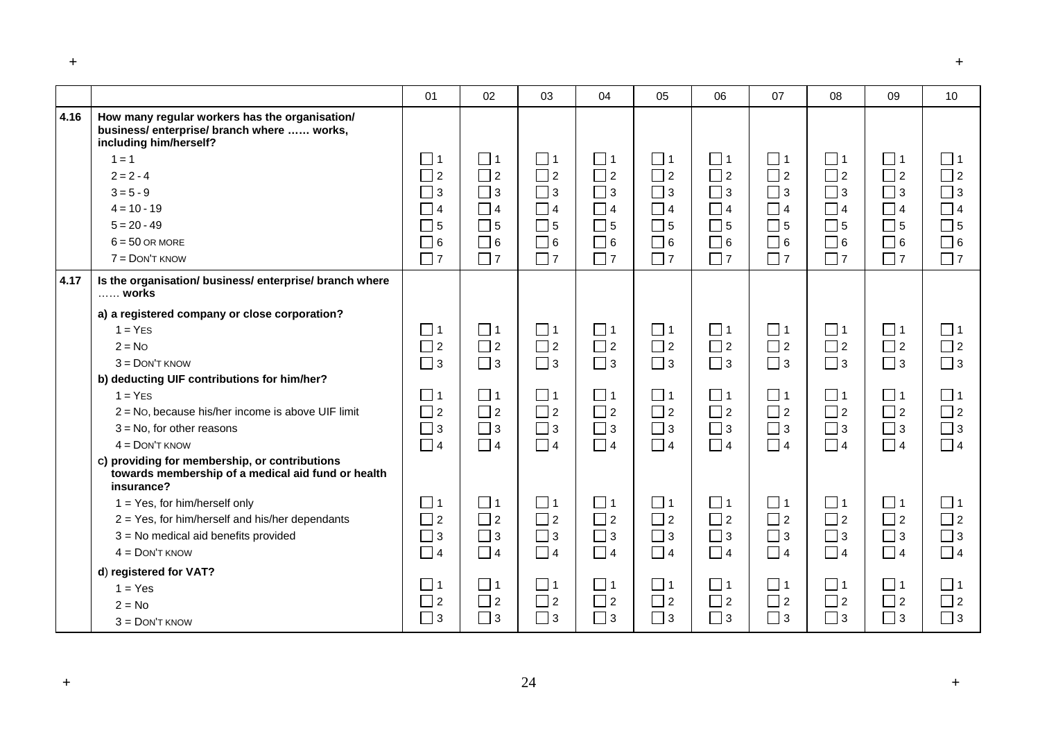| | | 01 | 02 | 03 | 04 | 05 | 06 | 07 | 08 | 09 | 10 |
|---|---|---|---|---|---|---|---|---|---|---|---|
| 4.16 | **How many regular workers has the organisation/ business/ enterprise/ branch where …… works, including him/herself?** | | | | | | | | | | |
| | 1 = 1 | ☐ 1 | ☐ 1 | ☐ 1 | ☐ 1 | ☐ 1 | ☐ 1 | ☐ 1 | ☐ 1 | ☐ 1 | ☐ 1 |
| | 2 = 2 - 4 | ☐ 2 | ☐ 2 | ☐ 2 | ☐ 2 | ☐ 2 | ☐ 2 | ☐ 2 | ☐ 2 | ☐ 2 | ☐ 2 |
| | 3 = 5 - 9 | ☐ 3 | ☐ 3 | ☐ 3 | ☐ 3 | ☐ 3 | ☐ 3 | ☐ 3 | ☐ 3 | ☐ 3 | ☐ 3 |
| | 4 = 10 - 19 | ☐ 4 | ☐ 4 | ☐ 4 | ☐ 4 | ☐ 4 | ☐ 4 | ☐ 4 | ☐ 4 | ☐ 4 | ☐ 4 |
| | 5 = 20 - 49 | ☐ 5 | ☐ 5 | ☐ 5 | ☐ 5 | ☐ 5 | ☐ 5 | ☐ 5 | ☐ 5 | ☐ 5 | ☐ 5 |
| | 6 = 50 OR MORE | ☐ 6 | ☐ 6 | ☐ 6 | ☐ 6 | ☐ 6 | ☐ 6 | ☐ 6 | ☐ 6 | ☐ 6 | ☐ 6 |
| | 7 = DON'T KNOW | ☐ 7 | ☐ 7 | ☐ 7 | ☐ 7 | ☐ 7 | ☐ 7 | ☐ 7 | ☐ 7 | ☐ 7 | ☐ 7 |
| 4.17 | **Is the organisation/ business/ enterprise/ branch where …… works** | | | | | | | | | | |
| | **a) a registered company or close corporation?** | | | | | | | | | | |
| | 1 = YES | ☐ 1 | ☐ 1 | ☐ 1 | ☐ 1 | ☐ 1 | ☐ 1 | ☐ 1 | ☐ 1 | ☐ 1 | ☐ 1 |
| | 2 = NO | ☐ 2 | ☐ 2 | ☐ 2 | ☐ 2 | ☐ 2 | ☐ 2 | ☐ 2 | ☐ 2 | ☐ 2 | ☐ 2 |
| | 3 = DON'T KNOW | ☐ 3 | ☐ 3 | ☐ 3 | ☐ 3 | ☐ 3 | ☐ 3 | ☐ 3 | ☐ 3 | ☐ 3 | ☐ 3 |
| | **b) deducting UIF contributions for him/her?** | | | | | | | | | | |
| | 1 = YES | ☐ 1 | ☐ 1 | ☐ 1 | ☐ 1 | ☐ 1 | ☐ 1 | ☐ 1 | ☐ 1 | ☐ 1 | ☐ 1 |
| | 2 = NO, because his/her income is above UIF limit | ☐ 2 | ☐ 2 | ☐ 2 | ☐ 2 | ☐ 2 | ☐ 2 | ☐ 2 | ☐ 2 | ☐ 2 | ☐ 2 |
| | 3 = No, for other reasons | ☐ 3 | ☐ 3 | ☐ 3 | ☐ 3 | ☐ 3 | ☐ 3 | ☐ 3 | ☐ 3 | ☐ 3 | ☐ 3 |
| | 4 = DON'T KNOW | ☐ 4 | ☐ 4 | ☐ 4 | ☐ 4 | ☐ 4 | ☐ 4 | ☐ 4 | ☐ 4 | ☐ 4 | ☐ 4 |
| | **c) providing for membership, or contributions towards membership of a medical aid fund or health insurance?** | | | | | | | | | | |
| | 1 = Yes, for him/herself only | ☐ 1 | ☐ 1 | ☐ 1 | ☐ 1 | ☐ 1 | ☐ 1 | ☐ 1 | ☐ 1 | ☐ 1 | ☐ 1 |
| | 2 = Yes, for him/herself and his/her dependants | ☐ 2 | ☐ 2 | ☐ 2 | ☐ 2 | ☐ 2 | ☐ 2 | ☐ 2 | ☐ 2 | ☐ 2 | ☐ 2 |
| | 3 = No medical aid benefits provided | ☐ 3 | ☐ 3 | ☐ 3 | ☐ 3 | ☐ 3 | ☐ 3 | ☐ 3 | ☐ 3 | ☐ 3 | ☐ 3 |
| | 4 = DON'T KNOW | ☐ 4 | ☐ 4 | ☐ 4 | ☐ 4 | ☐ 4 | ☐ 4 | ☐ 4 | ☐ 4 | ☐ 4 | ☐ 4 |
| | **d) registered for VAT?** | | | | | | | | | | |
| | 1 = Yes | ☐ 1 | ☐ 1 | ☐ 1 | ☐ 1 | ☐ 1 | ☐ 1 | ☐ 1 | ☐ 1 | ☐ 1 | ☐ 1 |
| | 2 = No | ☐ 2 | ☐ 2 | ☐ 2 | ☐ 2 | ☐ 2 | ☐ 2 | ☐ 2 | ☐ 2 | ☐ 2 | ☐ 2 |
| | 3 = DON'T KNOW | ☐ 3 | ☐ 3 | ☐ 3 | ☐ 3 | ☐ 3 | ☐ 3 | ☐ 3 | ☐ 3 | ☐ 3 | ☐ 3 |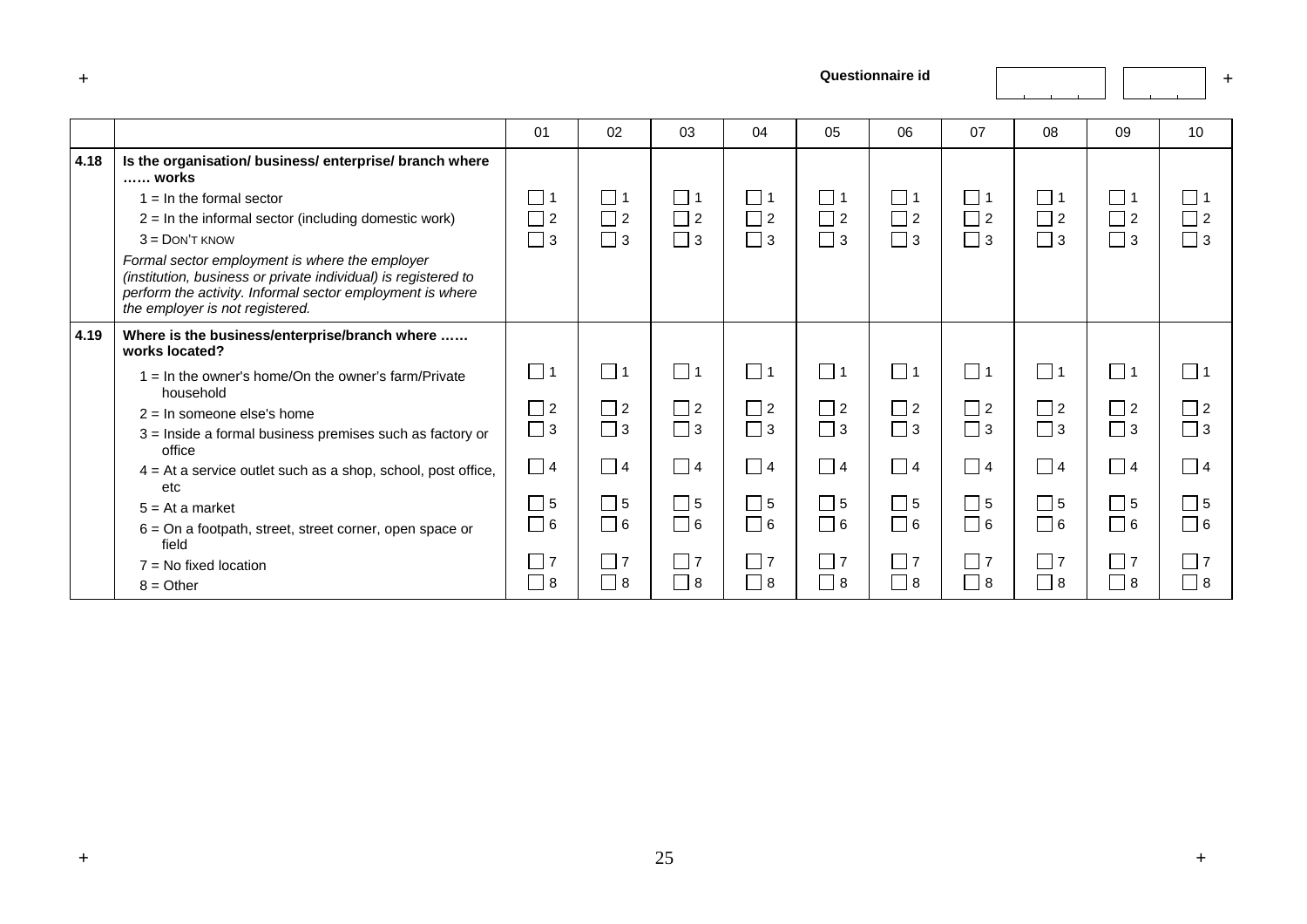Questionnaire id

| | | 01 | 02 | 03 | 04 | 05 | 06 | 07 | 08 | 09 | 10 |
|---|---|---|---|---|---|---|---|---|---|---|---|
| **4.18** | **Is the organisation/ business/ enterprise/ branch where …… works**<br>1 = In the formal sector<br>2 = In the informal sector (including domestic work)<br>3 = DON'T KNOW<br>*Formal sector employment is where the employer (institution, business or private individual) is registered to perform the activity. Informal sector employment is where the employer is not registered.* | ☐ 1<br>☐ 2<br>☐ 3 | ☐ 1<br>☐ 2<br>☐ 3 | ☐ 1<br>☐ 2<br>☐ 3 | ☐ 1<br>☐ 2<br>☐ 3 | ☐ 1<br>☐ 2<br>☐ 3 | ☐ 1<br>☐ 2<br>☐ 3 | ☐ 1<br>☐ 2<br>☐ 3 | ☐ 1<br>☐ 2<br>☐ 3 | ☐ 1<br>☐ 2<br>☐ 3 | ☐ 1<br>☐ 2<br>☐ 3 |
| **4.19** | **Where is the business/enterprise/branch where …… works located?**<br>1 = In the owner's home/On the owner's farm/Private household<br>2 = In someone else's home<br>3 = Inside a formal business premises such as factory or office<br>4 = At a service outlet such as a shop, school, post office, etc<br>5 = At a market<br>6 = On a footpath, street, street corner, open space or field<br>7 = No fixed location<br>8 = Other | ☐ 1<br>☐ 2<br>☐ 3<br>☐ 4<br>☐ 5<br>☐ 6<br>☐ 7<br>☐ 8 | ☐ 1<br>☐ 2<br>☐ 3<br>☐ 4<br>☐ 5<br>☐ 6<br>☐ 7<br>☐ 8 | ☐ 1<br>☐ 2<br>☐ 3<br>☐ 4<br>☐ 5<br>☐ 6<br>☐ 7<br>☐ 8 | ☐ 1<br>☐ 2<br>☐ 3<br>☐ 4<br>☐ 5<br>☐ 6<br>☐ 7<br>☐ 8 | ☐ 1<br>☐ 2<br>☐ 3<br>☐ 4<br>☐ 5<br>☐ 6<br>☐ 7<br>☐ 8 | ☐ 1<br>☐ 2<br>☐ 3<br>☐ 4<br>☐ 5<br>☐ 6<br>☐ 7<br>☐ 8 | ☐ 1<br>☐ 2<br>☐ 3<br>☐ 4<br>☐ 5<br>☐ 6<br>☐ 7<br>☐ 8 | ☐ 1<br>☐ 2<br>☐ 3<br>☐ 4<br>☐ 5<br>☐ 6<br>☐ 7<br>☐ 8 | ☐ 1<br>☐ 2<br>☐ 3<br>☐ 4<br>☐ 5<br>☐ 6<br>☐ 7<br>☐ 8 | ☐ 1<br>☐ 2<br>☐ 3<br>☐ 4<br>☐ 5<br>☐ 6<br>☐ 7<br>☐ 8 |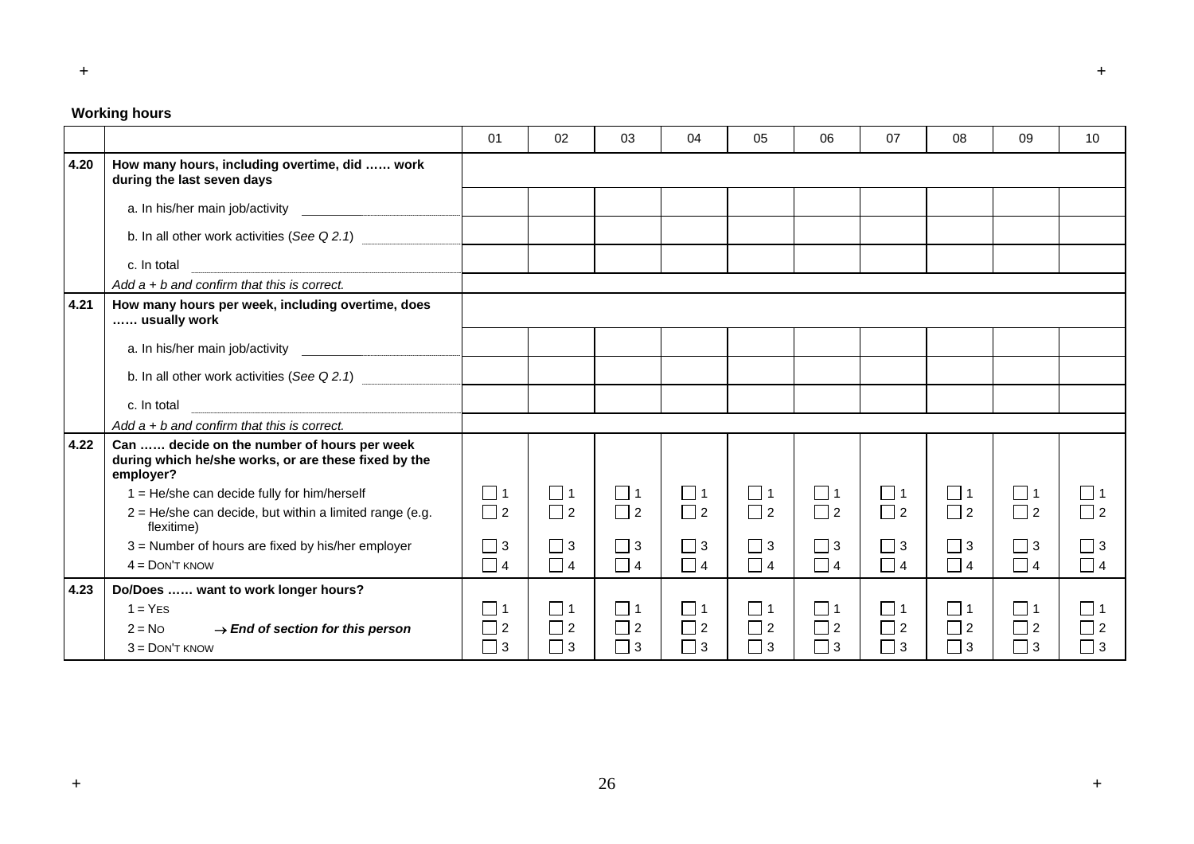**Working hours**

| | | 01 | 02 | 03 | 04 | 05 | 06 | 07 | 08 | 09 | 10 |
|---|---|---|---|---|---|---|---|---|---|---|---|
| **4.20** | **How many hours, including overtime, did …… work during the last seven days** | | | | | | | | | | |
| | a. In his/her main job/activity | | | | | | | | | | |
| | b. In all other work activities (*See Q 2.1*) | | | | | | | | | | |
| | c. In total | | | | | | | | | | |
| | *Add a + b and confirm that this is correct.* | | | | | | | | | | |
| **4.21** | **How many hours per week, including overtime, does …… usually work** | | | | | | | | | | |
| | a. In his/her main job/activity | | | | | | | | | | |
| | b. In all other work activities (*See Q 2.1*) | | | | | | | | | | |
| | c. In total | | | | | | | | | | |
| | *Add a + b and confirm that this is correct.* | | | | | | | | | | |
| **4.22** | **Can …… decide on the number of hours per week during which he/she works, or are these fixed by the employer?** | | | | | | | | | | |
| | 1 = He/she can decide fully for him/herself | ☐ 1 | ☐ 1 | ☐ 1 | ☐ 1 | ☐ 1 | ☐ 1 | ☐ 1 | ☐ 1 | ☐ 1 | ☐ 1 |
| | 2 = He/she can decide, but within a limited range (e.g. flexitime) | ☐ 2 | ☐ 2 | ☐ 2 | ☐ 2 | ☐ 2 | ☐ 2 | ☐ 2 | ☐ 2 | ☐ 2 | ☐ 2 |
| | 3 = Number of hours are fixed by his/her employer | ☐ 3 | ☐ 3 | ☐ 3 | ☐ 3 | ☐ 3 | ☐ 3 | ☐ 3 | ☐ 3 | ☐ 3 | ☐ 3 |
| | 4 = DON'T KNOW | ☐ 4 | ☐ 4 | ☐ 4 | ☐ 4 | ☐ 4 | ☐ 4 | ☐ 4 | ☐ 4 | ☐ 4 | ☐ 4 |
| **4.23** | **Do/Does …… want to work longer hours?** | | | | | | | | | | |
| | 1 = YES | ☐ 1 | ☐ 1 | ☐ 1 | ☐ 1 | ☐ 1 | ☐ 1 | ☐ 1 | ☐ 1 | ☐ 1 | ☐ 1 |
| | 2 = NO → ***End of section for this person*** | ☐ 2 | ☐ 2 | ☐ 2 | ☐ 2 | ☐ 2 | ☐ 2 | ☐ 2 | ☐ 2 | ☐ 2 | ☐ 2 |
| | 3 = DON'T KNOW | ☐ 3 | ☐ 3 | ☐ 3 | ☐ 3 | ☐ 3 | ☐ 3 | ☐ 3 | ☐ 3 | ☐ 3 | ☐ 3 |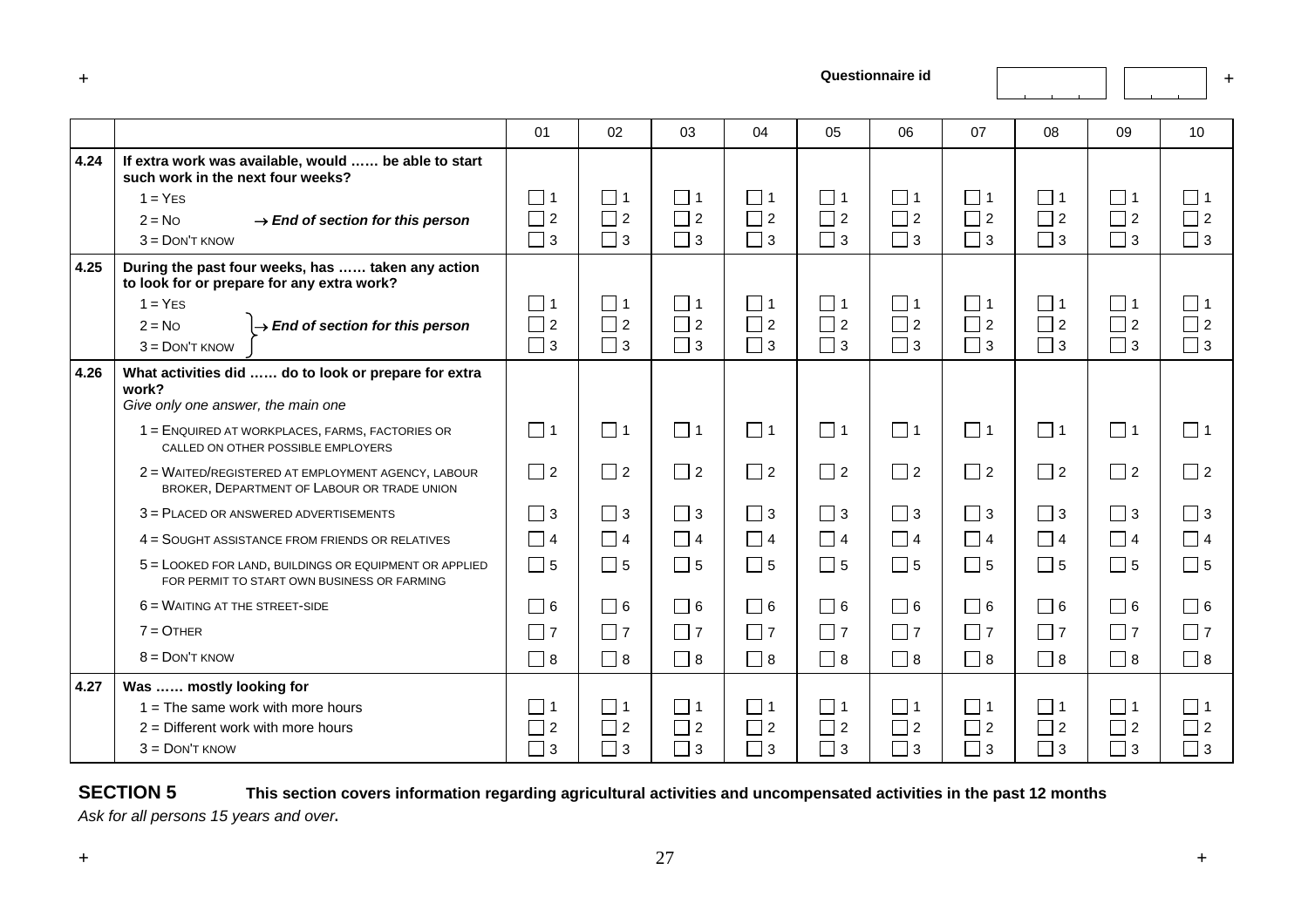Questionnaire id

| | | 01 | 02 | 03 | 04 | 05 | 06 | 07 | 08 | 09 | 10 |
|---|---|---|---|---|---|---|---|---|---|---|---|
| **4.24** | **If extra work was available, would …… be able to start such work in the next four weeks?** | | | | | | | | | | |
| | 1 = YES | ☐ 1 | ☐ 1 | ☐ 1 | ☐ 1 | ☐ 1 | ☐ 1 | ☐ 1 | ☐ 1 | ☐ 1 | ☐ 1 |
| | 2 = NO → ***End of section for this person*** | ☐ 2 | ☐ 2 | ☐ 2 | ☐ 2 | ☐ 2 | ☐ 2 | ☐ 2 | ☐ 2 | ☐ 2 | ☐ 2 |
| | 3 = DON'T KNOW | ☐ 3 | ☐ 3 | ☐ 3 | ☐ 3 | ☐ 3 | ☐ 3 | ☐ 3 | ☐ 3 | ☐ 3 | ☐ 3 |
| **4.25** | **During the past four weeks, has …… taken any action to look for or prepare for any extra work?** | | | | | | | | | | |
| | 1 = YES | ☐ 1 | ☐ 1 | ☐ 1 | ☐ 1 | ☐ 1 | ☐ 1 | ☐ 1 | ☐ 1 | ☐ 1 | ☐ 1 |
| | 2 = NO } → ***End of section for this person*** | ☐ 2 | ☐ 2 | ☐ 2 | ☐ 2 | ☐ 2 | ☐ 2 | ☐ 2 | ☐ 2 | ☐ 2 | ☐ 2 |
| | 3 = DON'T KNOW } | ☐ 3 | ☐ 3 | ☐ 3 | ☐ 3 | ☐ 3 | ☐ 3 | ☐ 3 | ☐ 3 | ☐ 3 | ☐ 3 |
| **4.26** | **What activities did …… do to look or prepare for extra work?** *Give only one answer, the main one* | | | | | | | | | | |
| | 1 = ENQUIRED AT WORKPLACES, FARMS, FACTORIES OR CALLED ON OTHER POSSIBLE EMPLOYERS | ☐ 1 | ☐ 1 | ☐ 1 | ☐ 1 | ☐ 1 | ☐ 1 | ☐ 1 | ☐ 1 | ☐ 1 | ☐ 1 |
| | 2 = WAITED/REGISTERED AT EMPLOYMENT AGENCY, LABOUR BROKER, DEPARTMENT OF LABOUR OR TRADE UNION | ☐ 2 | ☐ 2 | ☐ 2 | ☐ 2 | ☐ 2 | ☐ 2 | ☐ 2 | ☐ 2 | ☐ 2 | ☐ 2 |
| | 3 = PLACED OR ANSWERED ADVERTISEMENTS | ☐ 3 | ☐ 3 | ☐ 3 | ☐ 3 | ☐ 3 | ☐ 3 | ☐ 3 | ☐ 3 | ☐ 3 | ☐ 3 |
| | 4 = SOUGHT ASSISTANCE FROM FRIENDS OR RELATIVES | ☐ 4 | ☐ 4 | ☐ 4 | ☐ 4 | ☐ 4 | ☐ 4 | ☐ 4 | ☐ 4 | ☐ 4 | ☐ 4 |
| | 5 = LOOKED FOR LAND, BUILDINGS OR EQUIPMENT OR APPLIED FOR PERMIT TO START OWN BUSINESS OR FARMING | ☐ 5 | ☐ 5 | ☐ 5 | ☐ 5 | ☐ 5 | ☐ 5 | ☐ 5 | ☐ 5 | ☐ 5 | ☐ 5 |
| | 6 = WAITING AT THE STREET-SIDE | ☐ 6 | ☐ 6 | ☐ 6 | ☐ 6 | ☐ 6 | ☐ 6 | ☐ 6 | ☐ 6 | ☐ 6 | ☐ 6 |
| | 7 = OTHER | ☐ 7 | ☐ 7 | ☐ 7 | ☐ 7 | ☐ 7 | ☐ 7 | ☐ 7 | ☐ 7 | ☐ 7 | ☐ 7 |
| | 8 = DON'T KNOW | ☐ 8 | ☐ 8 | ☐ 8 | ☐ 8 | ☐ 8 | ☐ 8 | ☐ 8 | ☐ 8 | ☐ 8 | ☐ 8 |
| **4.27** | **Was …… mostly looking for** | | | | | | | | | | |
| | 1 = The same work with more hours | ☐ 1 | ☐ 1 | ☐ 1 | ☐ 1 | ☐ 1 | ☐ 1 | ☐ 1 | ☐ 1 | ☐ 1 | ☐ 1 |
| | 2 = Different work with more hours | ☐ 2 | ☐ 2 | ☐ 2 | ☐ 2 | ☐ 2 | ☐ 2 | ☐ 2 | ☐ 2 | ☐ 2 | ☐ 2 |
| | 3 = DON'T KNOW | ☐ 3 | ☐ 3 | ☐ 3 | ☐ 3 | ☐ 3 | ☐ 3 | ☐ 3 | ☐ 3 | ☐ 3 | ☐ 3 |

## SECTION 5 **This section covers information regarding agricultural activities and uncompensated activities in the past 12 months**

*Ask for all persons 15 years and over.*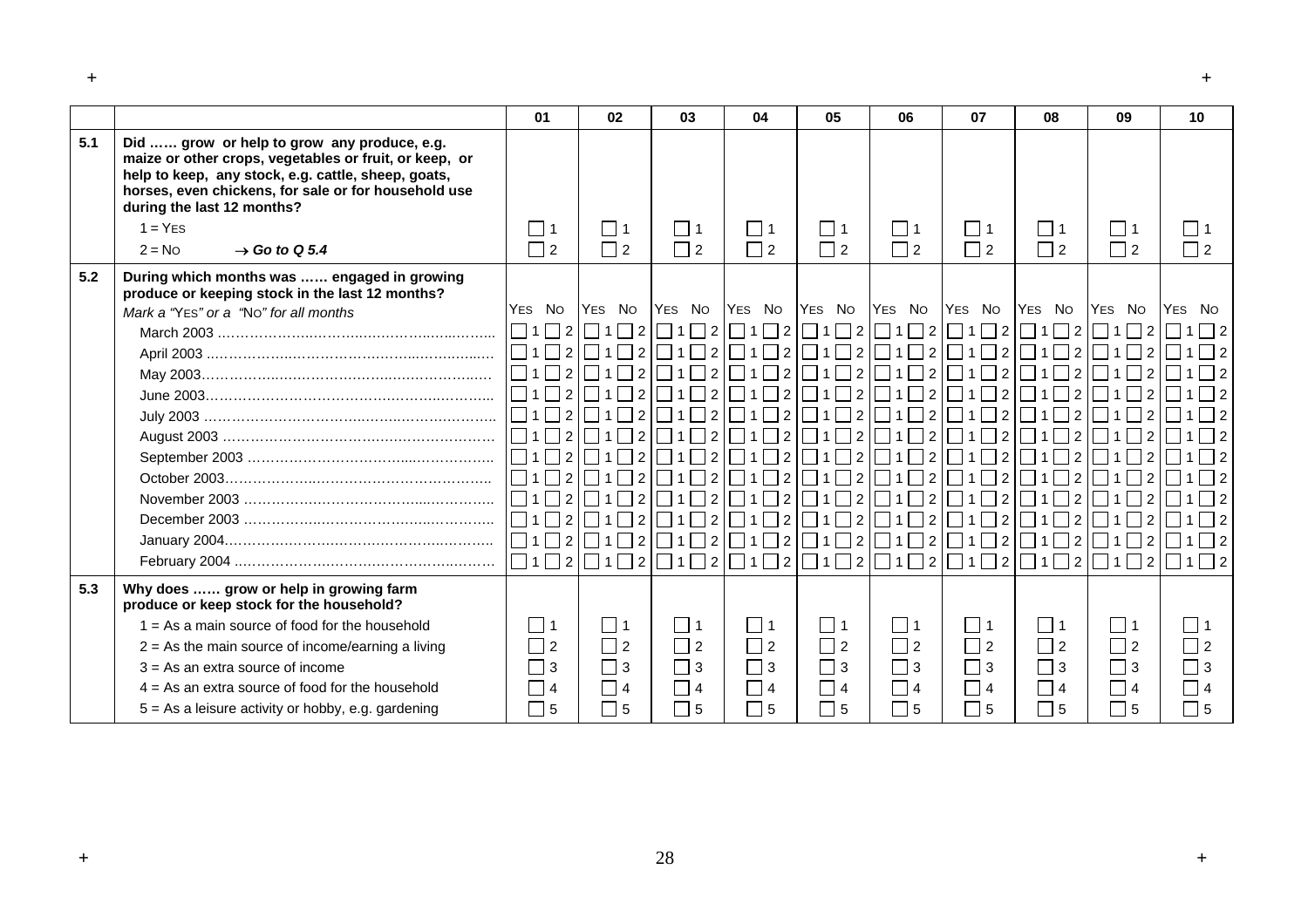| | | 01 | 02 | 03 | 04 | 05 | 06 | 07 | 08 | 09 | 10 |
|---|---|---|---|---|---|---|---|---|---|---|---|
| **5.1** | **Did …… grow or help to grow any produce, e.g. maize or other crops, vegetables or fruit, or keep, or help to keep, any stock, e.g. cattle, sheep, goats, horses, even chickens, for sale or for household use during the last 12 months?** | | | | | | | | | | |
| | 1 = YES | 1 | 1 | 1 | 1 | 1 | 1 | 1 | 1 | 1 | 1 |
| | 2 = NO → ***Go to Q 5.4*** | 2 | 2 | 2 | 2 | 2 | 2 | 2 | 2 | 2 | 2 |
| **5.2** | **During which months was …… engaged in growing produce or keeping stock in the last 12 months?** | | | | | | | | | | |
| | *Mark a "YES" or a "NO" for all months* | YES NO | YES NO | YES NO | YES NO | YES NO | YES NO | YES NO | YES NO | YES NO | YES NO |
| | March 2003 ……………………………………………… | 1 2 | 1 2 | 1 2 | 1 2 | 1 2 | 1 2 | 1 2 | 1 2 | 1 2 | 1 2 |
| | April 2003 ……………………………………………… | 1 2 | 1 2 | 1 2 | 1 2 | 1 2 | 1 2 | 1 2 | 1 2 | 1 2 | 1 2 |
| | May 2003……………………………………………… | 1 2 | 1 2 | 1 2 | 1 2 | 1 2 | 1 2 | 1 2 | 1 2 | 1 2 | 1 2 |
| | June 2003……………………………………………… | 1 2 | 1 2 | 1 2 | 1 2 | 1 2 | 1 2 | 1 2 | 1 2 | 1 2 | 1 2 |
| | July 2003 ……………………………………………… | 1 2 | 1 2 | 1 2 | 1 2 | 1 2 | 1 2 | 1 2 | 1 2 | 1 2 | 1 2 |
| | August 2003 ……………………………………………… | 1 2 | 1 2 | 1 2 | 1 2 | 1 2 | 1 2 | 1 2 | 1 2 | 1 2 | 1 2 |
| | September 2003 ……………………………………… | 1 2 | 1 2 | 1 2 | 1 2 | 1 2 | 1 2 | 1 2 | 1 2 | 1 2 | 1 2 |
| | October 2003……………………………………………… | 1 2 | 1 2 | 1 2 | 1 2 | 1 2 | 1 2 | 1 2 | 1 2 | 1 2 | 1 2 |
| | November 2003 ……………………………………… | 1 2 | 1 2 | 1 2 | 1 2 | 1 2 | 1 2 | 1 2 | 1 2 | 1 2 | 1 2 |
| | December 2003 ……………………………………… | 1 2 | 1 2 | 1 2 | 1 2 | 1 2 | 1 2 | 1 2 | 1 2 | 1 2 | 1 2 |
| | January 2004……………………………………………… | 1 2 | 1 2 | 1 2 | 1 2 | 1 2 | 1 2 | 1 2 | 1 2 | 1 2 | 1 2 |
| | February 2004 ……………………………………… | 1 2 | 1 2 | 1 2 | 1 2 | 1 2 | 1 2 | 1 2 | 1 2 | 1 2 | 1 2 |
| **5.3** | **Why does …… grow or help in growing farm produce or keep stock for the household?** | | | | | | | | | | |
| | 1 = As a main source of food for the household | 1 | 1 | 1 | 1 | 1 | 1 | 1 | 1 | 1 | 1 |
| | 2 = As the main source of income/earning a living | 2 | 2 | 2 | 2 | 2 | 2 | 2 | 2 | 2 | 2 |
| | 3 = As an extra source of income | 3 | 3 | 3 | 3 | 3 | 3 | 3 | 3 | 3 | 3 |
| | 4 = As an extra source of food for the household | 4 | 4 | 4 | 4 | 4 | 4 | 4 | 4 | 4 | 4 |
| | 5 = As a leisure activity or hobby, e.g. gardening | 5 | 5 | 5 | 5 | 5 | 5 | 5 | 5 | 5 | 5 |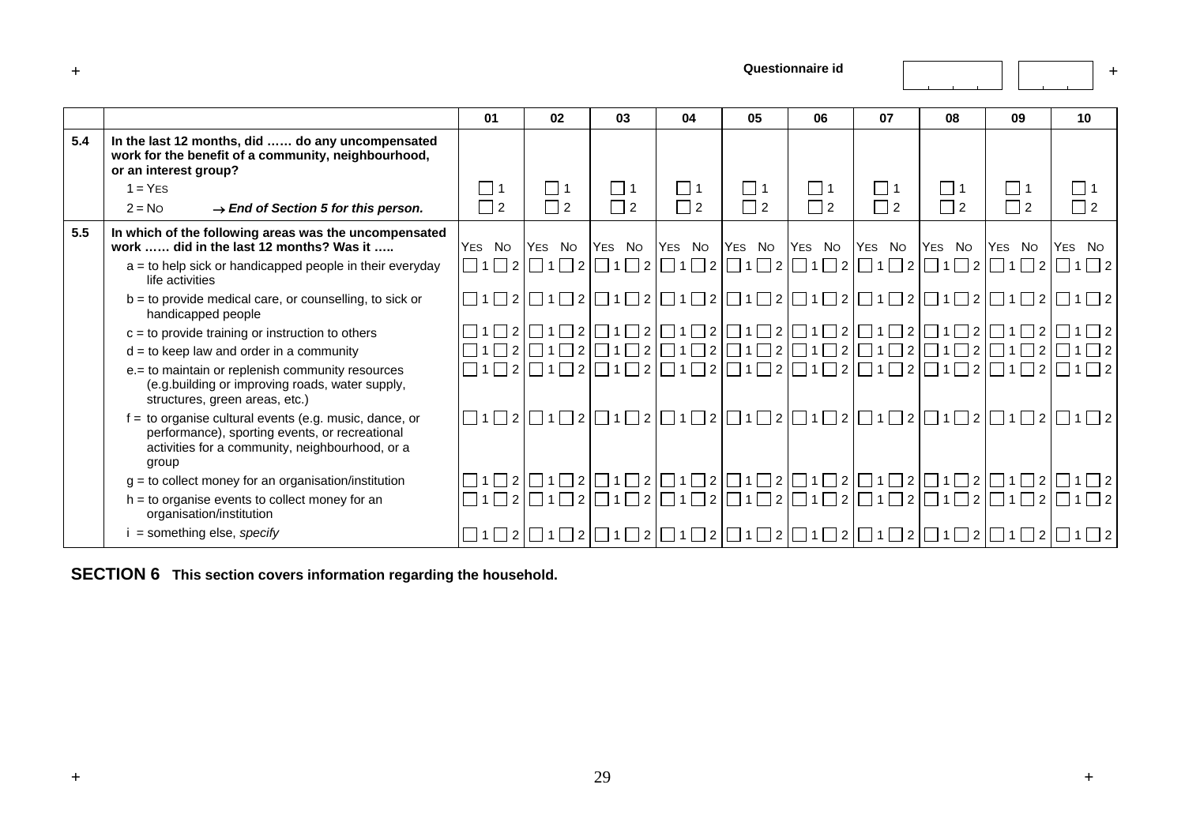Questionnaire id

| | | 01 | 02 | 03 | 04 | 05 | 06 | 07 | 08 | 09 | 10 |
|---|---|---|---|---|---|---|---|---|---|---|---|
| 5.4 | **In the last 12 months, did …… do any uncompensated work for the benefit of a community, neighbourhood, or an interest group?** | | | | | | | | | | |
| | 1 = YES | ☐ 1 | ☐ 1 | ☐ 1 | ☐ 1 | ☐ 1 | ☐ 1 | ☐ 1 | ☐ 1 | ☐ 1 | ☐ 1 |
| | 2 = NO → ***End of Section 5 for this person.*** | ☐ 2 | ☐ 2 | ☐ 2 | ☐ 2 | ☐ 2 | ☐ 2 | ☐ 2 | ☐ 2 | ☐ 2 | ☐ 2 |
| 5.5 | **In which of the following areas was the uncompensated work …… did in the last 12 months? Was it …..** | YES NO | YES NO | YES NO | YES NO | YES NO | YES NO | YES NO | YES NO | YES NO | YES NO |
| | a = to help sick or handicapped people in their everyday life activities | ☐ 1 ☐ 2 | ☐ 1 ☐ 2 | ☐ 1 ☐ 2 | ☐ 1 ☐ 2 | ☐ 1 ☐ 2 | ☐ 1 ☐ 2 | ☐ 1 ☐ 2 | ☐ 1 ☐ 2 | ☐ 1 ☐ 2 | ☐ 1 ☐ 2 |
| | b = to provide medical care, or counselling, to sick or handicapped people | ☐ 1 ☐ 2 | ☐ 1 ☐ 2 | ☐ 1 ☐ 2 | ☐ 1 ☐ 2 | ☐ 1 ☐ 2 | ☐ 1 ☐ 2 | ☐ 1 ☐ 2 | ☐ 1 ☐ 2 | ☐ 1 ☐ 2 | ☐ 1 ☐ 2 |
| | c = to provide training or instruction to others | ☐ 1 ☐ 2 | ☐ 1 ☐ 2 | ☐ 1 ☐ 2 | ☐ 1 ☐ 2 | ☐ 1 ☐ 2 | ☐ 1 ☐ 2 | ☐ 1 ☐ 2 | ☐ 1 ☐ 2 | ☐ 1 ☐ 2 | ☐ 1 ☐ 2 |
| | d = to keep law and order in a community | ☐ 1 ☐ 2 | ☐ 1 ☐ 2 | ☐ 1 ☐ 2 | ☐ 1 ☐ 2 | ☐ 1 ☐ 2 | ☐ 1 ☐ 2 | ☐ 1 ☐ 2 | ☐ 1 ☐ 2 | ☐ 1 ☐ 2 | ☐ 1 ☐ 2 |
| | e.= to maintain or replenish community resources (e.g.building or improving roads, water supply, structures, green areas, etc.) | ☐ 1 ☐ 2 | ☐ 1 ☐ 2 | ☐ 1 ☐ 2 | ☐ 1 ☐ 2 | ☐ 1 ☐ 2 | ☐ 1 ☐ 2 | ☐ 1 ☐ 2 | ☐ 1 ☐ 2 | ☐ 1 ☐ 2 | ☐ 1 ☐ 2 |
| | f = to organise cultural events (e.g. music, dance, or performance), sporting events, or recreational activities for a community, neighbourhood, or a group | ☐ 1 ☐ 2 | ☐ 1 ☐ 2 | ☐ 1 ☐ 2 | ☐ 1 ☐ 2 | ☐ 1 ☐ 2 | ☐ 1 ☐ 2 | ☐ 1 ☐ 2 | ☐ 1 ☐ 2 | ☐ 1 ☐ 2 | ☐ 1 ☐ 2 |
| | g = to collect money for an organisation/institution | ☐ 1 ☐ 2 | ☐ 1 ☐ 2 | ☐ 1 ☐ 2 | ☐ 1 ☐ 2 | ☐ 1 ☐ 2 | ☐ 1 ☐ 2 | ☐ 1 ☐ 2 | ☐ 1 ☐ 2 | ☐ 1 ☐ 2 | ☐ 1 ☐ 2 |
| | h = to organise events to collect money for an organisation/institution | ☐ 1 ☐ 2 | ☐ 1 ☐ 2 | ☐ 1 ☐ 2 | ☐ 1 ☐ 2 | ☐ 1 ☐ 2 | ☐ 1 ☐ 2 | ☐ 1 ☐ 2 | ☐ 1 ☐ 2 | ☐ 1 ☐ 2 | ☐ 1 ☐ 2 |
| | i = something else, *specify* | ☐ 1 ☐ 2 | ☐ 1 ☐ 2 | ☐ 1 ☐ 2 | ☐ 1 ☐ 2 | ☐ 1 ☐ 2 | ☐ 1 ☐ 2 | ☐ 1 ☐ 2 | ☐ 1 ☐ 2 | ☐ 1 ☐ 2 | ☐ 1 ☐ 2 |

## SECTION 6 This section covers information regarding the household.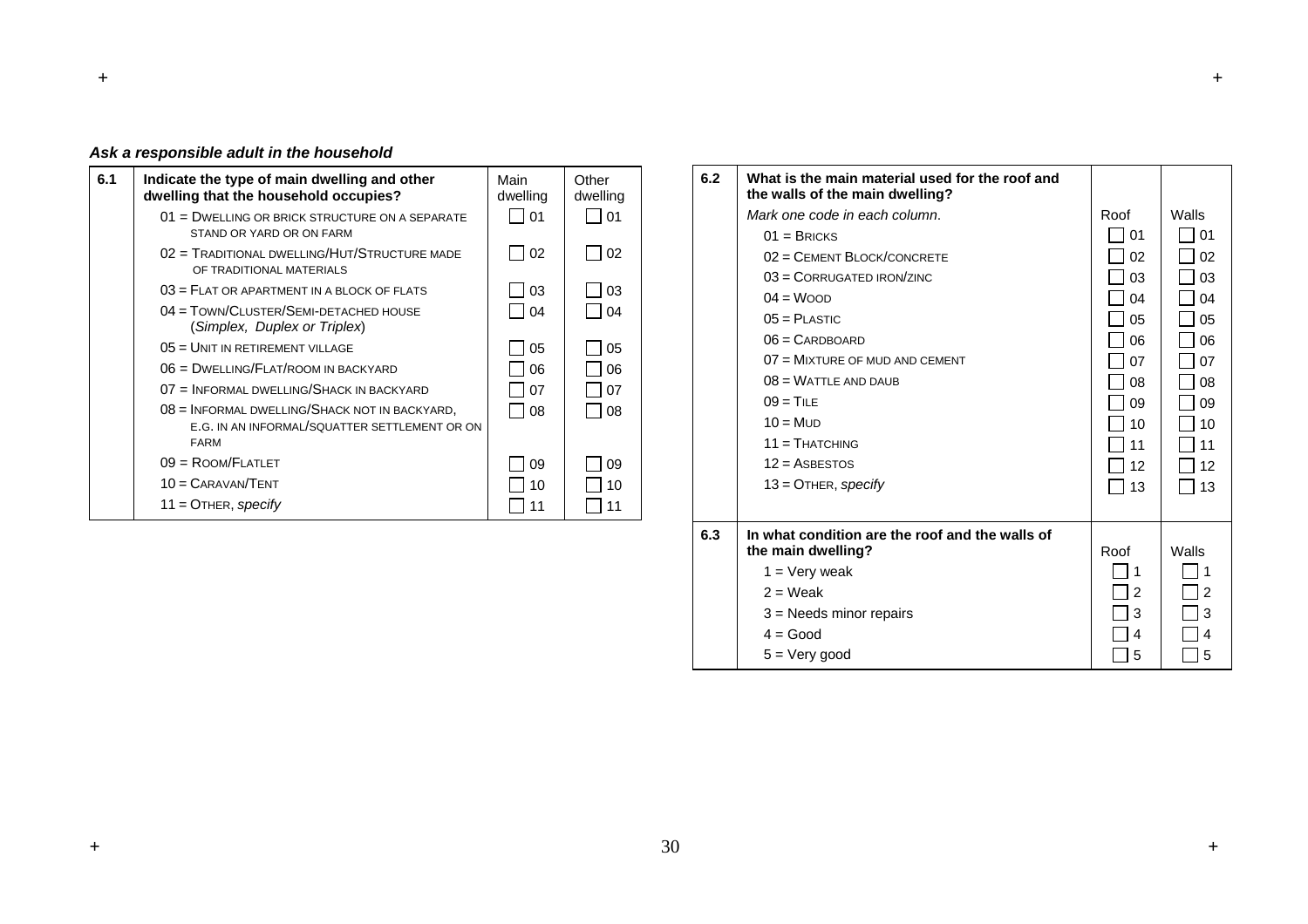***Ask a responsible adult in the household***

| 6.1 | **Indicate the type of main dwelling and other dwelling that the household occupies?** | Main dwelling | Other dwelling |
|---|---|---|---|
| | 01 = DWELLING OR BRICK STRUCTURE ON A SEPARATE STAND OR YARD OR ON FARM | ☐ 01 | ☐ 01 |
| | 02 = TRADITIONAL DWELLING/HUT/STRUCTURE MADE OF TRADITIONAL MATERIALS | ☐ 02 | ☐ 02 |
| | 03 = FLAT OR APARTMENT IN A BLOCK OF FLATS | ☐ 03 | ☐ 03 |
| | 04 = TOWN/CLUSTER/SEMI-DETACHED HOUSE (*Simplex, Duplex or Triplex*) | ☐ 04 | ☐ 04 |
| | 05 = UNIT IN RETIREMENT VILLAGE | ☐ 05 | ☐ 05 |
| | 06 = DWELLING/FLAT/ROOM IN BACKYARD | ☐ 06 | ☐ 06 |
| | 07 = INFORMAL DWELLING/SHACK IN BACKYARD | ☐ 07 | ☐ 07 |
| | 08 = INFORMAL DWELLING/SHACK NOT IN BACKYARD, E.G. IN AN INFORMAL/SQUATTER SETTLEMENT OR ON FARM | ☐ 08 | ☐ 08 |
| | 09 = ROOM/FLATLET | ☐ 09 | ☐ 09 |
| | 10 = CARAVAN/TENT | ☐ 10 | ☐ 10 |
| | 11 = OTHER, *specify* | ☐ 11 | ☐ 11 |

| 6.2 | **What is the main material used for the roof and the walls of the main dwelling?** | | |
|---|---|---|---|
| | *Mark one code in each column.* | Roof | Walls |
| | 01 = BRICKS | ☐ 01 | ☐ 01 |
| | 02 = CEMENT BLOCK/CONCRETE | ☐ 02 | ☐ 02 |
| | 03 = CORRUGATED IRON/ZINC | ☐ 03 | ☐ 03 |
| | 04 = WOOD | ☐ 04 | ☐ 04 |
| | 05 = PLASTIC | ☐ 05 | ☐ 05 |
| | 06 = CARDBOARD | ☐ 06 | ☐ 06 |
| | 07 = MIXTURE OF MUD AND CEMENT | ☐ 07 | ☐ 07 |
| | 08 = WATTLE AND DAUB | ☐ 08 | ☐ 08 |
| | 09 = TILE | ☐ 09 | ☐ 09 |
| | 10 = MUD | ☐ 10 | ☐ 10 |
| | 11 = THATCHING | ☐ 11 | ☐ 11 |
| | 12 = ASBESTOS | ☐ 12 | ☐ 12 |
| | 13 = OTHER, *specify* | ☐ 13 | ☐ 13 |

| 6.3 | **In what condition are the roof and the walls of the main dwelling?** | Roof | Walls |
|---|---|---|---|
| | 1 = Very weak | ☐ 1 | ☐ 1 |
| | 2 = Weak | ☐ 2 | ☐ 2 |
| | 3 = Needs minor repairs | ☐ 3 | ☐ 3 |
| | 4 = Good | ☐ 4 | ☐ 4 |
| | 5 = Very good | ☐ 5 | ☐ 5 |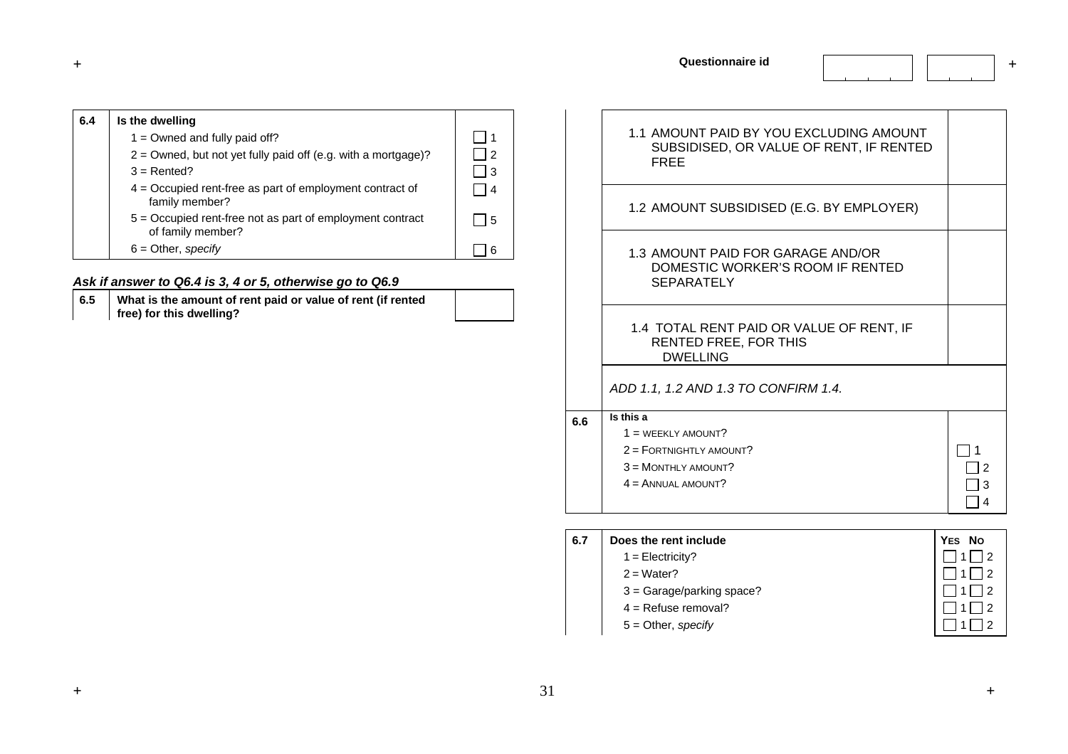Questionnaire id

| 6.4 | Is the dwelling | |
|---|---|---|
| | 1 = Owned and fully paid off? | ☐ 1 |
| | 2 = Owned, but not yet fully paid off (e.g. with a mortgage)? | ☐ 2 |
| | 3 = Rented? | ☐ 3 |
| | 4 = Occupied rent-free as part of employment contract of family member? | ☐ 4 |
| | 5 = Occupied rent-free not as part of employment contract of family member? | ☐ 5 |
| | 6 = Other, *specify* | ☐ 6 |

***Ask if answer to Q6.4 is 3, 4 or 5, otherwise go to Q6.9***

| 6.5 | What is the amount of rent paid or value of rent (if rented free) for this dwelling? | |
|---|---|---|
| | 1.1 AMOUNT PAID BY YOU EXCLUDING AMOUNT SUBSIDISED, OR VALUE OF RENT, IF RENTED FREE | |
| | 1.2 AMOUNT SUBSIDISED (E.G. BY EMPLOYER) | |
| | 1.3 AMOUNT PAID FOR GARAGE AND/OR DOMESTIC WORKER'S ROOM IF RENTED SEPARATELY | |
| | 1.4 TOTAL RENT PAID OR VALUE OF RENT, IF RENTED FREE, FOR THIS DWELLING | |
| | *ADD 1.1, 1.2 AND 1.3 TO CONFIRM 1.4.* | |

| 6.6 | Is this a | |
|---|---|---|
| | 1 = WEEKLY AMOUNT? | ☐ 1 |
| | 2 = FORTNIGHTLY AMOUNT? | ☐ 2 |
| | 3 = MONTHLY AMOUNT? | ☐ 3 |
| | 4 = ANNUAL AMOUNT? | ☐ 4 |

| 6.7 | Does the rent include | YES | NO |
|---|---|---|---|
| | 1 = Electricity? | ☐ 1 | ☐ 2 |
| | 2 = Water? | ☐ 1 | ☐ 2 |
| | 3 = Garage/parking space? | ☐ 1 | ☐ 2 |
| | 4 = Refuse removal? | ☐ 1 | ☐ 2 |
| | 5 = Other, *specify* | ☐ 1 | ☐ 2 |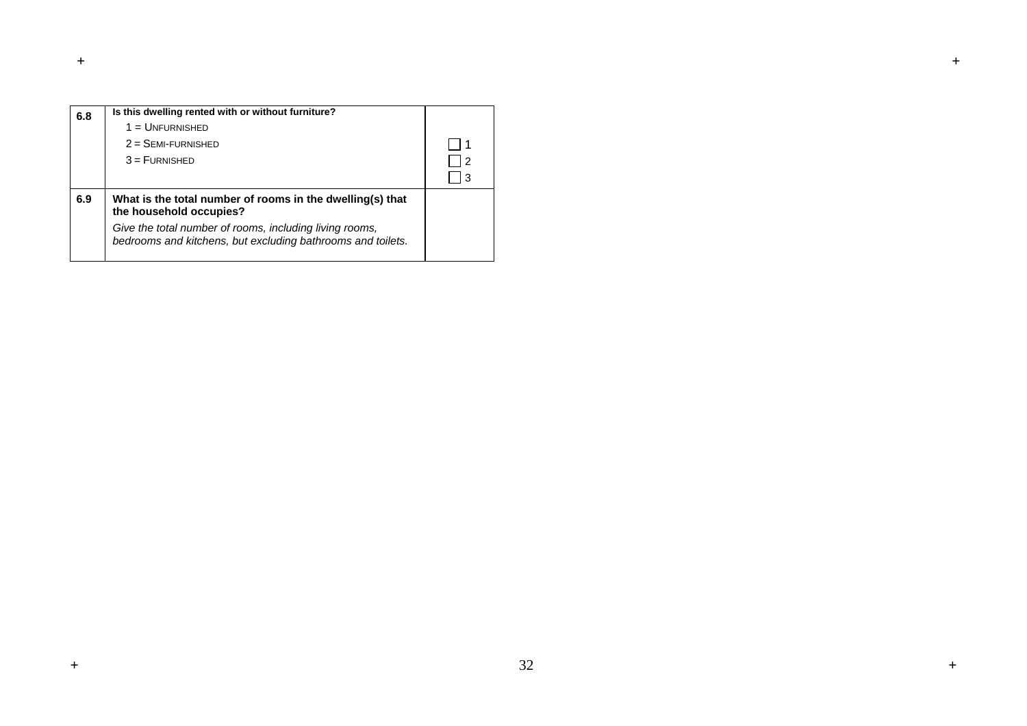| | | |
|---|---|---|
| **6.8** | **Is this dwelling rented with or without furniture?**<br>1 = UNFURNISHED<br>2 = SEMI-FURNISHED<br>3 = FURNISHED | ☐ 1<br>☐ 2<br>☐ 3 |
| **6.9** | **What is the total number of rooms in the dwelling(s) that the household occupies?**<br>*Give the total number of rooms, including living rooms, bedrooms and kitchens, but excluding bathrooms and toilets.* | |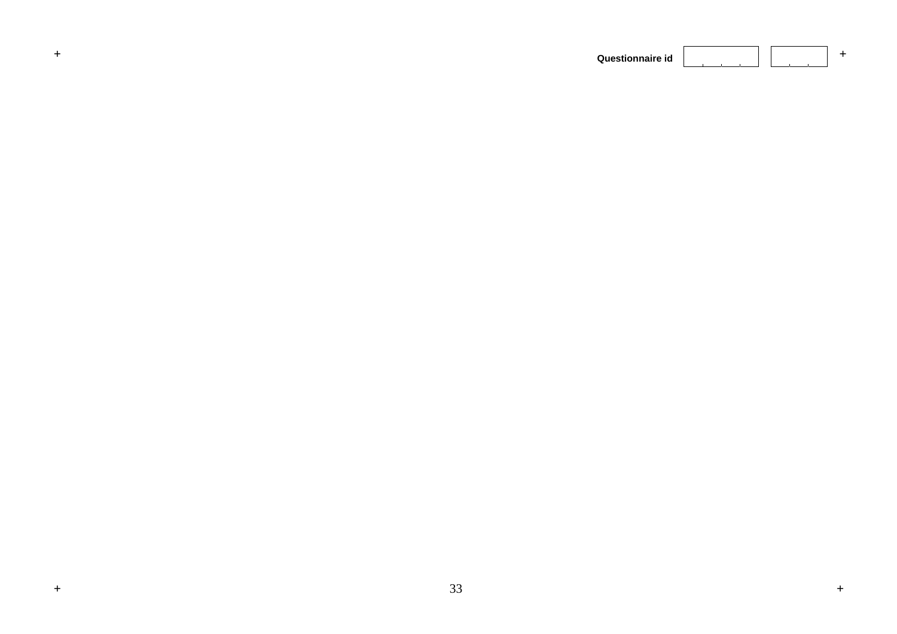**Questionnaire id**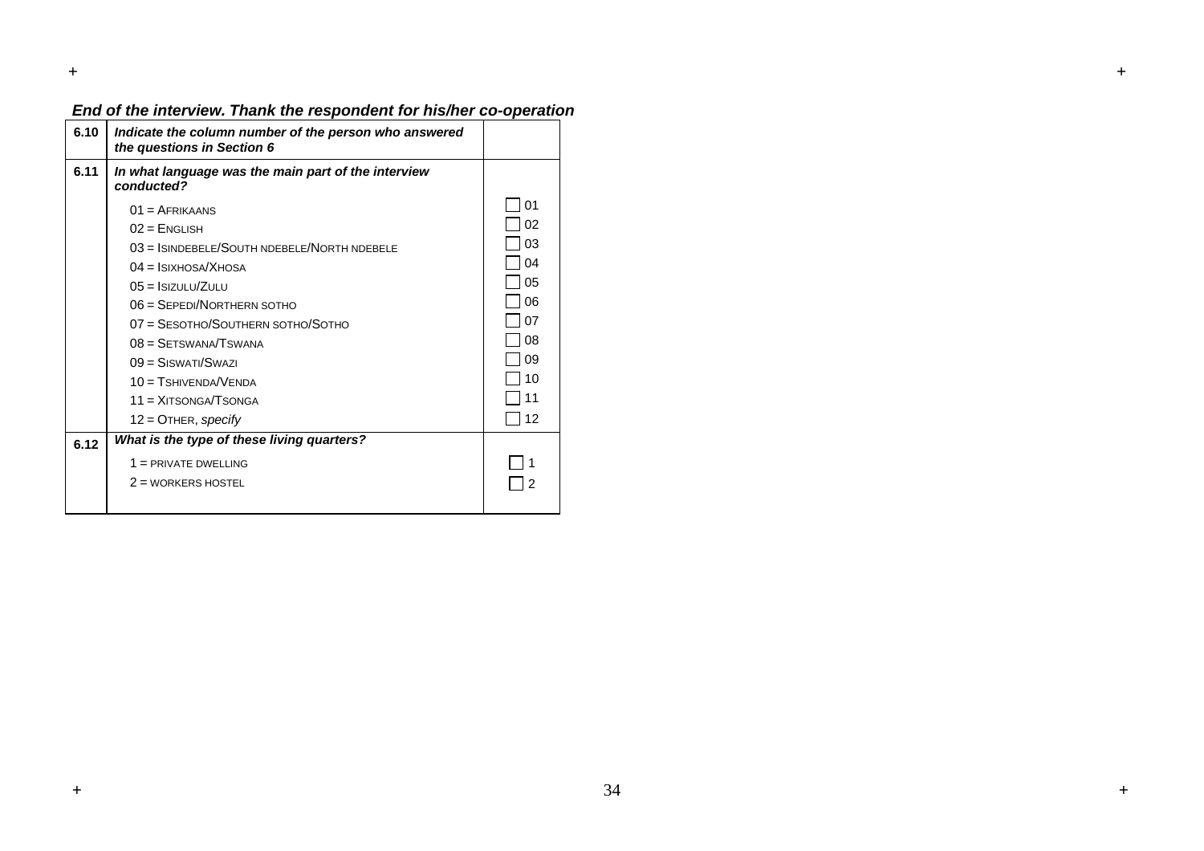***End of the interview. Thank the respondent for his/her co-operation***

| | | |
|---|---|---|
| **6.10** | ***Indicate the column number of the person who answered the questions in Section 6*** | |
| **6.11** | ***In what language was the main part of the interview conducted?*** | |
| | 01 = AFRIKAANS | ☐ 01 |
| | 02 = ENGLISH | ☐ 02 |
| | 03 = ISINDEBELE/SOUTH NDEBELE/NORTH NDEBELE | ☐ 03 |
| | 04 = ISIXHOSA/XHOSA | ☐ 04 |
| | 05 = ISIZULU/ZULU | ☐ 05 |
| | 06 = SEPEDI/NORTHERN SOTHO | ☐ 06 |
| | 07 = SESOTHO/SOUTHERN SOTHO/SOTHO | ☐ 07 |
| | 08 = SETSWANA/TSWANA | ☐ 08 |
| | 09 = SISWATI/SWAZI | ☐ 09 |
| | 10 = TSHIVENDA/VENDA | ☐ 10 |
| | 11 = XITSONGA/TSONGA | ☐ 11 |
| | 12 = OTHER, *specify* | ☐ 12 |
| **6.12** | ***What is the type of these living quarters?*** | |
| | 1 = PRIVATE DWELLING | ☐ 1 |
| | 2 = WORKERS HOSTEL | ☐ 2 |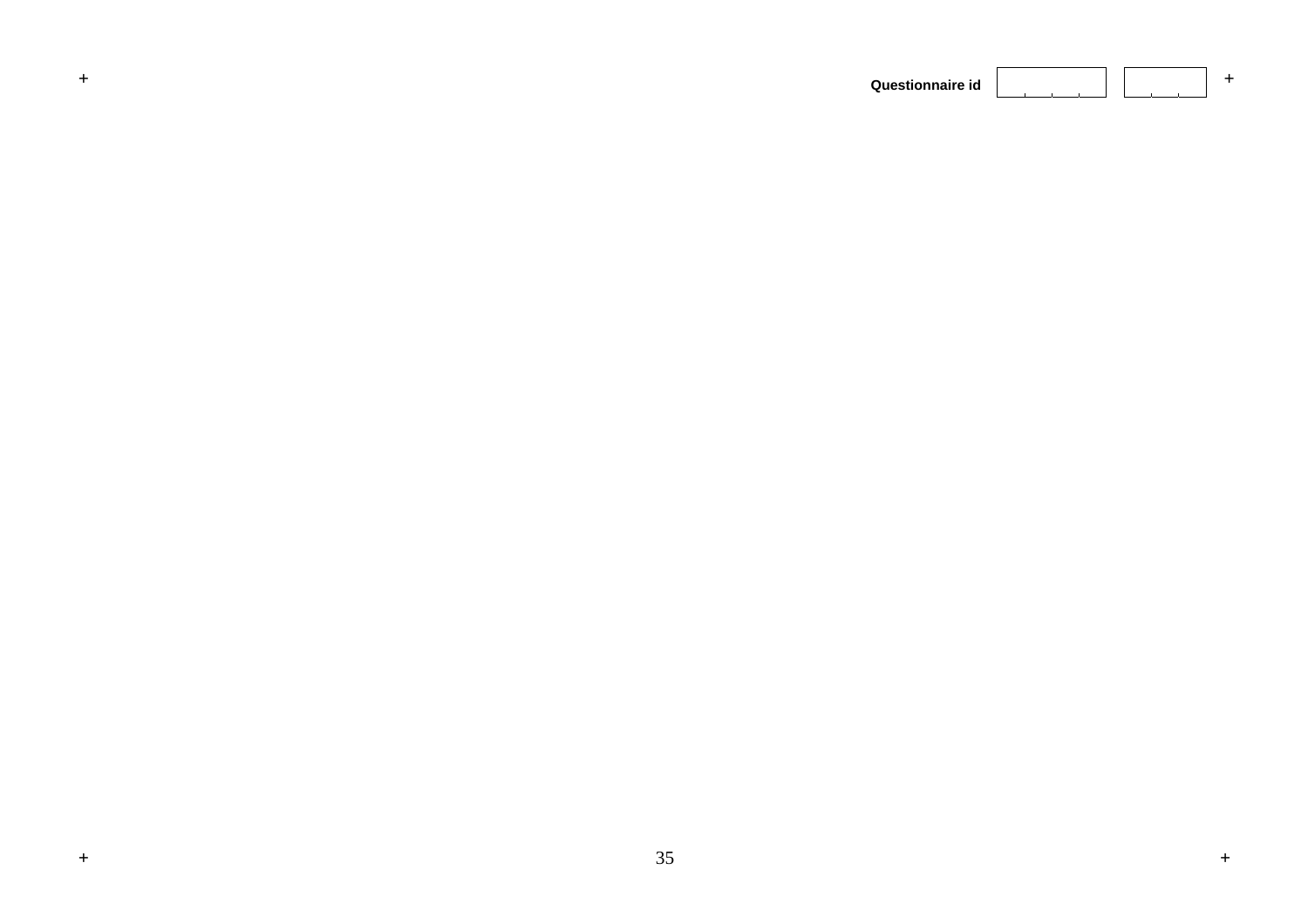**Questionnaire id** | | |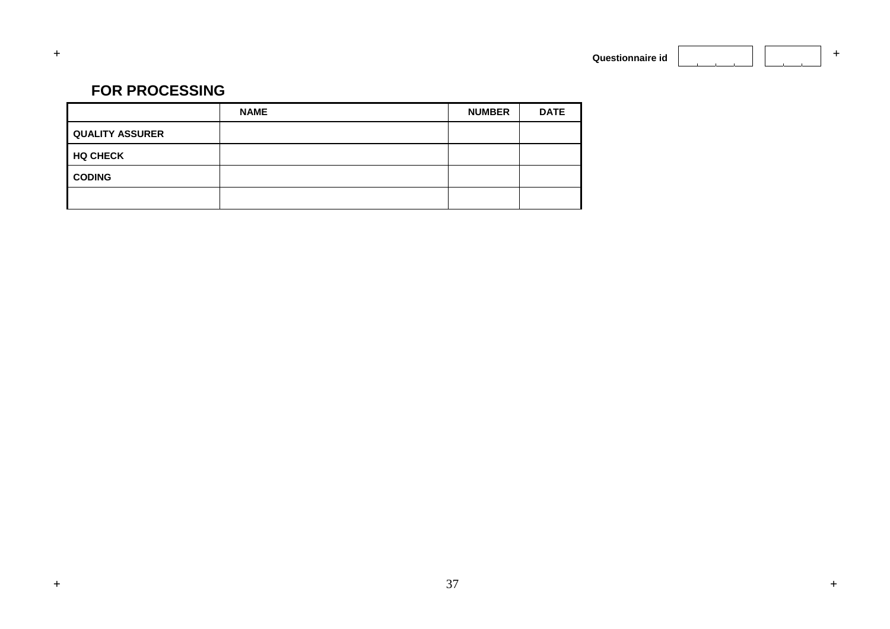Questionnaire id

## FOR PROCESSING

| | NAME | NUMBER | DATE |
|---|---|---|---|
| QUALITY ASSURER | | | |
| HQ CHECK | | | |
| CODING | | | |
| | | | |